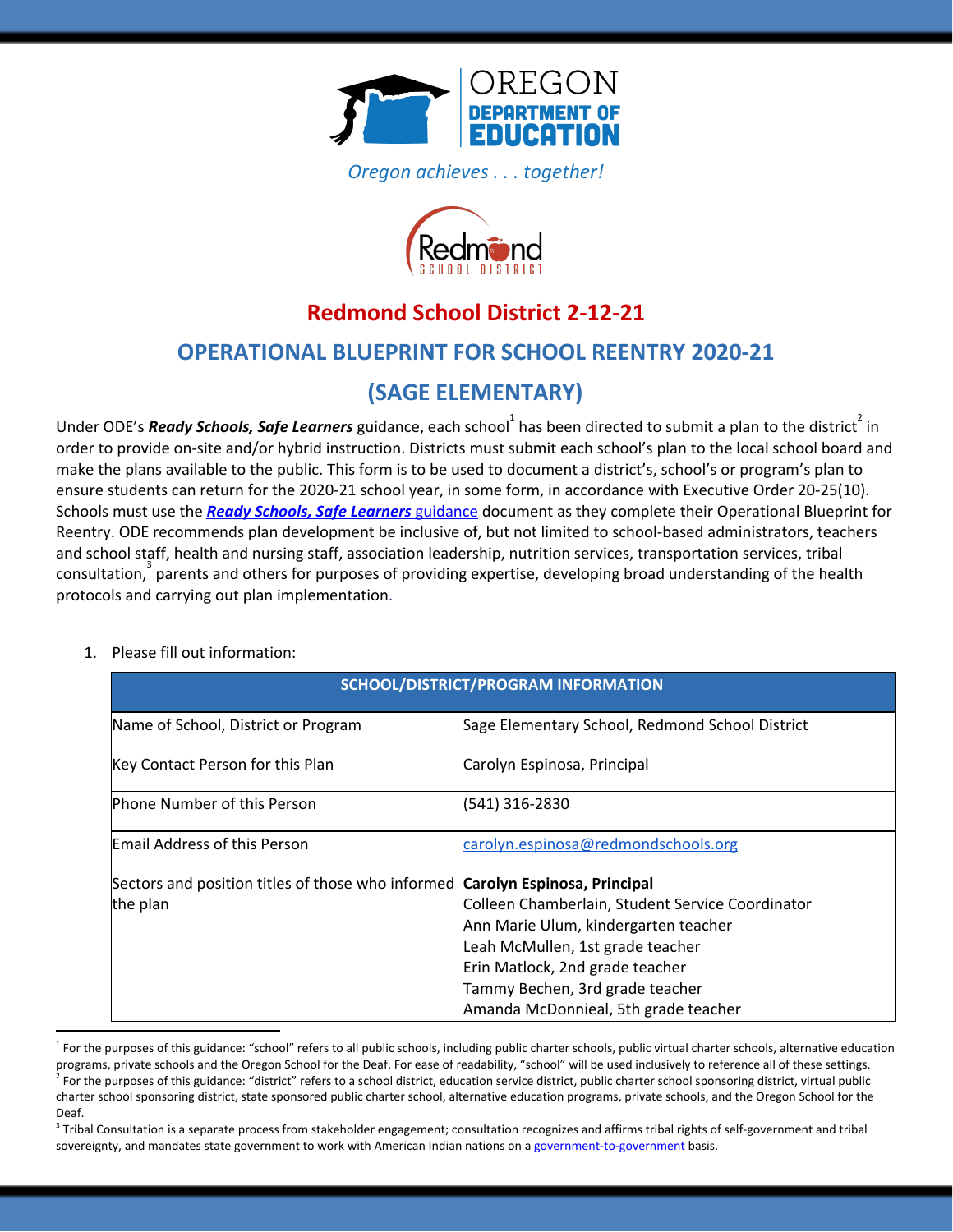OREGON DEPARTMENT OF EDUCATION

*Oregon achieves . . . together!*

Redmond SCHOOL DISTRICT

# Redmond School District 2-12-21

## OPERATIONAL BLUEPRINT FOR SCHOOL REENTRY 2020-21

## (SAGE ELEMENTARY)

Under ODE's ***Ready Schools, Safe Learners*** guidance, each school[1] has been directed to submit a plan to the district[2] in order to provide on-site and/or hybrid instruction. Districts must submit each school's plan to the local school board and make the plans available to the public. This form is to be used to document a district's, school's or program's plan to ensure students can return for the 2020-21 school year, in some form, in accordance with Executive Order 20-25(10). Schools must use the [***Ready Schools, Safe Learners*** guidance]() document as they complete their Operational Blueprint for Reentry. ODE recommends plan development be inclusive of, but not limited to school-based administrators, teachers and school staff, health and nursing staff, association leadership, nutrition services, transportation services, tribal consultation,[3] parents and others for purposes of providing expertise, developing broad understanding of the health protocols and carrying out plan implementation.

1. Please fill out information:

| SCHOOL/DISTRICT/PROGRAM INFORMATION | |
|---|---|
| Name of School, District or Program | Sage Elementary School, Redmond School District |
| Key Contact Person for this Plan | Carolyn Espinosa, Principal |
| Phone Number of this Person | (541) 316-2830 |
| Email Address of this Person | carolyn.espinosa@redmondschools.org |
| Sectors and position titles of those who informed the plan | **Carolyn Espinosa, Principal**<br>Colleen Chamberlain, Student Service Coordinator<br>Ann Marie Ulum, kindergarten teacher<br>Leah McMullen, 1st grade teacher<br>Erin Matlock, 2nd grade teacher<br>Tammy Bechen, 3rd grade teacher<br>Amanda McDonnieal, 5th grade teacher |

[1] For the purposes of this guidance: "school" refers to all public schools, including public charter schools, public virtual charter schools, alternative education programs, private schools and the Oregon School for the Deaf. For ease of readability, "school" will be used inclusively to reference all of these settings.

[2] For the purposes of this guidance: "district" refers to a school district, education service district, public charter school sponsoring district, virtual public charter school sponsoring district, state sponsored public charter school, alternative education programs, private schools, and the Oregon School for the Deaf.

[3] Tribal Consultation is a separate process from stakeholder engagement; consultation recognizes and affirms tribal rights of self-government and tribal sovereignty, and mandates state government to work with American Indian nations on a [government-to-government]() basis.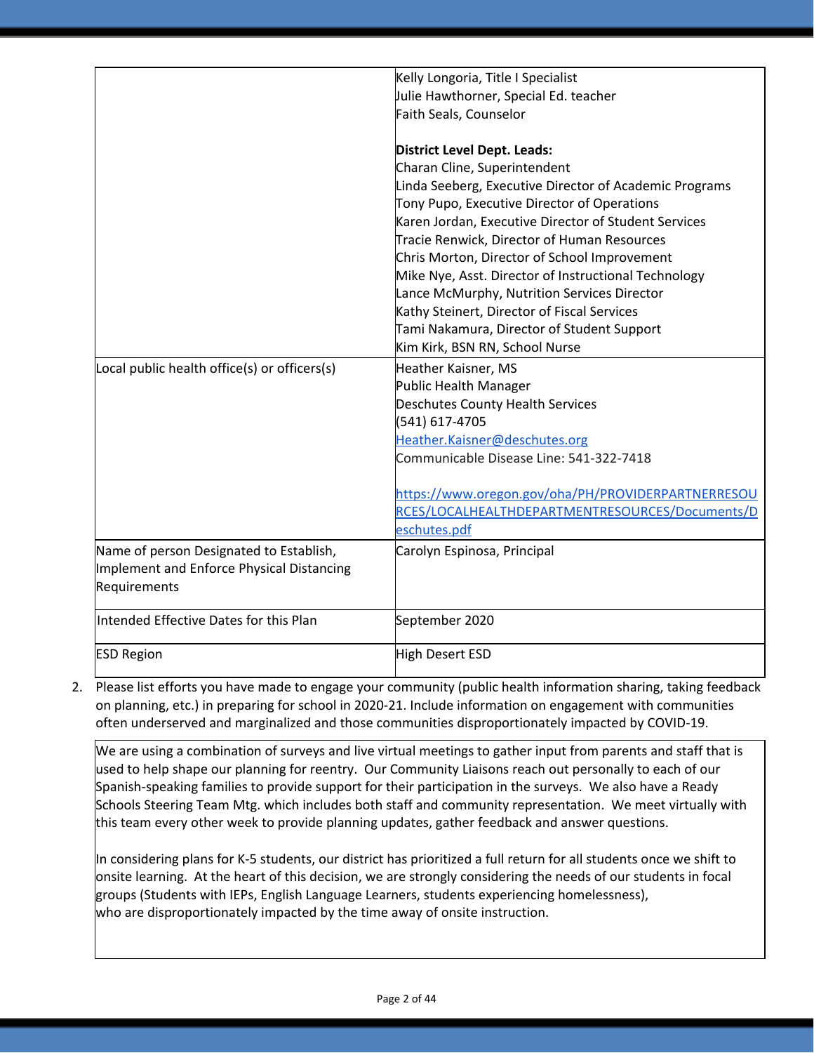| | |
|---|---|
| | Kelly Longoria, Title I Specialist<br>Julie Hawthorner, Special Ed. teacher<br>Faith Seals, Counselor<br><br>**District Level Dept. Leads:**<br>Charan Cline, Superintendent<br>Linda Seeberg, Executive Director of Academic Programs<br>Tony Pupo, Executive Director of Operations<br>Karen Jordan, Executive Director of Student Services<br>Tracie Renwick, Director of Human Resources<br>Chris Morton, Director of School Improvement<br>Mike Nye, Asst. Director of Instructional Technology<br>Lance McMurphy, Nutrition Services Director<br>Kathy Steinert, Director of Fiscal Services<br>Tami Nakamura, Director of Student Support<br>Kim Kirk, BSN RN, School Nurse |
| Local public health office(s) or officers(s) | Heather Kaisner, MS<br>Public Health Manager<br>Deschutes County Health Services<br>(541) 617-4705<br>Heather.Kaisner@deschutes.org<br>Communicable Disease Line: 541-322-7418<br><br>https://www.oregon.gov/oha/PH/PROVIDERPARTNERRESOURCES/LOCALHEALTHDEPARTMENTRESOURCES/Documents/Deschutes.pdf |
| Name of person Designated to Establish, Implement and Enforce Physical Distancing Requirements | Carolyn Espinosa, Principal |
| Intended Effective Dates for this Plan | September 2020 |
| ESD Region | High Desert ESD |

2. Please list efforts you have made to engage your community (public health information sharing, taking feedback on planning, etc.) in preparing for school in 2020-21. Include information on engagement with communities often underserved and marginalized and those communities disproportionately impacted by COVID-19.

| |
|---|
| We are using a combination of surveys and live virtual meetings to gather input from parents and staff that is used to help shape our planning for reentry. Our Community Liaisons reach out personally to each of our Spanish-speaking families to provide support for their participation in the surveys. We also have a Ready Schools Steering Team Mtg. which includes both staff and community representation. We meet virtually with this team every other week to provide planning updates, gather feedback and answer questions.<br><br>In considering plans for K-5 students, our district has prioritized a full return for all students once we shift to onsite learning. At the heart of this decision, we are strongly considering the needs of our students in focal groups (Students with IEPs, English Language Learners, students experiencing homelessness), who are disproportionately impacted by the time away of onsite instruction. |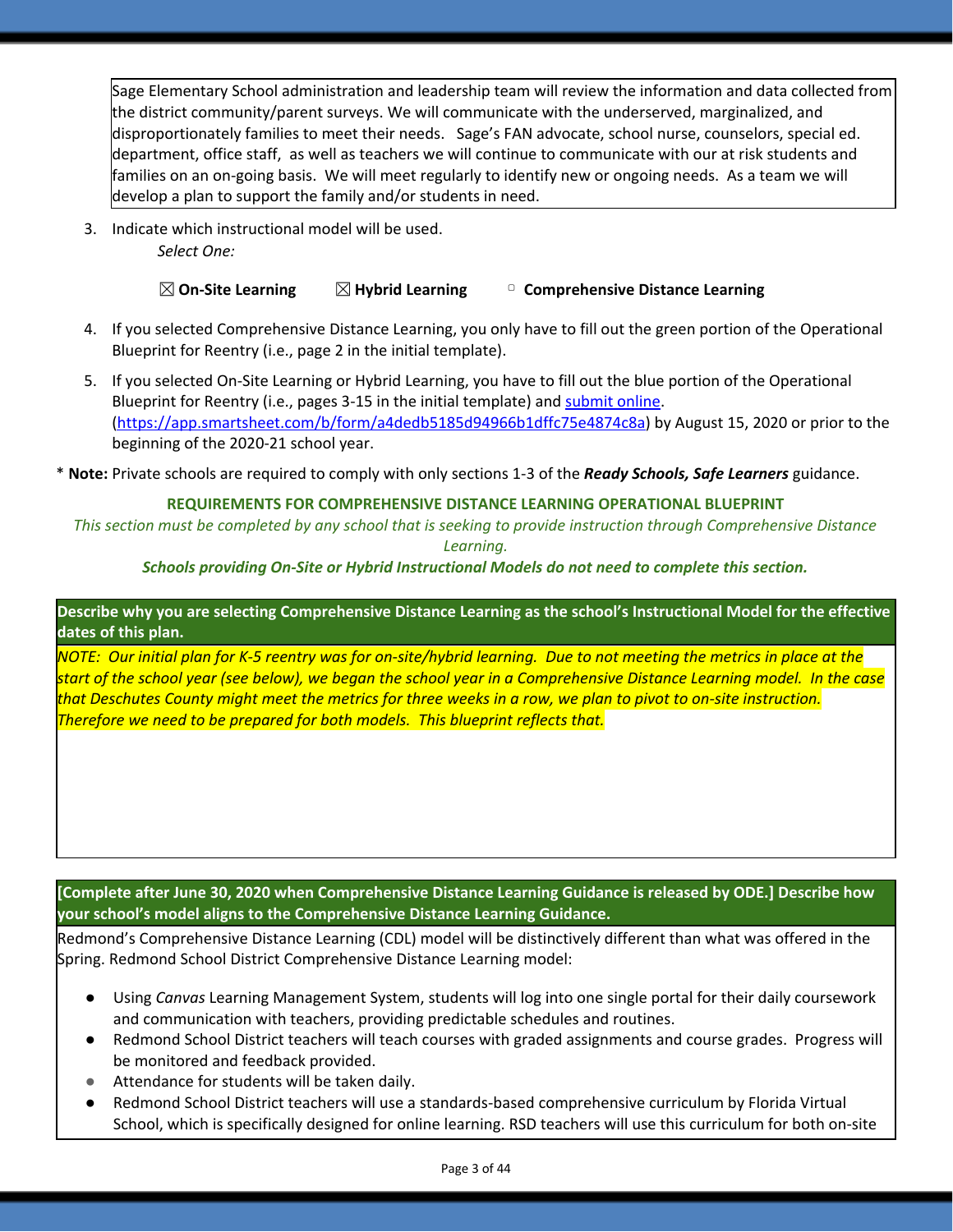Sage Elementary School administration and leadership team will review the information and data collected from the district community/parent surveys. We will communicate with the underserved, marginalized, and disproportionately families to meet their needs. Sage's FAN advocate, school nurse, counselors, special ed. department, office staff, as well as teachers we will continue to communicate with our at risk students and families on an on-going basis. We will meet regularly to identify new or ongoing needs. As a team we will develop a plan to support the family and/or students in need.

3. Indicate which instructional model will be used.
   *Select One:*

   ☒ **On-Site Learning** ☒ **Hybrid Learning** ▢ **Comprehensive Distance Learning**

4. If you selected Comprehensive Distance Learning, you only have to fill out the green portion of the Operational Blueprint for Reentry (i.e., page 2 in the initial template).
5. If you selected On-Site Learning or Hybrid Learning, you have to fill out the blue portion of the Operational Blueprint for Reentry (i.e., pages 3-15 in the initial template) and [submit online](https://app.smartsheet.com/b/form/a4dedb5185d94966b1dffc75e4874c8a). (https://app.smartsheet.com/b/form/a4dedb5185d94966b1dffc75e4874c8a) by August 15, 2020 or prior to the beginning of the 2020-21 school year.

\* **Note:** Private schools are required to comply with only sections 1-3 of the ***Ready Schools, Safe Learners*** guidance.

**REQUIREMENTS FOR COMPREHENSIVE DISTANCE LEARNING OPERATIONAL BLUEPRINT**

*This section must be completed by any school that is seeking to provide instruction through Comprehensive Distance Learning.*

***Schools providing On-Site or Hybrid Instructional Models do not need to complete this section.***

**Describe why you are selecting Comprehensive Distance Learning as the school's Instructional Model for the effective dates of this plan.**

*NOTE: Our initial plan for K-5 reentry was for on-site/hybrid learning. Due to not meeting the metrics in place at the start of the school year (see below), we began the school year in a Comprehensive Distance Learning model. In the case that Deschutes County might meet the metrics for three weeks in a row, we plan to pivot to on-site instruction. Therefore we need to be prepared for both models. This blueprint reflects that.*

**[Complete after June 30, 2020 when Comprehensive Distance Learning Guidance is released by ODE.] Describe how your school's model aligns to the Comprehensive Distance Learning Guidance.**

Redmond's Comprehensive Distance Learning (CDL) model will be distinctively different than what was offered in the Spring. Redmond School District Comprehensive Distance Learning model:

- Using *Canvas* Learning Management System, students will log into one single portal for their daily coursework and communication with teachers, providing predictable schedules and routines.
- Redmond School District teachers will teach courses with graded assignments and course grades. Progress will be monitored and feedback provided.
- Attendance for students will be taken daily.
- Redmond School District teachers will use a standards-based comprehensive curriculum by Florida Virtual School, which is specifically designed for online learning. RSD teachers will use this curriculum for both on-site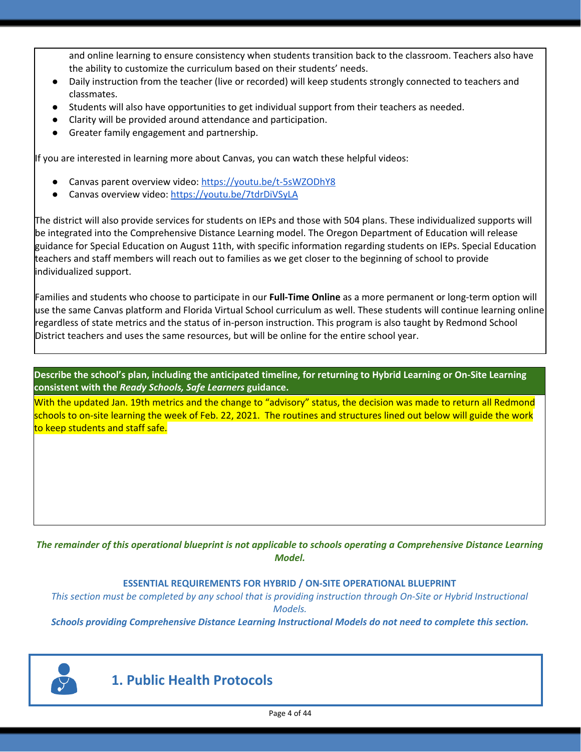and online learning to ensure consistency when students transition back to the classroom. Teachers also have the ability to customize the curriculum based on their students' needs.

- Daily instruction from the teacher (live or recorded) will keep students strongly connected to teachers and classmates.
- Students will also have opportunities to get individual support from their teachers as needed.
- Clarity will be provided around attendance and participation.
- Greater family engagement and partnership.

If you are interested in learning more about Canvas, you can watch these helpful videos:

- Canvas parent overview video: https://youtu.be/t-5sWZODhY8
- Canvas overview video: https://youtu.be/7tdrDiVSyLA

The district will also provide services for students on IEPs and those with 504 plans. These individualized supports will be integrated into the Comprehensive Distance Learning model. The Oregon Department of Education will release guidance for Special Education on August 11th, with specific information regarding students on IEPs. Special Education teachers and staff members will reach out to families as we get closer to the beginning of school to provide individualized support.

Families and students who choose to participate in our **Full-Time Online** as a more permanent or long-term option will use the same Canvas platform and Florida Virtual School curriculum as well. These students will continue learning online regardless of state metrics and the status of in-person instruction. This program is also taught by Redmond School District teachers and uses the same resources, but will be online for the entire school year.

**Describe the school's plan, including the anticipated timeline, for returning to Hybrid Learning or On-Site Learning consistent with the *Ready Schools, Safe Learners* guidance.**

With the updated Jan. 19th metrics and the change to "advisory" status, the decision was made to return all Redmond schools to on-site learning the week of Feb. 22, 2021. The routines and structures lined out below will guide the work to keep students and staff safe.

***The remainder of this operational blueprint is not applicable to schools operating a Comprehensive Distance Learning Model.***

**ESSENTIAL REQUIREMENTS FOR HYBRID / ON-SITE OPERATIONAL BLUEPRINT**

*This section must be completed by any school that is providing instruction through On-Site or Hybrid Instructional Models.*

***Schools providing Comprehensive Distance Learning Instructional Models do not need to complete this section.***

## 1. Public Health Protocols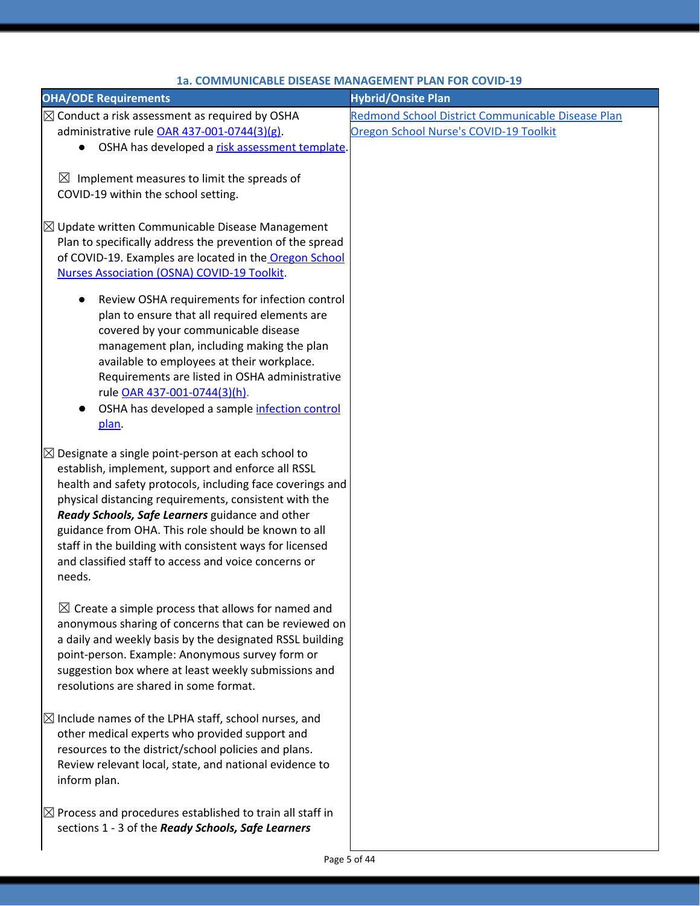### 1a. COMMUNICABLE DISEASE MANAGEMENT PLAN FOR COVID-19

| OHA/ODE Requirements | Hybrid/Onsite Plan |
|---|---|
| ☒ Conduct a risk assessment as required by OSHA administrative rule OAR 437-001-0744(3)(g).<br>● OSHA has developed a risk assessment template.<br><br>☒ Implement measures to limit the spreads of COVID-19 within the school setting.<br><br>☒ Update written Communicable Disease Management Plan to specifically address the prevention of the spread of COVID-19. Examples are located in the Oregon School Nurses Association (OSNA) COVID-19 Toolkit.<br>● Review OSHA requirements for infection control plan to ensure that all required elements are covered by your communicable disease management plan, including making the plan available to employees at their workplace. Requirements are listed in OSHA administrative rule OAR 437-001-0744(3)(h).<br>● OSHA has developed a sample infection control plan.<br><br>☒ Designate a single point-person at each school to establish, implement, support and enforce all RSSL health and safety protocols, including face coverings and physical distancing requirements, consistent with the ***Ready Schools, Safe Learners*** guidance and other guidance from OHA. This role should be known to all staff in the building with consistent ways for licensed and classified staff to access and voice concerns or needs.<br><br>☒ Create a simple process that allows for named and anonymous sharing of concerns that can be reviewed on a daily and weekly basis by the designated RSSL building point-person. Example: Anonymous survey form or suggestion box where at least weekly submissions and resolutions are shared in some format.<br><br>☒ Include names of the LPHA staff, school nurses, and other medical experts who provided support and resources to the district/school policies and plans. Review relevant local, state, and national evidence to inform plan.<br><br>☒ Process and procedures established to train all staff in sections 1 - 3 of the ***Ready Schools, Safe Learners*** | Redmond School District Communicable Disease Plan<br>Oregon School Nurse's COVID-19 Toolkit |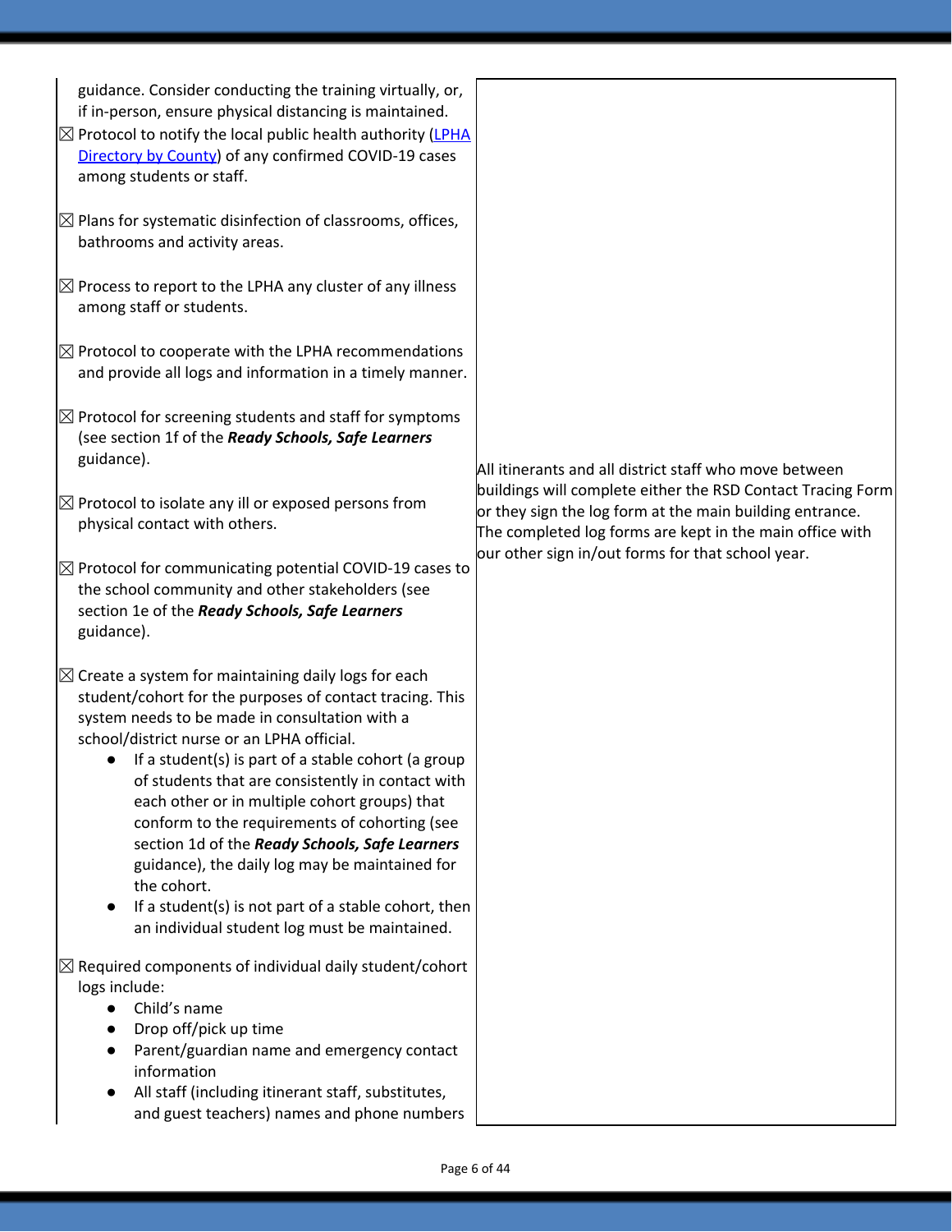| | |
|---|---|
| guidance. Consider conducting the training virtually, or, if in-person, ensure physical distancing is maintained.<br><br>☒ Protocol to notify the local public health authority ([LPHA Directory by County](LPHA Directory by County)) of any confirmed COVID-19 cases among students or staff.<br><br>☒ Plans for systematic disinfection of classrooms, offices, bathrooms and activity areas.<br><br>☒ Process to report to the LPHA any cluster of any illness among staff or students.<br><br>☒ Protocol to cooperate with the LPHA recommendations and provide all logs and information in a timely manner.<br><br>☒ Protocol for screening students and staff for symptoms (see section 1f of the ***Ready Schools, Safe Learners*** guidance).<br><br>☒ Protocol to isolate any ill or exposed persons from physical contact with others.<br><br>☒ Protocol for communicating potential COVID-19 cases to the school community and other stakeholders (see section 1e of the ***Ready Schools, Safe Learners*** guidance).<br><br>☒ Create a system for maintaining daily logs for each student/cohort for the purposes of contact tracing. This system needs to be made in consultation with a school/district nurse or an LPHA official.<br>• If a student(s) is part of a stable cohort (a group of students that are consistently in contact with each other or in multiple cohort groups) that conform to the requirements of cohorting (see section 1d of the ***Ready Schools, Safe Learners*** guidance), the daily log may be maintained for the cohort.<br>• If a student(s) is not part of a stable cohort, then an individual student log must be maintained.<br><br>☒ Required components of individual daily student/cohort logs include:<br>• Child's name<br>• Drop off/pick up time<br>• Parent/guardian name and emergency contact information<br>• All staff (including itinerant staff, substitutes, and guest teachers) names and phone numbers | All itinerants and all district staff who move between buildings will complete either the RSD Contact Tracing Form or they sign the log form at the main building entrance. The completed log forms are kept in the main office with our other sign in/out forms for that school year. |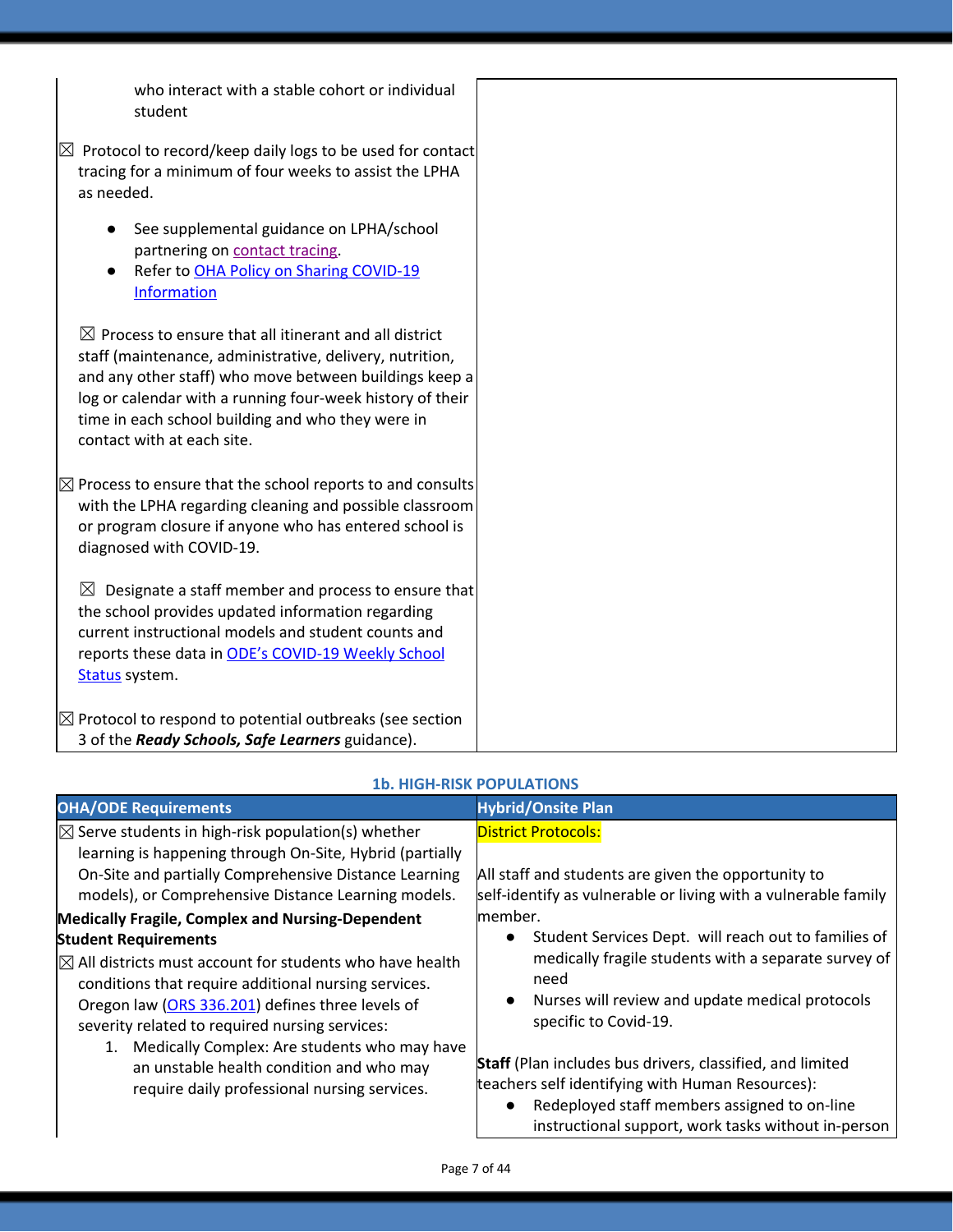| | |
|---|---|
| who interact with a stable cohort or individual student<br><br>☒ Protocol to record/keep daily logs to be used for contact tracing for a minimum of four weeks to assist the LPHA as needed.<br>● See supplemental guidance on LPHA/school partnering on contact tracing.<br>● Refer to OHA Policy on Sharing COVID-19 Information<br><br>☒ Process to ensure that all itinerant and all district staff (maintenance, administrative, delivery, nutrition, and any other staff) who move between buildings keep a log or calendar with a running four-week history of their time in each school building and who they were in contact with at each site.<br><br>☒ Process to ensure that the school reports to and consults with the LPHA regarding cleaning and possible classroom or program closure if anyone who has entered school is diagnosed with COVID-19.<br><br>☒ Designate a staff member and process to ensure that the school provides updated information regarding current instructional models and student counts and reports these data in ODE's COVID-19 Weekly School Status system.<br><br>☒ Protocol to respond to potential outbreaks (see section 3 of the ***Ready Schools, Safe Learners*** guidance). | |

### 1b. HIGH-RISK POPULATIONS

| OHA/ODE Requirements | Hybrid/Onsite Plan |
|---|---|
| ☒ Serve students in high-risk population(s) whether learning is happening through On-Site, Hybrid (partially On-Site and partially Comprehensive Distance Learning models), or Comprehensive Distance Learning models.<br>**Medically Fragile, Complex and Nursing-Dependent Student Requirements**<br>☒ All districts must account for students who have health conditions that require additional nursing services. Oregon law (ORS 336.201) defines three levels of severity related to required nursing services:<br>1. Medically Complex: Are students who may have an unstable health condition and who may require daily professional nursing services. | District Protocols:<br><br>All staff and students are given the opportunity to self-identify as vulnerable or living with a vulnerable family member.<br>● Student Services Dept. will reach out to families of medically fragile students with a separate survey of need<br>● Nurses will review and update medical protocols specific to Covid-19.<br><br>**Staff** (Plan includes bus drivers, classified, and limited teachers self identifying with Human Resources):<br>● Redeployed staff members assigned to on-line instructional support, work tasks without in-person |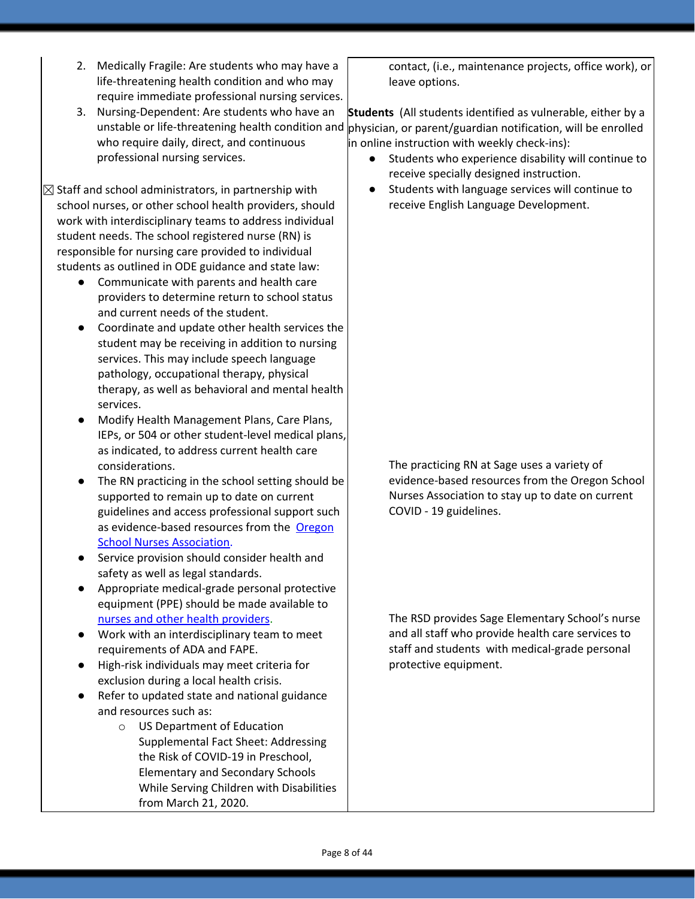| | |
|---|---|
| 2. Medically Fragile: Are students who may have a life-threatening health condition and who may require immediate professional nursing services.<br>3. Nursing-Dependent: Are students who have an unstable or life-threatening health condition and who require daily, direct, and continuous professional nursing services. | contact, (i.e., maintenance projects, office work), or leave options.<br><br>**Students** (All students identified as vulnerable, either by a physician, or parent/guardian notification, will be enrolled in online instruction with weekly check-ins):<br>• Students who experience disability will continue to receive specially designed instruction.<br>• Students with language services will continue to receive English Language Development. |
| ☒ Staff and school administrators, in partnership with school nurses, or other school health providers, should work with interdisciplinary teams to address individual student needs. The school registered nurse (RN) is responsible for nursing care provided to individual students as outlined in ODE guidance and state law:<br>• Communicate with parents and health care providers to determine return to school status and current needs of the student.<br>• Coordinate and update other health services the student may be receiving in addition to nursing services. This may include speech language pathology, occupational therapy, physical therapy, as well as behavioral and mental health services.<br>• Modify Health Management Plans, Care Plans, IEPs, or 504 or other student-level medical plans, as indicated, to address current health care considerations.<br>• The RN practicing in the school setting should be supported to remain up to date on current guidelines and access professional support such as evidence-based resources from the Oregon School Nurses Association.<br>• Service provision should consider health and safety as well as legal standards.<br>• Appropriate medical-grade personal protective equipment (PPE) should be made available to nurses and other health providers.<br>• Work with an interdisciplinary team to meet requirements of ADA and FAPE.<br>• High-risk individuals may meet criteria for exclusion during a local health crisis.<br>• Refer to updated state and national guidance and resources such as:<br>  ○ US Department of Education Supplemental Fact Sheet: Addressing the Risk of COVID-19 in Preschool, Elementary and Secondary Schools While Serving Children with Disabilities from March 21, 2020. | The practicing RN at Sage uses a variety of evidence-based resources from the Oregon School Nurses Association to stay up to date on current COVID - 19 guidelines.<br><br>The RSD provides Sage Elementary School's nurse and all staff who provide health care services to staff and students with medical-grade personal protective equipment. |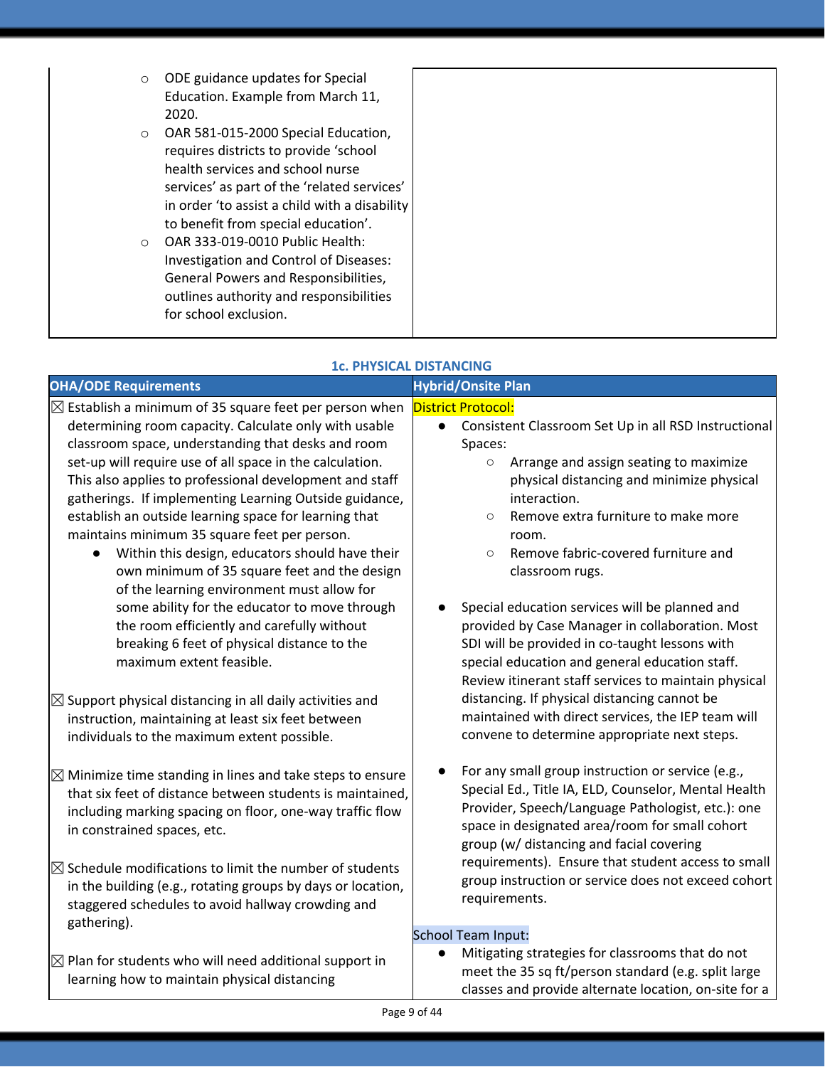| | |
|---|---|
| ○ ODE guidance updates for Special Education. Example from March 11, 2020.<br>○ OAR 581-015-2000 Special Education, requires districts to provide 'school health services and school nurse services' as part of the 'related services' in order 'to assist a child with a disability to benefit from special education'.<br>○ OAR 333-019-0010 Public Health: Investigation and Control of Diseases: General Powers and Responsibilities, outlines authority and responsibilities for school exclusion. | |

**1c. PHYSICAL DISTANCING**

| OHA/ODE Requirements | Hybrid/Onsite Plan |
|---|---|
| ☒ Establish a minimum of 35 square feet per person when determining room capacity. Calculate only with usable classroom space, understanding that desks and room set-up will require use of all space in the calculation. This also applies to professional development and staff gatherings. If implementing Learning Outside guidance, establish an outside learning space for learning that maintains minimum 35 square feet per person.<br>● Within this design, educators should have their own minimum of 35 square feet and the design of the learning environment must allow for some ability for the educator to move through the room efficiently and carefully without breaking 6 feet of physical distance to the maximum extent feasible.<br><br>☒ Support physical distancing in all daily activities and instruction, maintaining at least six feet between individuals to the maximum extent possible.<br><br>☒ Minimize time standing in lines and take steps to ensure that six feet of distance between students is maintained, including marking spacing on floor, one-way traffic flow in constrained spaces, etc.<br><br>☒ Schedule modifications to limit the number of students in the building (e.g., rotating groups by days or location, staggered schedules to avoid hallway crowding and gathering).<br><br>☒ Plan for students who will need additional support in learning how to maintain physical distancing | District Protocol:<br>● Consistent Classroom Set Up in all RSD Instructional Spaces:<br>○ Arrange and assign seating to maximize physical distancing and minimize physical interaction.<br>○ Remove extra furniture to make more room.<br>○ Remove fabric-covered furniture and classroom rugs.<br><br>● Special education services will be planned and provided by Case Manager in collaboration. Most SDI will be provided in co-taught lessons with special education and general education staff. Review itinerant staff services to maintain physical distancing. If physical distancing cannot be maintained with direct services, the IEP team will convene to determine appropriate next steps.<br><br>● For any small group instruction or service (e.g., Special Ed., Title IA, ELD, Counselor, Mental Health Provider, Speech/Language Pathologist, etc.): one space in designated area/room for small cohort group (w/ distancing and facial covering requirements). Ensure that student access to small group instruction or service does not exceed cohort requirements.<br><br>School Team Input:<br>● Mitigating strategies for classrooms that do not meet the 35 sq ft/person standard (e.g. split large classes and provide alternate location, on-site for a |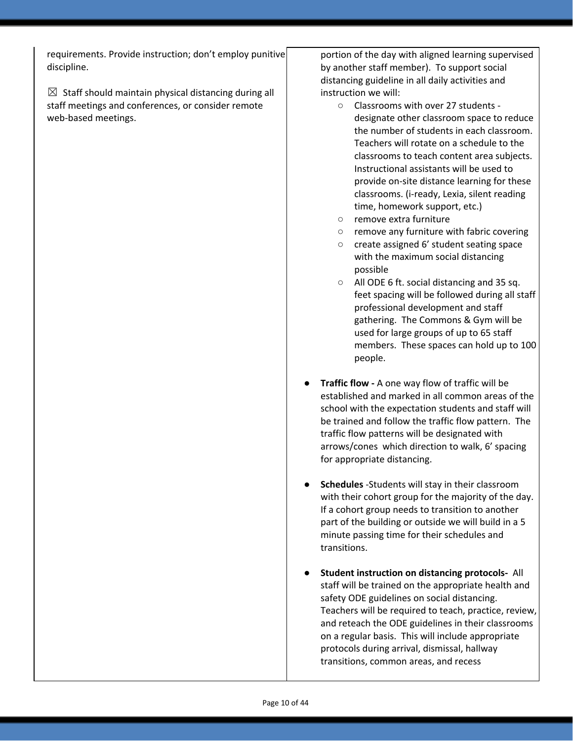| | |
|---|---|
| requirements. Provide instruction; don't employ punitive discipline.<br><br>☒ Staff should maintain physical distancing during all staff meetings and conferences, or consider remote web-based meetings. | portion of the day with aligned learning supervised by another staff member). To support social distancing guideline in all daily activities and instruction we will:<br>○ Classrooms with over 27 students - designate other classroom space to reduce the number of students in each classroom. Teachers will rotate on a schedule to the classrooms to teach content area subjects. Instructional assistants will be used to provide on-site distance learning for these classrooms. (i-ready, Lexia, silent reading time, homework support, etc.)<br>○ remove extra furniture<br>○ remove any furniture with fabric covering<br>○ create assigned 6' student seating space with the maximum social distancing possible<br>○ All ODE 6 ft. social distancing and 35 sq. feet spacing will be followed during all staff professional development and staff gathering. The Commons & Gym will be used for large groups of up to 65 staff members. These spaces can hold up to 100 people.<br><br>● **Traffic flow -** A one way flow of traffic will be established and marked in all common areas of the school with the expectation students and staff will be trained and follow the traffic flow pattern. The traffic flow patterns will be designated with arrows/cones which direction to walk, 6' spacing for appropriate distancing.<br><br>● **Schedules** -Students will stay in their classroom with their cohort group for the majority of the day. If a cohort group needs to transition to another part of the building or outside we will build in a 5 minute passing time for their schedules and transitions.<br><br>● **Student instruction on distancing protocols-** All staff will be trained on the appropriate health and safety ODE guidelines on social distancing. Teachers will be required to teach, practice, review, and reteach the ODE guidelines in their classrooms on a regular basis. This will include appropriate protocols during arrival, dismissal, hallway transitions, common areas, and recess |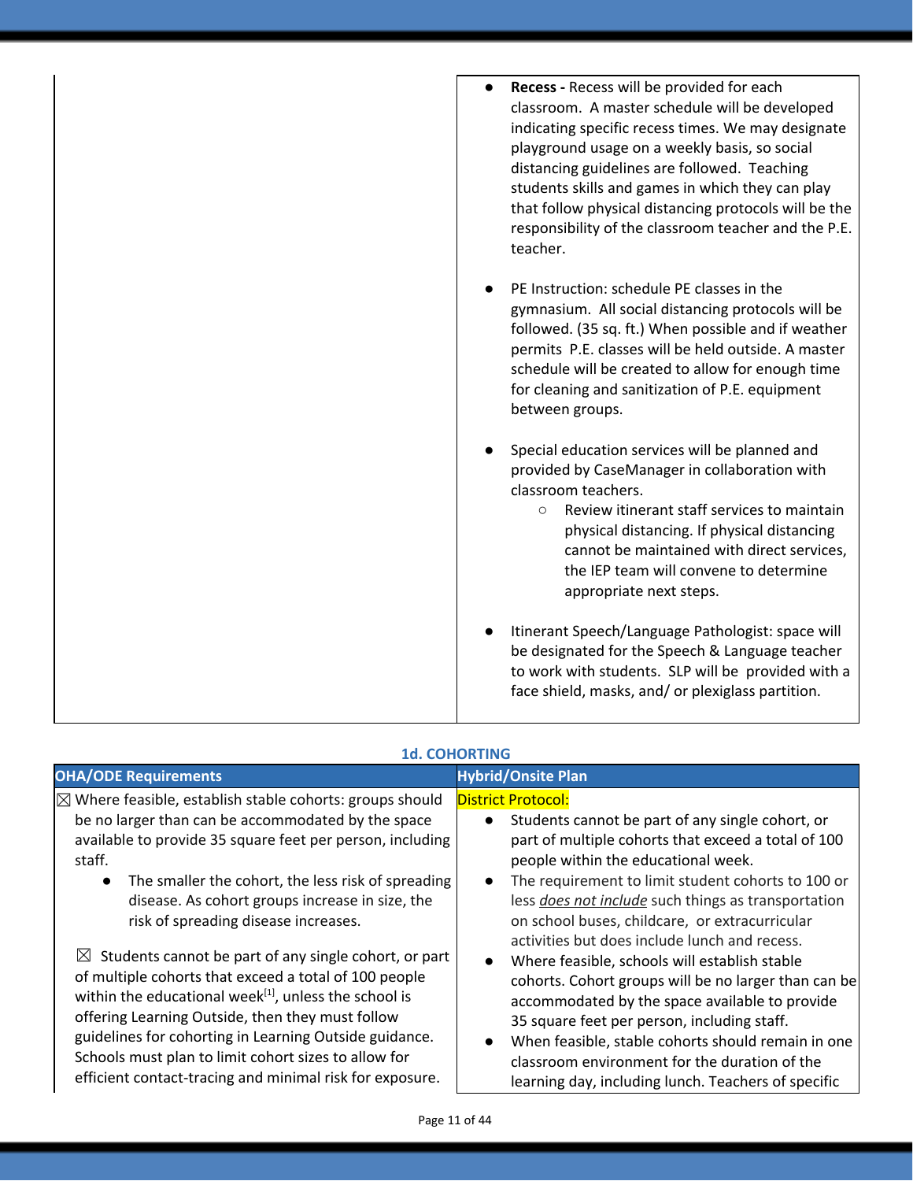| | |
|---|---|
| | • **Recess -** Recess will be provided for each classroom. A master schedule will be developed indicating specific recess times. We may designate playground usage on a weekly basis, so social distancing guidelines are followed. Teaching students skills and games in which they can play that follow physical distancing protocols will be the responsibility of the classroom teacher and the P.E. teacher.<br><br>• PE Instruction: schedule PE classes in the gymnasium. All social distancing protocols will be followed. (35 sq. ft.) When possible and if weather permits P.E. classes will be held outside. A master schedule will be created to allow for enough time for cleaning and sanitization of P.E. equipment between groups.<br><br>• Special education services will be planned and provided by CaseManager in collaboration with classroom teachers.<br>  ○ Review itinerant staff services to maintain physical distancing. If physical distancing cannot be maintained with direct services, the IEP team will convene to determine appropriate next steps.<br><br>• Itinerant Speech/Language Pathologist: space will be designated for the Speech & Language teacher to work with students. SLP will be provided with a face shield, masks, and/ or plexiglass partition. |

### 1d. COHORTING

| OHA/ODE Requirements | Hybrid/Onsite Plan |
|---|---|
| ☒ Where feasible, establish stable cohorts: groups should be no larger than can be accommodated by the space available to provide 35 square feet per person, including staff.<br>• The smaller the cohort, the less risk of spreading disease. As cohort groups increase in size, the risk of spreading disease increases.<br><br>☒ Students cannot be part of any single cohort, or part of multiple cohorts that exceed a total of 100 people within the educational week[1], unless the school is offering Learning Outside, then they must follow guidelines for cohorting in Learning Outside guidance. Schools must plan to limit cohort sizes to allow for efficient contact-tracing and minimal risk for exposure. | District Protocol:<br>• Students cannot be part of any single cohort, or part of multiple cohorts that exceed a total of 100 people within the educational week.<br>• The requirement to limit student cohorts to 100 or less *does not include* such things as transportation on school buses, childcare, or extracurricular activities but does include lunch and recess.<br>• Where feasible, schools will establish stable cohorts. Cohort groups will be no larger than can be accommodated by the space available to provide 35 square feet per person, including staff.<br>• When feasible, stable cohorts should remain in one classroom environment for the duration of the learning day, including lunch. Teachers of specific |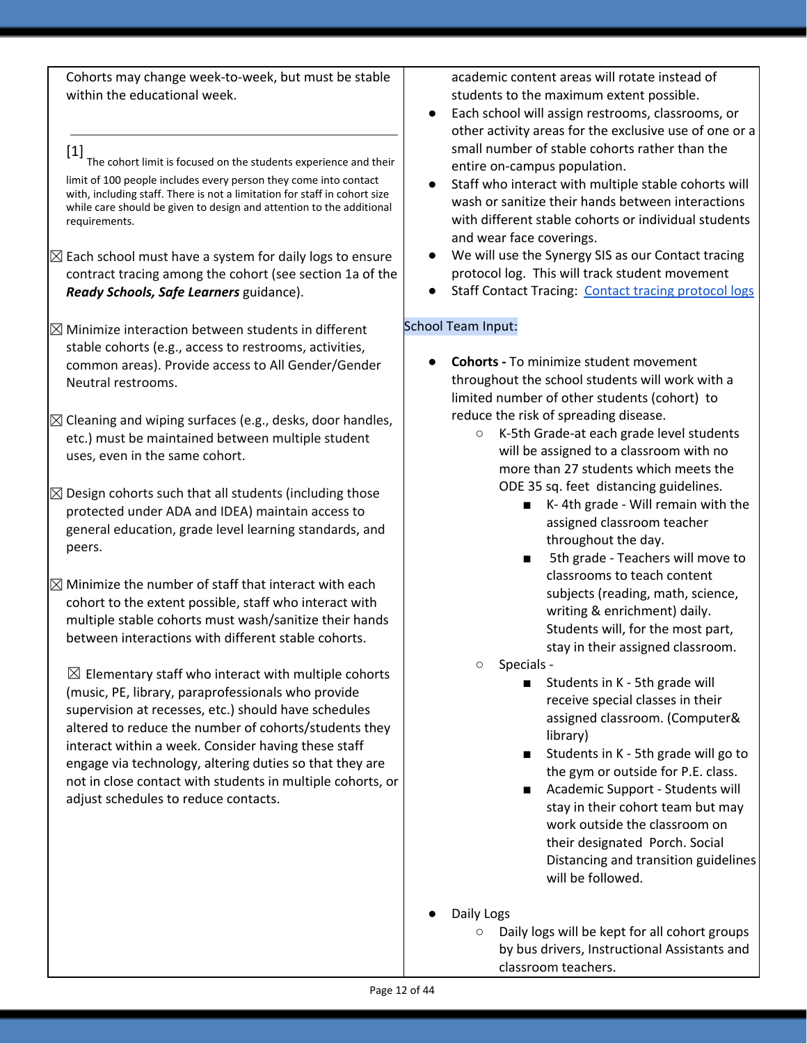| | |
|---|---|
| Cohorts may change week-to-week, but must be stable within the educational week.<br><br>[1] The cohort limit is focused on the students experience and their limit of 100 people includes every person they come into contact with, including staff. There is not a limitation for staff in cohort size while care should be given to design and attention to the additional requirements.<br><br>☒ Each school must have a system for daily logs to ensure contract tracing among the cohort (see section 1a of the ***Ready Schools, Safe Learners*** guidance).<br><br>☒ Minimize interaction between students in different stable cohorts (e.g., access to restrooms, activities, common areas). Provide access to All Gender/Gender Neutral restrooms.<br><br>☒ Cleaning and wiping surfaces (e.g., desks, door handles, etc.) must be maintained between multiple student uses, even in the same cohort.<br><br>☒ Design cohorts such that all students (including those protected under ADA and IDEA) maintain access to general education, grade level learning standards, and peers.<br><br>☒ Minimize the number of staff that interact with each cohort to the extent possible, staff who interact with multiple stable cohorts must wash/sanitize their hands between interactions with different stable cohorts.<br><br>☒ Elementary staff who interact with multiple cohorts (music, PE, library, paraprofessionals who provide supervision at recesses, etc.) should have schedules altered to reduce the number of cohorts/students they interact within a week. Consider having these staff engage via technology, altering duties so that they are not in close contact with students in multiple cohorts, or adjust schedules to reduce contacts. | academic content areas will rotate instead of students to the maximum extent possible.<br>• Each school will assign restrooms, classrooms, or other activity areas for the exclusive use of one or a small number of stable cohorts rather than the entire on-campus population.<br>• Staff who interact with multiple stable cohorts will wash or sanitize their hands between interactions with different stable cohorts or individual students and wear face coverings.<br>• We will use the Synergy SIS as our Contact tracing protocol log. This will track student movement<br>• Staff Contact Tracing: Contact tracing protocol logs<br><br>School Team Input:<br><br>• **Cohorts -** To minimize student movement throughout the school students will work with a limited number of other students (cohort) to reduce the risk of spreading disease.<br>&nbsp;&nbsp;○ K-5th Grade-at each grade level students will be assigned to a classroom with no more than 27 students which meets the ODE 35 sq. feet distancing guidelines.<br>&nbsp;&nbsp;&nbsp;&nbsp;■ K- 4th grade - Will remain with the assigned classroom teacher throughout the day.<br>&nbsp;&nbsp;&nbsp;&nbsp;■ 5th grade - Teachers will move to classrooms to teach content subjects (reading, math, science, writing & enrichment) daily. Students will, for the most part, stay in their assigned classroom.<br>&nbsp;&nbsp;○ Specials -<br>&nbsp;&nbsp;&nbsp;&nbsp;■ Students in K - 5th grade will receive special classes in their assigned classroom. (Computer& library)<br>&nbsp;&nbsp;&nbsp;&nbsp;■ Students in K - 5th grade will go to the gym or outside for P.E. class.<br>&nbsp;&nbsp;&nbsp;&nbsp;■ Academic Support - Students will stay in their cohort team but may work outside the classroom on their designated Porch. Social Distancing and transition guidelines will be followed.<br><br>• Daily Logs<br>&nbsp;&nbsp;○ Daily logs will be kept for all cohort groups by bus drivers, Instructional Assistants and classroom teachers. |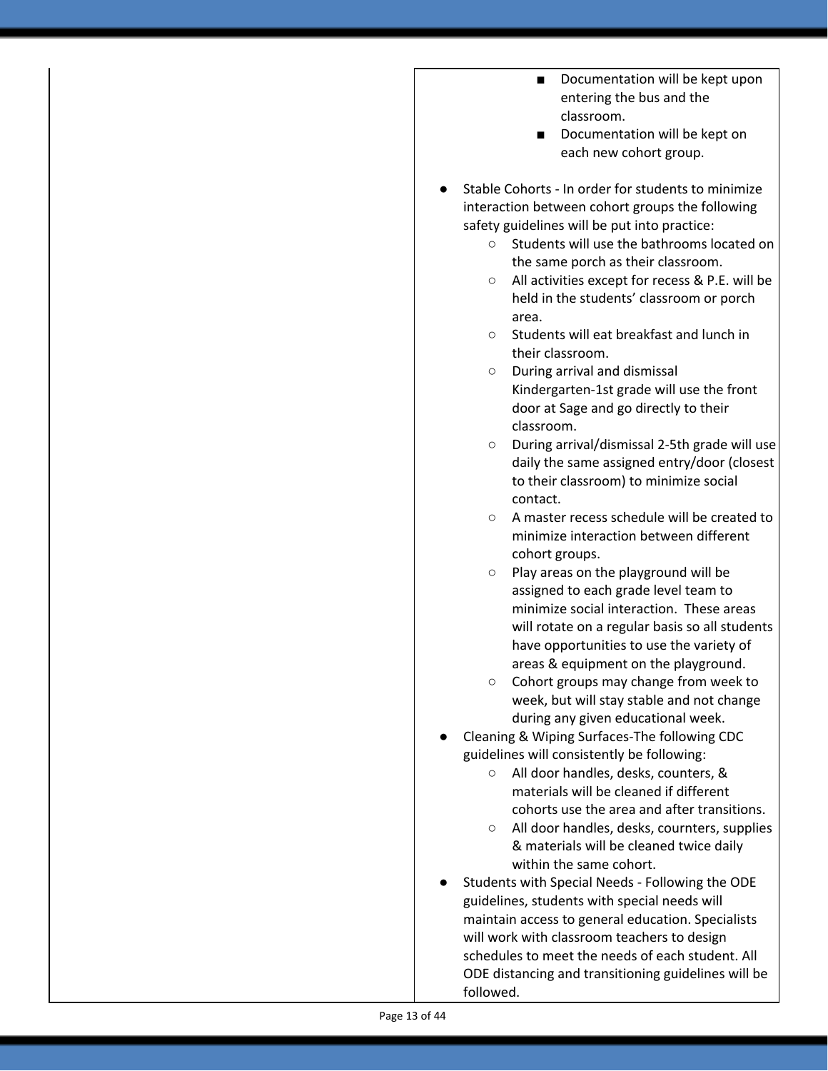|  |  |
|---|---|
|  | - Documentation will be kept upon entering the bus and the classroom.<br>- Documentation will be kept on each new cohort group.<br><br>- Stable Cohorts - In order for students to minimize interaction between cohort groups the following safety guidelines will be put into practice:<br>  - Students will use the bathrooms located on the same porch as their classroom.<br>  - All activities except for recess & P.E. will be held in the students' classroom or porch area.<br>  - Students will eat breakfast and lunch in their classroom.<br>  - During arrival and dismissal Kindergarten-1st grade will use the front door at Sage and go directly to their classroom.<br>  - During arrival/dismissal 2-5th grade will use daily the same assigned entry/door (closest to their classroom) to minimize social contact.<br>  - A master recess schedule will be created to minimize interaction between different cohort groups.<br>  - Play areas on the playground will be assigned to each grade level team to minimize social interaction. These areas will rotate on a regular basis so all students have opportunities to use the variety of areas & equipment on the playground.<br>  - Cohort groups may change from week to week, but will stay stable and not change during any given educational week.<br>- Cleaning & Wiping Surfaces-The following CDC guidelines will consistently be following:<br>  - All door handles, desks, counters, & materials will be cleaned if different cohorts use the area and after transitions.<br>  - All door handles, desks, cournters, supplies & materials will be cleaned twice daily within the same cohort.<br>- Students with Special Needs - Following the ODE guidelines, students with special needs will maintain access to general education. Specialists will work with classroom teachers to design schedules to meet the needs of each student. All ODE distancing and transitioning guidelines will be followed. |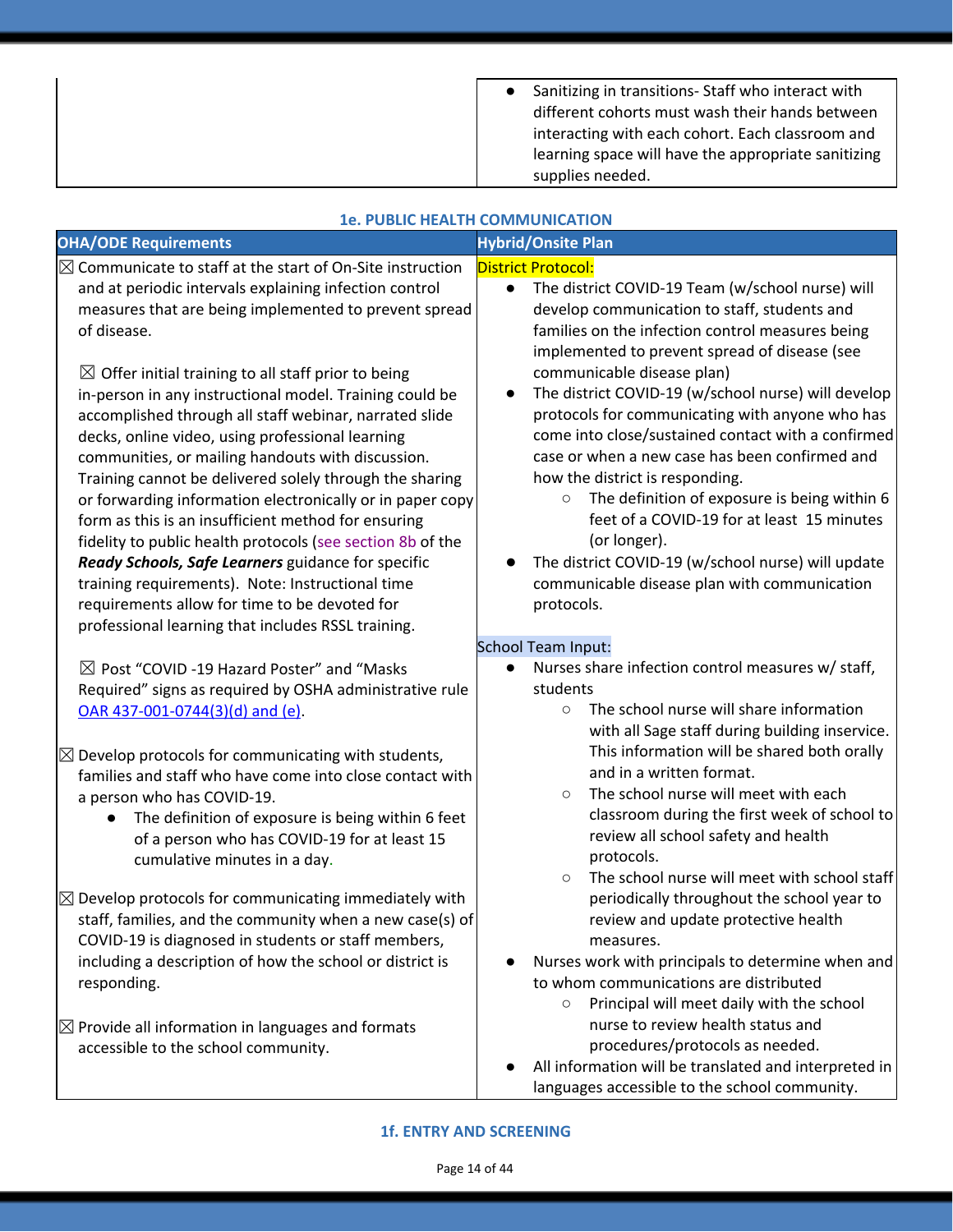| | |
|---|---|
| | • Sanitizing in transitions- Staff who interact with different cohorts must wash their hands between interacting with each cohort. Each classroom and learning space will have the appropriate sanitizing supplies needed. |

### 1e. PUBLIC HEALTH COMMUNICATION

| OHA/ODE Requirements | Hybrid/Onsite Plan |
|---|---|
| ☒ Communicate to staff at the start of On-Site instruction and at periodic intervals explaining infection control measures that are being implemented to prevent spread of disease.<br><br>☒ Offer initial training to all staff prior to being in-person in any instructional model. Training could be accomplished through all staff webinar, narrated slide decks, online video, using professional learning communities, or mailing handouts with discussion. Training cannot be delivered solely through the sharing or forwarding information electronically or in paper copy form as this is an insufficient method for ensuring fidelity to public health protocols (see section 8b of the ***Ready Schools, Safe Learners*** guidance for specific training requirements). Note: Instructional time requirements allow for time to be devoted for professional learning that includes RSSL training.<br><br>☒ Post "COVID -19 Hazard Poster" and "Masks Required" signs as required by OSHA administrative rule [OAR 437-001-0744(3)(d) and (e)](OAR 437-001-0744(3)(d) and (e)).<br><br>☒ Develop protocols for communicating with students, families and staff who have come into close contact with a person who has COVID-19.<br>• The definition of exposure is being within 6 feet of a person who has COVID-19 for at least 15 cumulative minutes in a day.<br><br>☒ Develop protocols for communicating immediately with staff, families, and the community when a new case(s) of COVID-19 is diagnosed in students or staff members, including a description of how the school or district is responding.<br><br>☒ Provide all information in languages and formats accessible to the school community. | District Protocol:<br>• The district COVID-19 Team (w/school nurse) will develop communication to staff, students and families on the infection control measures being implemented to prevent spread of disease (see communicable disease plan)<br>• The district COVID-19 (w/school nurse) will develop protocols for communicating with anyone who has come into close/sustained contact with a confirmed case or when a new case has been confirmed and how the district is responding.<br>&nbsp;&nbsp;○ The definition of exposure is being within 6 feet of a COVID-19 for at least 15 minutes (or longer).<br>• The district COVID-19 (w/school nurse) will update communicable disease plan with communication protocols.<br><br>School Team Input:<br>• Nurses share infection control measures w/ staff, students<br>&nbsp;&nbsp;○ The school nurse will share information with all Sage staff during building inservice. This information will be shared both orally and in a written format.<br>&nbsp;&nbsp;○ The school nurse will meet with each classroom during the first week of school to review all school safety and health protocols.<br>&nbsp;&nbsp;○ The school nurse will meet with school staff periodically throughout the school year to review and update protective health measures.<br>• Nurses work with principals to determine when and to whom communications are distributed<br>&nbsp;&nbsp;○ Principal will meet daily with the school nurse to review health status and procedures/protocols as needed.<br>• All information will be translated and interpreted in languages accessible to the school community. |

### 1f. ENTRY AND SCREENING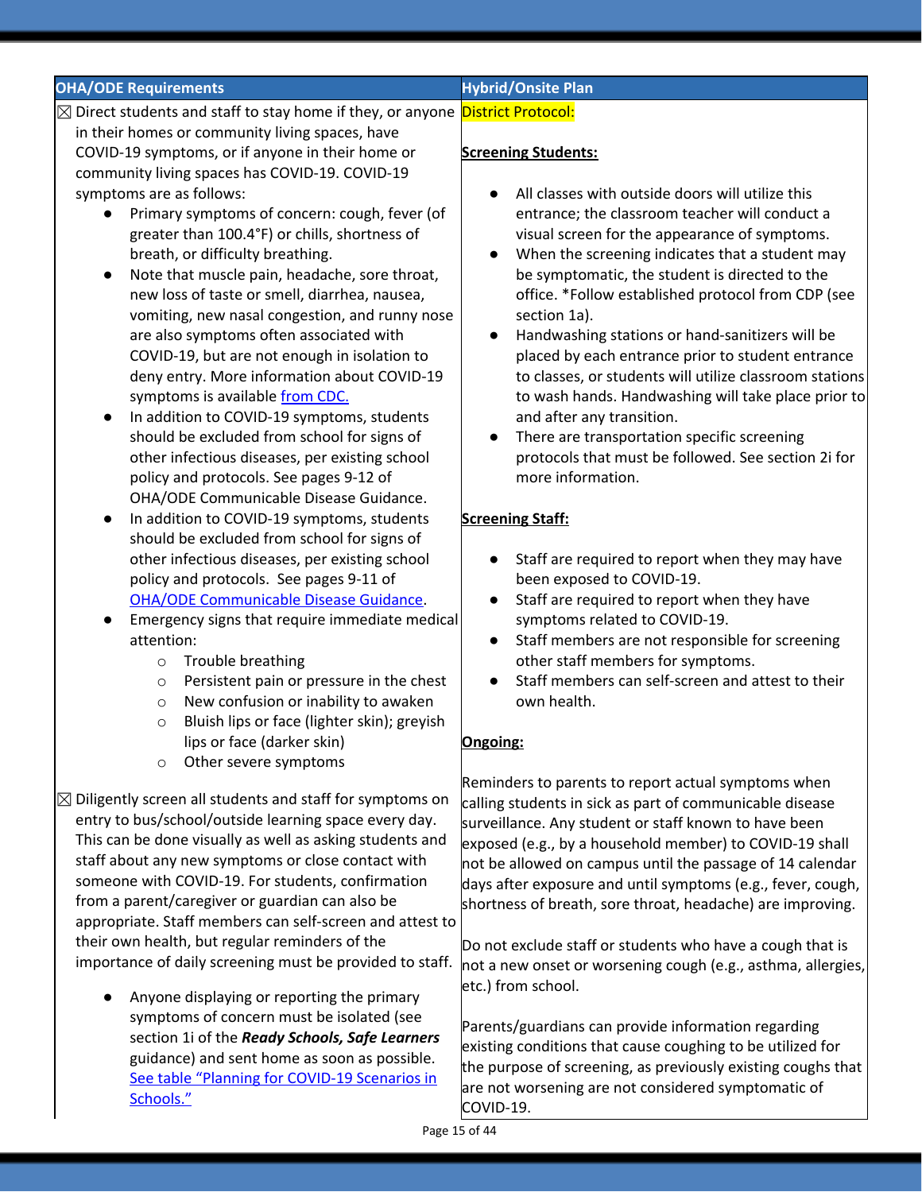| OHA/ODE Requirements | Hybrid/Onsite Plan |
|---|---|
| ☒ Direct students and staff to stay home if they, or anyone in their homes or community living spaces, have COVID-19 symptoms, or if anyone in their home or community living spaces has COVID-19. COVID-19 symptoms are as follows:<br>● Primary symptoms of concern: cough, fever (of greater than 100.4°F) or chills, shortness of breath, or difficulty breathing.<br>● Note that muscle pain, headache, sore throat, new loss of taste or smell, diarrhea, nausea, vomiting, new nasal congestion, and runny nose are also symptoms often associated with COVID-19, but are not enough in isolation to deny entry. More information about COVID-19 symptoms is available [from CDC.](#)<br>● In addition to COVID-19 symptoms, students should be excluded from school for signs of other infectious diseases, per existing school policy and protocols. See pages 9-12 of OHA/ODE Communicable Disease Guidance.<br>● In addition to COVID-19 symptoms, students should be excluded from school for signs of other infectious diseases, per existing school policy and protocols. See pages 9-11 of [OHA/ODE Communicable Disease Guidance](#).<br>● Emergency signs that require immediate medical attention:<br>○ Trouble breathing<br>○ Persistent pain or pressure in the chest<br>○ New confusion or inability to awaken<br>○ Bluish lips or face (lighter skin); greyish lips or face (darker skin)<br>○ Other severe symptoms<br><br>☒ Diligently screen all students and staff for symptoms on entry to bus/school/outside learning space every day. This can be done visually as well as asking students and staff about any new symptoms or close contact with someone with COVID-19. For students, confirmation from a parent/caregiver or guardian can also be appropriate. Staff members can self-screen and attest to their own health, but regular reminders of the importance of daily screening must be provided to staff.<br>● Anyone displaying or reporting the primary symptoms of concern must be isolated (see section 1i of the ***Ready Schools, Safe Learners*** guidance) and sent home as soon as possible. [See table "Planning for COVID-19 Scenarios in Schools."](#) | District Protocol:<br><br>**Screening Students:**<br>● All classes with outside doors will utilize this entrance; the classroom teacher will conduct a visual screen for the appearance of symptoms.<br>● When the screening indicates that a student may be symptomatic, the student is directed to the office. *Follow established protocol from CDP (see section 1a).<br>● Handwashing stations or hand-sanitizers will be placed by each entrance prior to student entrance to classes, or students will utilize classroom stations to wash hands. Handwashing will take place prior to and after any transition.<br>● There are transportation specific screening protocols that must be followed. See section 2i for more information.<br><br>**Screening Staff:**<br>● Staff are required to report when they may have been exposed to COVID-19.<br>● Staff are required to report when they have symptoms related to COVID-19.<br>● Staff members are not responsible for screening other staff members for symptoms.<br>● Staff members can self-screen and attest to their own health.<br><br>**Ongoing:**<br><br>Reminders to parents to report actual symptoms when calling students in sick as part of communicable disease surveillance. Any student or staff known to have been exposed (e.g., by a household member) to COVID-19 shall not be allowed on campus until the passage of 14 calendar days after exposure and until symptoms (e.g., fever, cough, shortness of breath, sore throat, headache) are improving.<br><br>Do not exclude staff or students who have a cough that is not a new onset or worsening cough (e.g., asthma, allergies, etc.) from school.<br><br>Parents/guardians can provide information regarding existing conditions that cause coughing to be utilized for the purpose of screening, as previously existing coughs that are not worsening are not considered symptomatic of COVID-19. |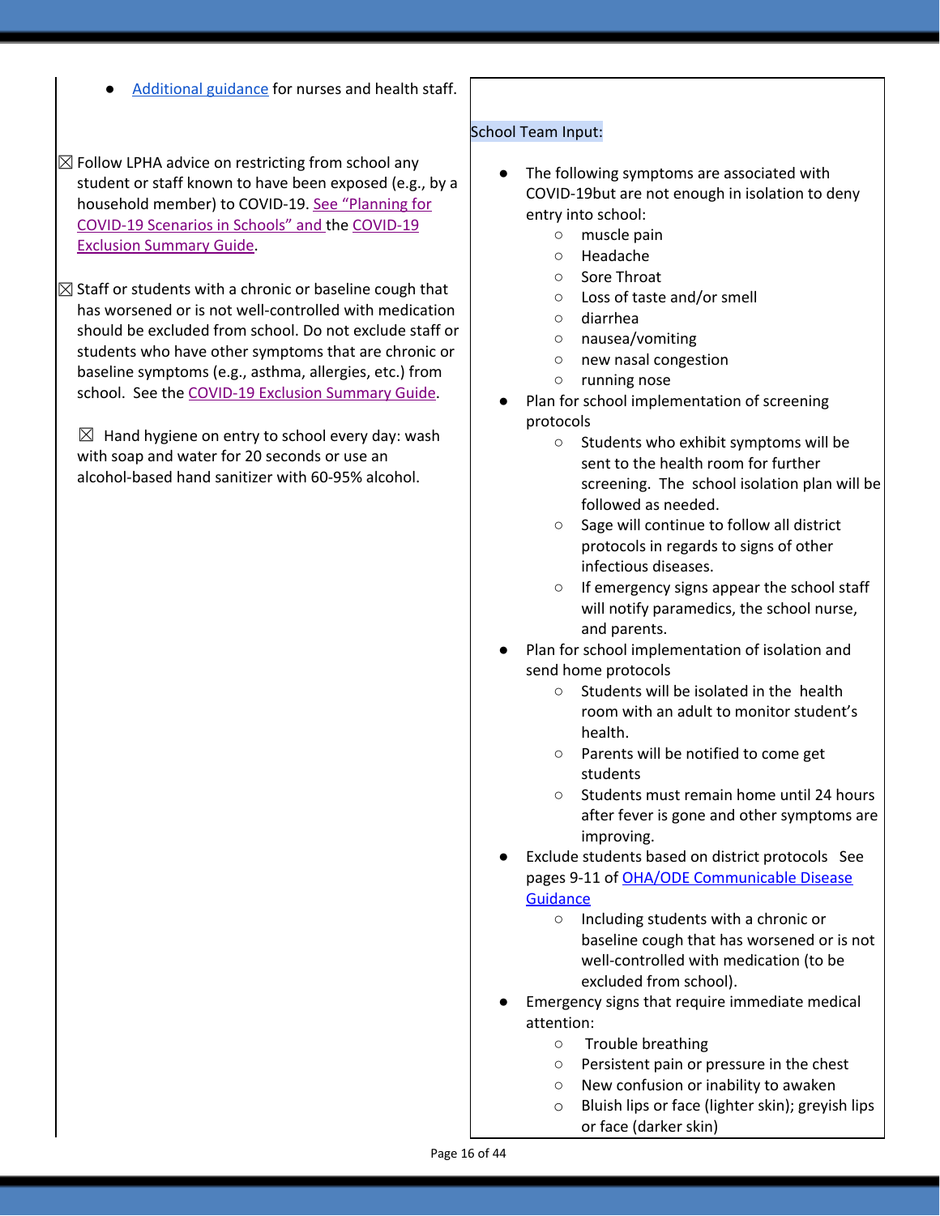- [Additional guidance](#) for nurses and health staff.

☒ Follow LPHA advice on restricting from school any student or staff known to have been exposed (e.g., by a household member) to COVID-19. [See "Planning for COVID-19 Scenarios in Schools" and](#) the [COVID-19 Exclusion Summary Guide](#).

☒ Staff or students with a chronic or baseline cough that has worsened or is not well-controlled with medication should be excluded from school. Do not exclude staff or students who have other symptoms that are chronic or baseline symptoms (e.g., asthma, allergies, etc.) from school. See the [COVID-19 Exclusion Summary Guide](#).

☒ Hand hygiene on entry to school every day: wash with soap and water for 20 seconds or use an alcohol-based hand sanitizer with 60-95% alcohol.

School Team Input:

- The following symptoms are associated with COVID-19but are not enough in isolation to deny entry into school:
  - muscle pain
  - Headache
  - Sore Throat
  - Loss of taste and/or smell
  - diarrhea
  - nausea/vomiting
  - new nasal congestion
  - running nose
- Plan for school implementation of screening protocols
  - Students who exhibit symptoms will be sent to the health room for further screening. The school isolation plan will be followed as needed.
  - Sage will continue to follow all district protocols in regards to signs of other infectious diseases.
  - If emergency signs appear the school staff will notify paramedics, the school nurse, and parents.
- Plan for school implementation of isolation and send home protocols
  - Students will be isolated in the health room with an adult to monitor student's health.
  - Parents will be notified to come get students
  - Students must remain home until 24 hours after fever is gone and other symptoms are improving.
- Exclude students based on district protocols See pages 9-11 of [OHA/ODE Communicable Disease Guidance](#)
  - Including students with a chronic or baseline cough that has worsened or is not well-controlled with medication (to be excluded from school).
- Emergency signs that require immediate medical attention:
  - Trouble breathing
  - Persistent pain or pressure in the chest
  - New confusion or inability to awaken
  - Bluish lips or face (lighter skin); greyish lips or face (darker skin)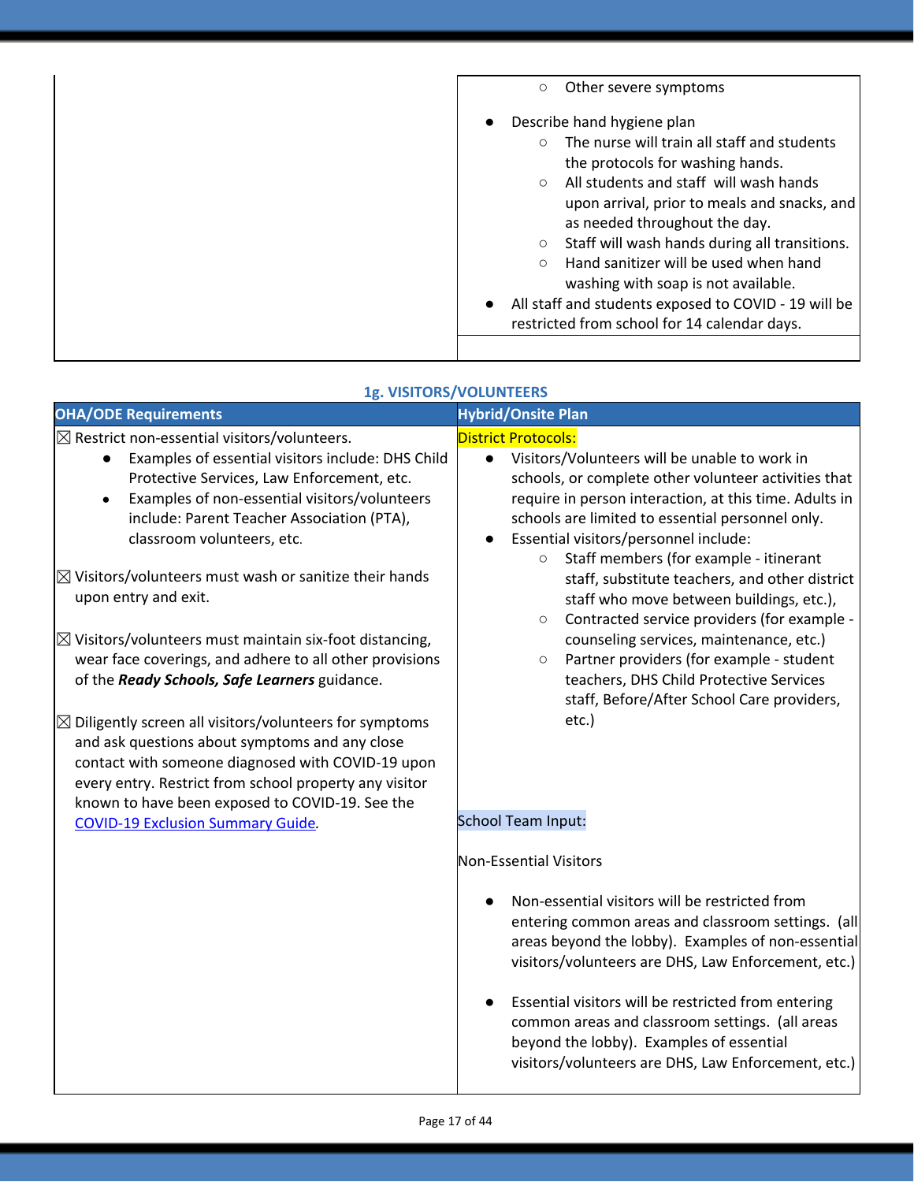| | |
|---|---|
| | ○ Other severe symptoms<br><br>● Describe hand hygiene plan<br>○ The nurse will train all staff and students the protocols for washing hands.<br>○ All students and staff will wash hands upon arrival, prior to meals and snacks, and as needed throughout the day.<br>○ Staff will wash hands during all transitions.<br>○ Hand sanitizer will be used when hand washing with soap is not available.<br>● All staff and students exposed to COVID - 19 will be restricted from school for 14 calendar days. |

### 1g. VISITORS/VOLUNTEERS

| OHA/ODE Requirements | Hybrid/Onsite Plan |
|---|---|
| ☒ Restrict non-essential visitors/volunteers.<br>● Examples of essential visitors include: DHS Child Protective Services, Law Enforcement, etc.<br>● Examples of non-essential visitors/volunteers include: Parent Teacher Association (PTA), classroom volunteers, etc.<br><br>☒ Visitors/volunteers must wash or sanitize their hands upon entry and exit.<br><br>☒ Visitors/volunteers must maintain six-foot distancing, wear face coverings, and adhere to all other provisions of the ***Ready Schools, Safe Learners*** guidance.<br><br>☒ Diligently screen all visitors/volunteers for symptoms and ask questions about symptoms and any close contact with someone diagnosed with COVID-19 upon every entry. Restrict from school property any visitor known to have been exposed to COVID-19. See the COVID-19 Exclusion Summary Guide. | District Protocols:<br>● Visitors/Volunteers will be unable to work in schools, or complete other volunteer activities that require in person interaction, at this time. Adults in schools are limited to essential personnel only.<br>● Essential visitors/personnel include:<br>○ Staff members (for example - itinerant staff, substitute teachers, and other district staff who move between buildings, etc.),<br>○ Contracted service providers (for example - counseling services, maintenance, etc.)<br>○ Partner providers (for example - student teachers, DHS Child Protective Services staff, Before/After School Care providers, etc.)<br><br>School Team Input:<br><br>Non-Essential Visitors<br><br>● Non-essential visitors will be restricted from entering common areas and classroom settings. (all areas beyond the lobby). Examples of non-essential visitors/volunteers are DHS, Law Enforcement, etc.)<br><br>● Essential visitors will be restricted from entering common areas and classroom settings. (all areas beyond the lobby). Examples of essential visitors/volunteers are DHS, Law Enforcement, etc.) |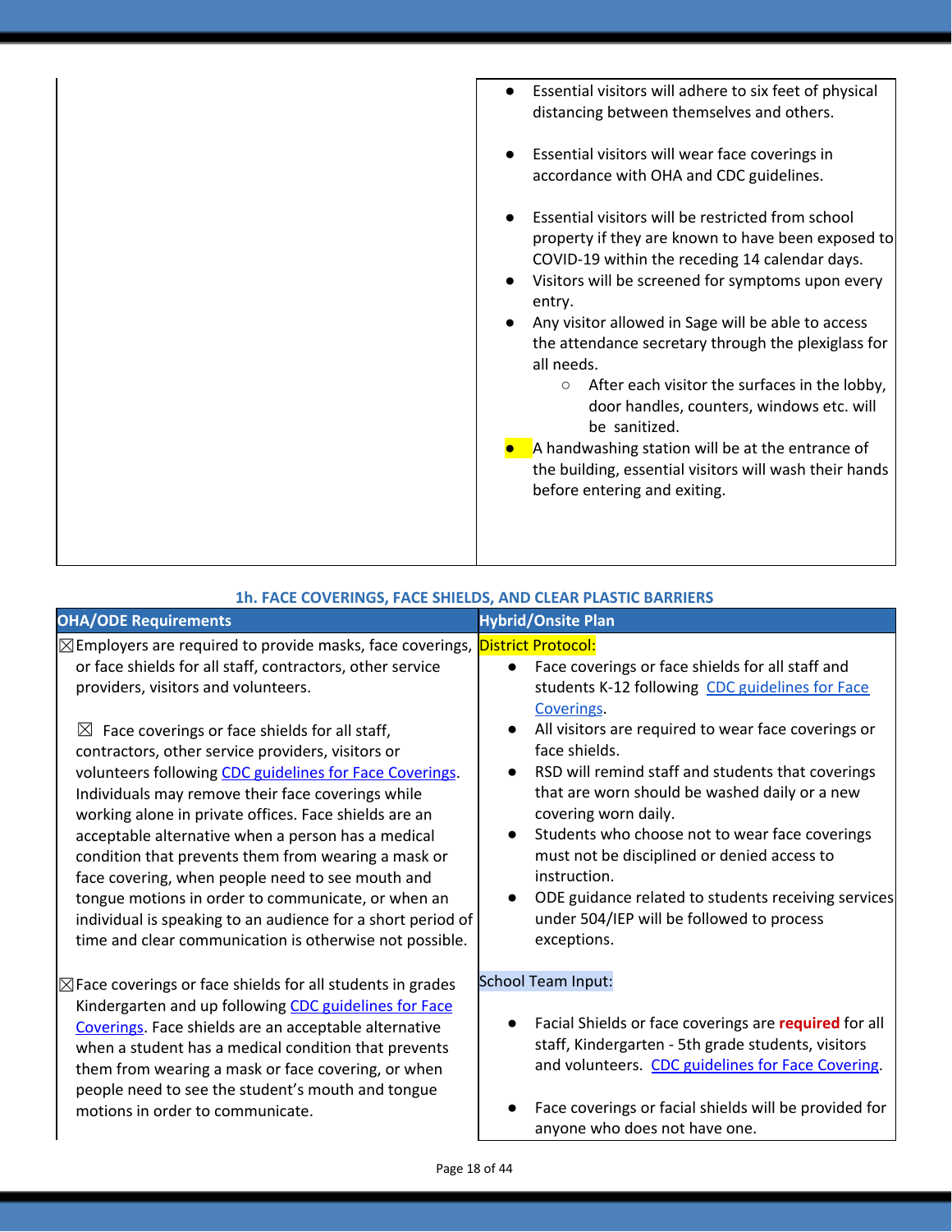| | |
|---|---|
| | • Essential visitors will adhere to six feet of physical distancing between themselves and others.<br><br>• Essential visitors will wear face coverings in accordance with OHA and CDC guidelines.<br><br>• Essential visitors will be restricted from school property if they are known to have been exposed to COVID-19 within the receding 14 calendar days.<br>• Visitors will be screened for symptoms upon every entry.<br>• Any visitor allowed in Sage will be able to access the attendance secretary through the plexiglass for all needs.<br>  ○ After each visitor the surfaces in the lobby, door handles, counters, windows etc. will be sanitized.<br>• A handwashing station will be at the entrance of the building, essential visitors will wash their hands before entering and exiting. |

### 1h. FACE COVERINGS, FACE SHIELDS, AND CLEAR PLASTIC BARRIERS

| OHA/ODE Requirements | Hybrid/Onsite Plan |
|---|---|
| ☒ Employers are required to provide masks, face coverings, or face shields for all staff, contractors, other service providers, visitors and volunteers.<br><br>☒ Face coverings or face shields for all staff, contractors, other service providers, visitors or volunteers following CDC guidelines for Face Coverings. Individuals may remove their face coverings while working alone in private offices. Face shields are an acceptable alternative when a person has a medical condition that prevents them from wearing a mask or face covering, when people need to see mouth and tongue motions in order to communicate, or when an individual is speaking to an audience for a short period of time and clear communication is otherwise not possible.<br><br>☒ Face coverings or face shields for all students in grades Kindergarten and up following CDC guidelines for Face Coverings. Face shields are an acceptable alternative when a student has a medical condition that prevents them from wearing a mask or face covering, or when people need to see the student's mouth and tongue motions in order to communicate. | District Protocol:<br>• Face coverings or face shields for all staff and students K-12 following CDC guidelines for Face Coverings.<br>• All visitors are required to wear face coverings or face shields.<br>• RSD will remind staff and students that coverings that are worn should be washed daily or a new covering worn daily.<br>• Students who choose not to wear face coverings must not be disciplined or denied access to instruction.<br>• ODE guidance related to students receiving services under 504/IEP will be followed to process exceptions.<br><br>School Team Input:<br><br>• Facial Shields or face coverings are **required** for all staff, Kindergarten - 5th grade students, visitors and volunteers. CDC guidelines for Face Covering.<br><br>• Face coverings or facial shields will be provided for anyone who does not have one. |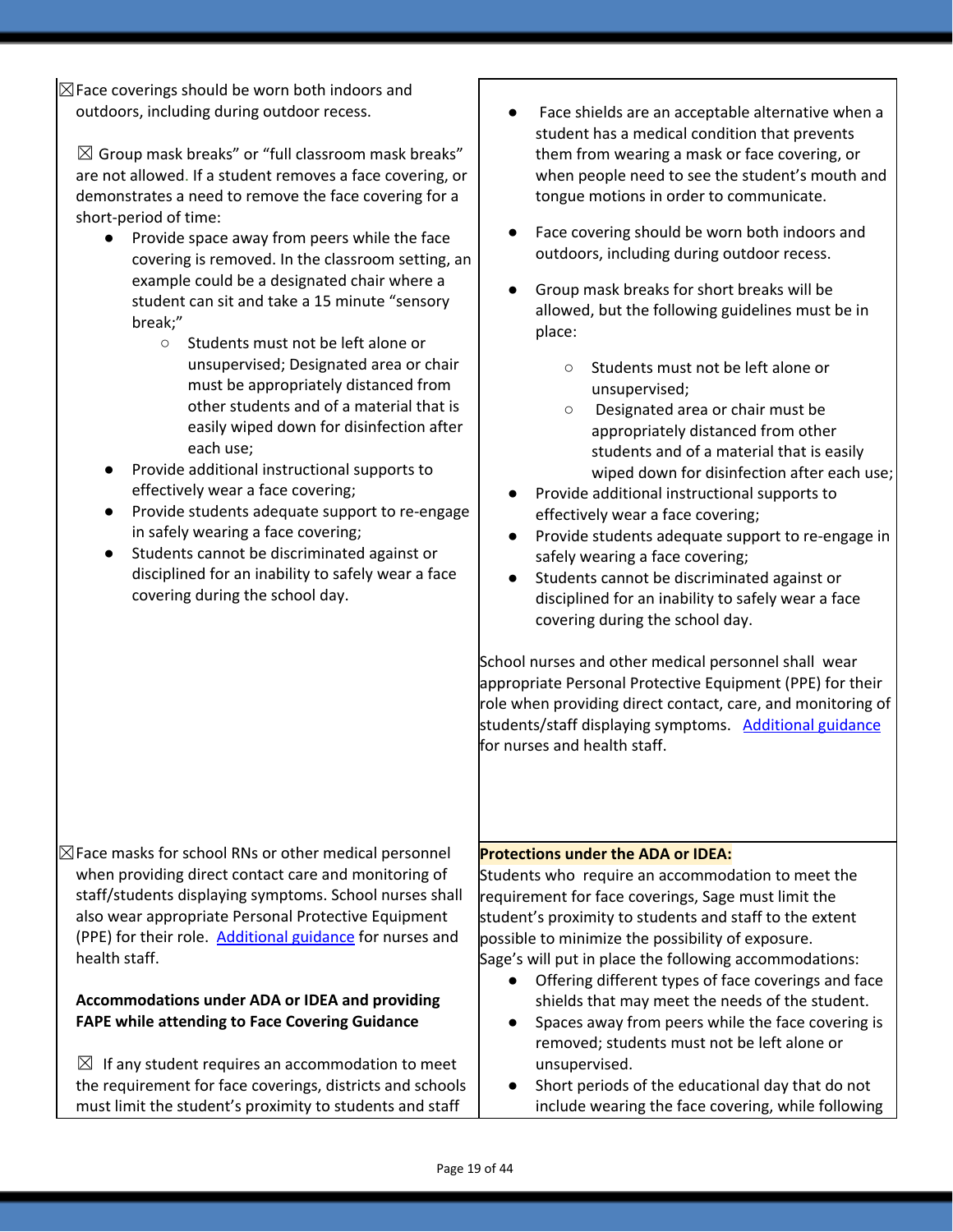| | |
|---|---|
| ☒Face coverings should be worn both indoors and outdoors, including during outdoor recess.<br><br>☒ Group mask breaks" or "full classroom mask breaks" are not allowed. If a student removes a face covering, or demonstrates a need to remove the face covering for a short-period of time:<br>● Provide space away from peers while the face covering is removed. In the classroom setting, an example could be a designated chair where a student can sit and take a 15 minute "sensory break;"<br>○ Students must not be left alone or unsupervised; Designated area or chair must be appropriately distanced from other students and of a material that is easily wiped down for disinfection after each use;<br>● Provide additional instructional supports to effectively wear a face covering;<br>● Provide students adequate support to re-engage in safely wearing a face covering;<br>● Students cannot be discriminated against or disciplined for an inability to safely wear a face covering during the school day. | ● Face shields are an acceptable alternative when a student has a medical condition that prevents them from wearing a mask or face covering, or when people need to see the student's mouth and tongue motions in order to communicate.<br>● Face covering should be worn both indoors and outdoors, including during outdoor recess.<br>● Group mask breaks for short breaks will be allowed, but the following guidelines must be in place:<br>○ Students must not be left alone or unsupervised;<br>○ Designated area or chair must be appropriately distanced from other students and of a material that is easily wiped down for disinfection after each use;<br>● Provide additional instructional supports to effectively wear a face covering;<br>● Provide students adequate support to re-engage in safely wearing a face covering;<br>● Students cannot be discriminated against or disciplined for an inability to safely wear a face covering during the school day.<br><br>School nurses and other medical personnel shall wear appropriate Personal Protective Equipment (PPE) for their role when providing direct contact, care, and monitoring of students/staff displaying symptoms. [Additional guidance]() for nurses and health staff. |
| ☒Face masks for school RNs or other medical personnel when providing direct contact care and monitoring of staff/students displaying symptoms. School nurses shall also wear appropriate Personal Protective Equipment (PPE) for their role. [Additional guidance]() for nurses and health staff.<br><br>**Accommodations under ADA or IDEA and providing FAPE while attending to Face Covering Guidance**<br><br>☒ If any student requires an accommodation to meet the requirement for face coverings, districts and schools must limit the student's proximity to students and staff | **Protections under the ADA or IDEA:**<br>Students who require an accommodation to meet the requirement for face coverings, Sage must limit the student's proximity to students and staff to the extent possible to minimize the possibility of exposure.<br>Sage's will put in place the following accommodations:<br>● Offering different types of face coverings and face shields that may meet the needs of the student.<br>● Spaces away from peers while the face covering is removed; students must not be left alone or unsupervised.<br>● Short periods of the educational day that do not include wearing the face covering, while following |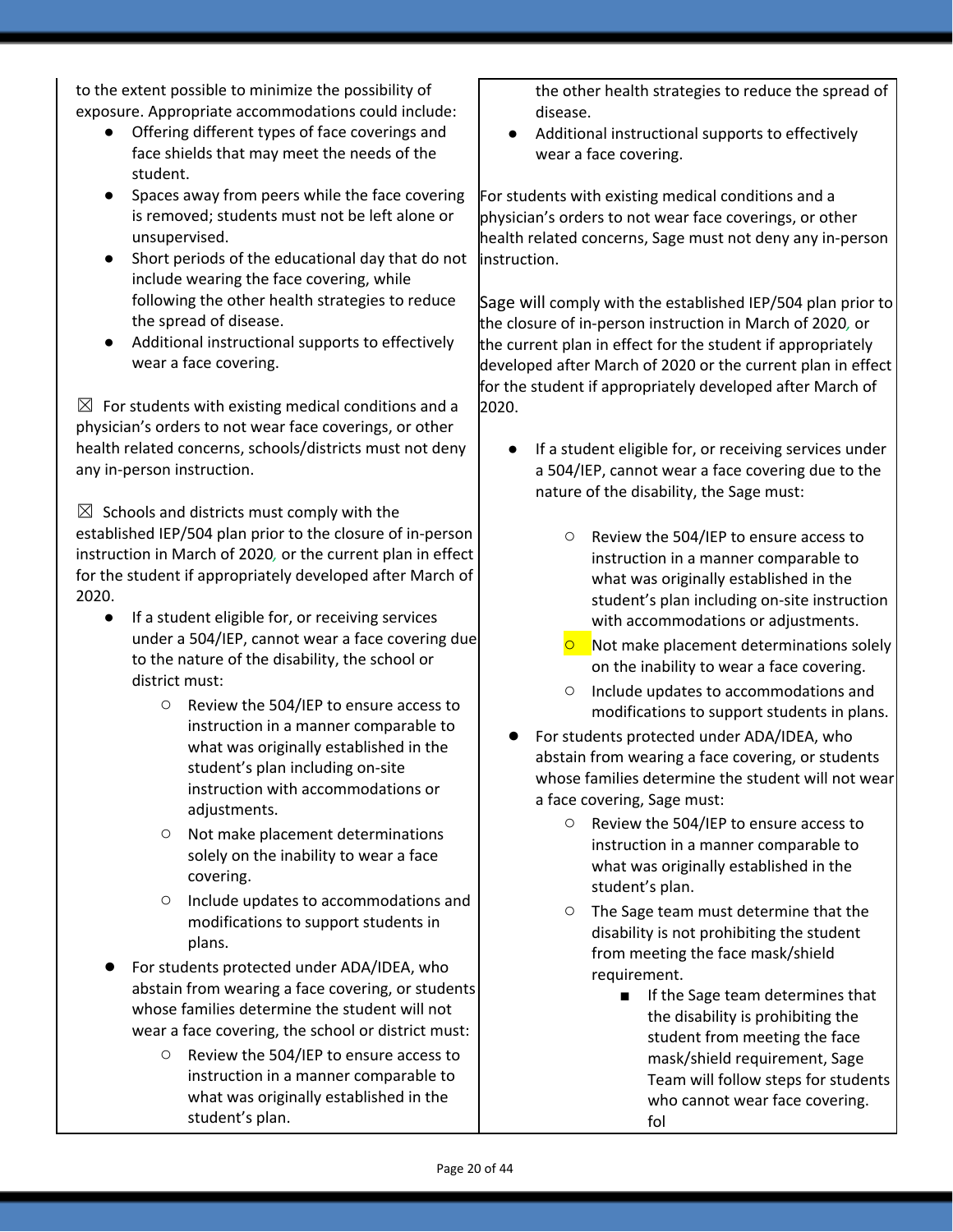| | |
|---|---|
| to the extent possible to minimize the possibility of exposure. Appropriate accommodations could include:<br>● Offering different types of face coverings and face shields that may meet the needs of the student.<br>● Spaces away from peers while the face covering is removed; students must not be left alone or unsupervised.<br>● Short periods of the educational day that do not include wearing the face covering, while following the other health strategies to reduce the spread of disease.<br>● Additional instructional supports to effectively wear a face covering.<br><br>☒ For students with existing medical conditions and a physician's orders to not wear face coverings, or other health related concerns, schools/districts must not deny any in-person instruction.<br><br>☒ Schools and districts must comply with the established IEP/504 plan prior to the closure of in-person instruction in March of 2020, or the current plan in effect for the student if appropriately developed after March of 2020.<br>● If a student eligible for, or receiving services under a 504/IEP, cannot wear a face covering due to the nature of the disability, the school or district must:<br>○ Review the 504/IEP to ensure access to instruction in a manner comparable to what was originally established in the student's plan including on-site instruction with accommodations or adjustments.<br>○ Not make placement determinations solely on the inability to wear a face covering.<br>○ Include updates to accommodations and modifications to support students in plans.<br>● For students protected under ADA/IDEA, who abstain from wearing a face covering, or students whose families determine the student will not wear a face covering, the school or district must:<br>○ Review the 504/IEP to ensure access to instruction in a manner comparable to what was originally established in the student's plan. | the other health strategies to reduce the spread of disease.<br>● Additional instructional supports to effectively wear a face covering.<br><br>For students with existing medical conditions and a physician's orders to not wear face coverings, or other health related concerns, Sage must not deny any in-person instruction.<br><br>Sage will comply with the established IEP/504 plan prior to the closure of in-person instruction in March of 2020, or the current plan in effect for the student if appropriately developed after March of 2020 or the current plan in effect for the student if appropriately developed after March of 2020.<br>● If a student eligible for, or receiving services under a 504/IEP, cannot wear a face covering due to the nature of the disability, the Sage must:<br>○ Review the 504/IEP to ensure access to instruction in a manner comparable to what was originally established in the student's plan including on-site instruction with accommodations or adjustments.<br>○ Not make placement determinations solely on the inability to wear a face covering.<br>○ Include updates to accommodations and modifications to support students in plans.<br>● For students protected under ADA/IDEA, who abstain from wearing a face covering, or students whose families determine the student will not wear a face covering, Sage must:<br>○ Review the 504/IEP to ensure access to instruction in a manner comparable to what was originally established in the student's plan.<br>○ The Sage team must determine that the disability is not prohibiting the student from meeting the face mask/shield requirement.<br>■ If the Sage team determines that the disability is prohibiting the student from meeting the face mask/shield requirement, Sage Team will follow steps for students who cannot wear face covering. fol |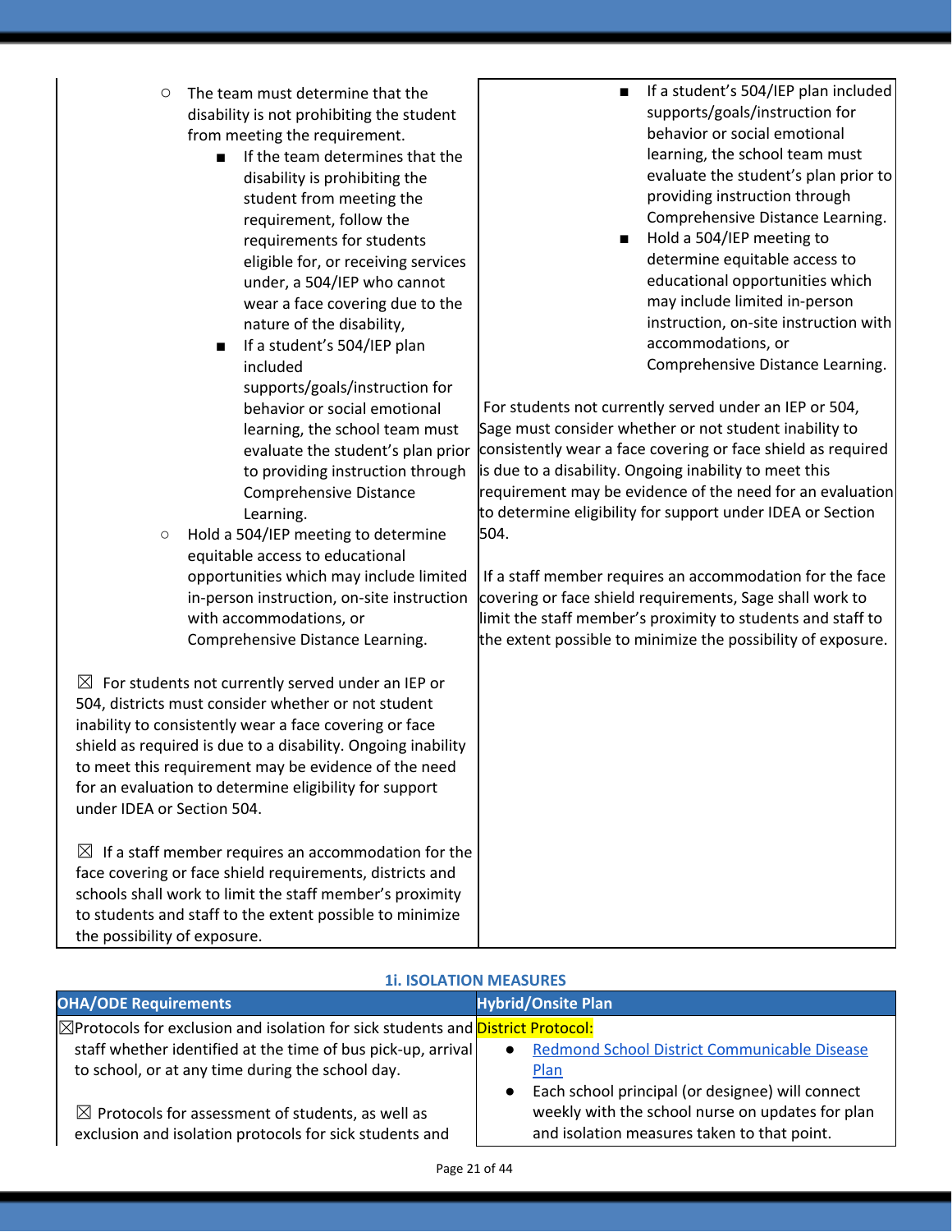| | |
|---|---|
| ○ The team must determine that the disability is not prohibiting the student from meeting the requirement.<br>■ If the team determines that the disability is prohibiting the student from meeting the requirement, follow the requirements for students eligible for, or receiving services under, a 504/IEP who cannot wear a face covering due to the nature of the disability,<br>■ If a student's 504/IEP plan included supports/goals/instruction for behavior or social emotional learning, the school team must evaluate the student's plan prior to providing instruction through Comprehensive Distance Learning.<br>○ Hold a 504/IEP meeting to determine equitable access to educational opportunities which may include limited in-person instruction, on-site instruction with accommodations, or Comprehensive Distance Learning.<br><br>☒ For students not currently served under an IEP or 504, districts must consider whether or not student inability to consistently wear a face covering or face shield as required is due to a disability. Ongoing inability to meet this requirement may be evidence of the need for an evaluation to determine eligibility for support under IDEA or Section 504.<br><br>☒ If a staff member requires an accommodation for the face covering or face shield requirements, districts and schools shall work to limit the staff member's proximity to students and staff to the extent possible to minimize the possibility of exposure. | ■ If a student's 504/IEP plan included supports/goals/instruction for behavior or social emotional learning, the school team must evaluate the student's plan prior to providing instruction through Comprehensive Distance Learning.<br>■ Hold a 504/IEP meeting to determine equitable access to educational opportunities which may include limited in-person instruction, on-site instruction with accommodations, or Comprehensive Distance Learning.<br><br>For students not currently served under an IEP or 504, Sage must consider whether or not student inability to consistently wear a face covering or face shield as required is due to a disability. Ongoing inability to meet this requirement may be evidence of the need for an evaluation to determine eligibility for support under IDEA or Section 504.<br><br>If a staff member requires an accommodation for the face covering or face shield requirements, Sage shall work to limit the staff member's proximity to students and staff to the extent possible to minimize the possibility of exposure. |

### 1i. ISOLATION MEASURES

| OHA/ODE Requirements | Hybrid/Onsite Plan |
|---|---|
| ☒Protocols for exclusion and isolation for sick students and staff whether identified at the time of bus pick-up, arrival to school, or at any time during the school day.<br><br>☒ Protocols for assessment of students, as well as exclusion and isolation protocols for sick students and | District Protocol:<br>● Redmond School District Communicable Disease Plan<br>● Each school principal (or designee) will connect weekly with the school nurse on updates for plan and isolation measures taken to that point. |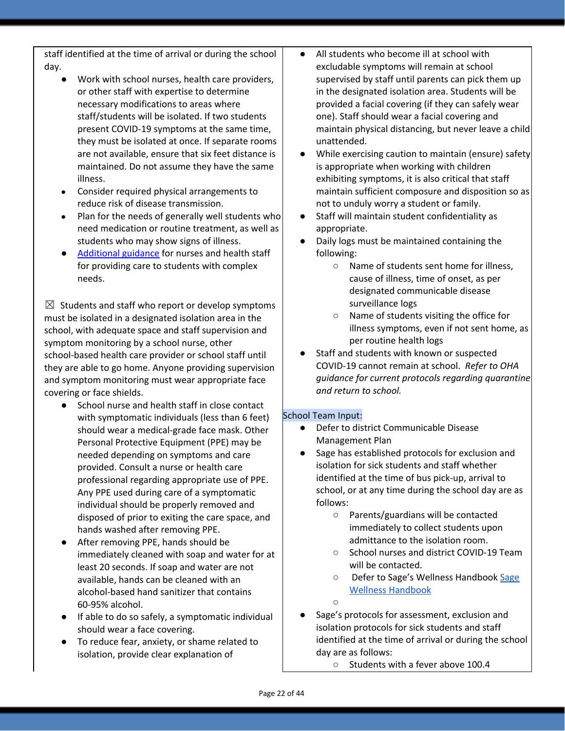staff identified at the time of arrival or during the school day.

- Work with school nurses, health care providers, or other staff with expertise to determine necessary modifications to areas where staff/students will be isolated. If two students present COVID-19 symptoms at the same time, they must be isolated at once. If separate rooms are not available, ensure that six feet distance is maintained. Do not assume they have the same illness.
- Consider required physical arrangements to reduce risk of disease transmission.
- Plan for the needs of generally well students who need medication or routine treatment, as well as students who may show signs of illness.
- [Additional guidance](#) for nurses and health staff for providing care to students with complex needs.

☒ Students and staff who report or develop symptoms must be isolated in a designated isolation area in the school, with adequate space and staff supervision and symptom monitoring by a school nurse, other school-based health care provider or school staff until they are able to go home. Anyone providing supervision and symptom monitoring must wear appropriate face covering or face shields.

- School nurse and health staff in close contact with symptomatic individuals (less than 6 feet) should wear a medical-grade face mask. Other Personal Protective Equipment (PPE) may be needed depending on symptoms and care provided. Consult a nurse or health care professional regarding appropriate use of PPE. Any PPE used during care of a symptomatic individual should be properly removed and disposed of prior to exiting the care space, and hands washed after removing PPE.
- After removing PPE, hands should be immediately cleaned with soap and water for at least 20 seconds. If soap and water are not available, hands can be cleaned with an alcohol-based hand sanitizer that contains 60-95% alcohol.
- If able to do so safely, a symptomatic individual should wear a face covering.
- To reduce fear, anxiety, or shame related to isolation, provide clear explanation of

- All students who become ill at school with excludable symptoms will remain at school supervised by staff until parents can pick them up in the designated isolation area. Students will be provided a facial covering (if they can safely wear one). Staff should wear a facial covering and maintain physical distancing, but never leave a child unattended.
- While exercising caution to maintain (ensure) safety is appropriate when working with children exhibiting symptoms, it is also critical that staff maintain sufficient composure and disposition so as not to unduly worry a student or family.
- Staff will maintain student confidentiality as appropriate.
- Daily logs must be maintained containing the following:
  - Name of students sent home for illness, cause of illness, time of onset, as per designated communicable disease surveillance logs
  - Name of students visiting the office for illness symptoms, even if not sent home, as per routine health logs
- Staff and students with known or suspected COVID-19 cannot remain at school. *Refer to OHA guidance for current protocols regarding quarantine and return to school.*

School Team Input:

- Defer to district Communicable Disease Management Plan
- Sage has established protocols for exclusion and isolation for sick students and staff whether identified at the time of bus pick-up, arrival to school, or at any time during the school day are as follows:
  - Parents/guardians will be contacted immediately to collect students upon admittance to the isolation room.
  - School nurses and district COVID-19 Team will be contacted.
  - Defer to Sage's Wellness Handbook [Sage Wellness Handbook](#)
  - 
- Sage's protocols for assessment, exclusion and isolation protocols for sick students and staff identified at the time of arrival or during the school day are as follows:
  - Students with a fever above 100.4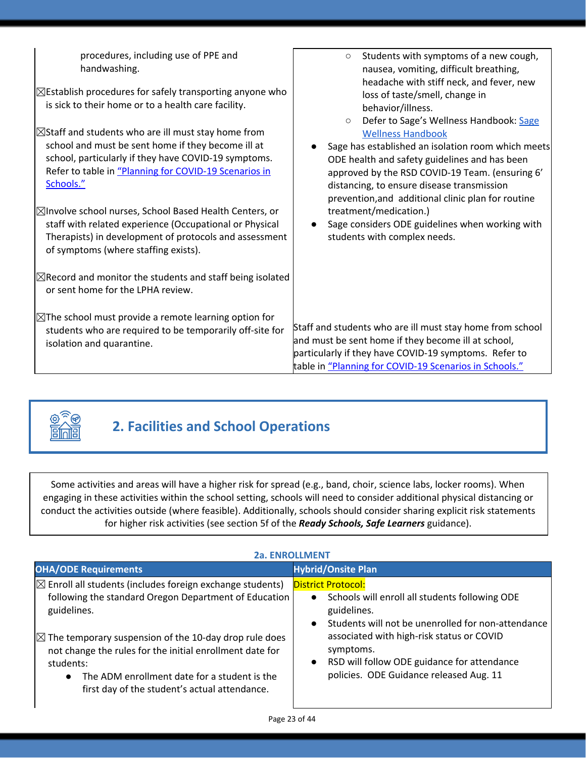| | |
|---|---|
| procedures, including use of PPE and handwashing.<br><br>☒Establish procedures for safely transporting anyone who is sick to their home or to a health care facility.<br><br>☒Staff and students who are ill must stay home from school and must be sent home if they become ill at school, particularly if they have COVID-19 symptoms. Refer to table in "Planning for COVID-19 Scenarios in Schools."<br><br>☒Involve school nurses, School Based Health Centers, or staff with related experience (Occupational or Physical Therapists) in development of protocols and assessment of symptoms (where staffing exists).<br><br>☒Record and monitor the students and staff being isolated or sent home for the LPHA review.<br><br>☒The school must provide a remote learning option for students who are required to be temporarily off-site for isolation and quarantine. | ○ Students with symptoms of a new cough, nausea, vomiting, difficult breathing, headache with stiff neck, and fever, new loss of taste/smell, change in behavior/illness.<br>○ Defer to Sage's Wellness Handbook: Sage Wellness Handbook<br>● Sage has established an isolation room which meets ODE health and safety guidelines and has been approved by the RSD COVID-19 Team. (ensuring 6' distancing, to ensure disease transmission prevention,and additional clinic plan for routine treatment/medication.)<br>● Sage considers ODE guidelines when working with students with complex needs.<br><br>Staff and students who are ill must stay home from school and must be sent home if they become ill at school, particularly if they have COVID-19 symptoms. Refer to table in "Planning for COVID-19 Scenarios in Schools." |

## 2. Facilities and School Operations

Some activities and areas will have a higher risk for spread (e.g., band, choir, science labs, locker rooms). When engaging in these activities within the school setting, schools will need to consider additional physical distancing or conduct the activities outside (where feasible). Additionally, schools should consider sharing explicit risk statements for higher risk activities (see section 5f of the ***Ready Schools, Safe Learners*** guidance).

### 2a. ENROLLMENT

| OHA/ODE Requirements | Hybrid/Onsite Plan |
|---|---|
| ☒ Enroll all students (includes foreign exchange students) following the standard Oregon Department of Education guidelines.<br><br>☒ The temporary suspension of the 10-day drop rule does not change the rules for the initial enrollment date for students:<br>● The ADM enrollment date for a student is the first day of the student's actual attendance. | District Protocol:<br>● Schools will enroll all students following ODE guidelines.<br>● Students will not be unenrolled for non-attendance associated with high-risk status or COVID symptoms.<br>● RSD will follow ODE guidance for attendance policies. ODE Guidance released Aug. 11 |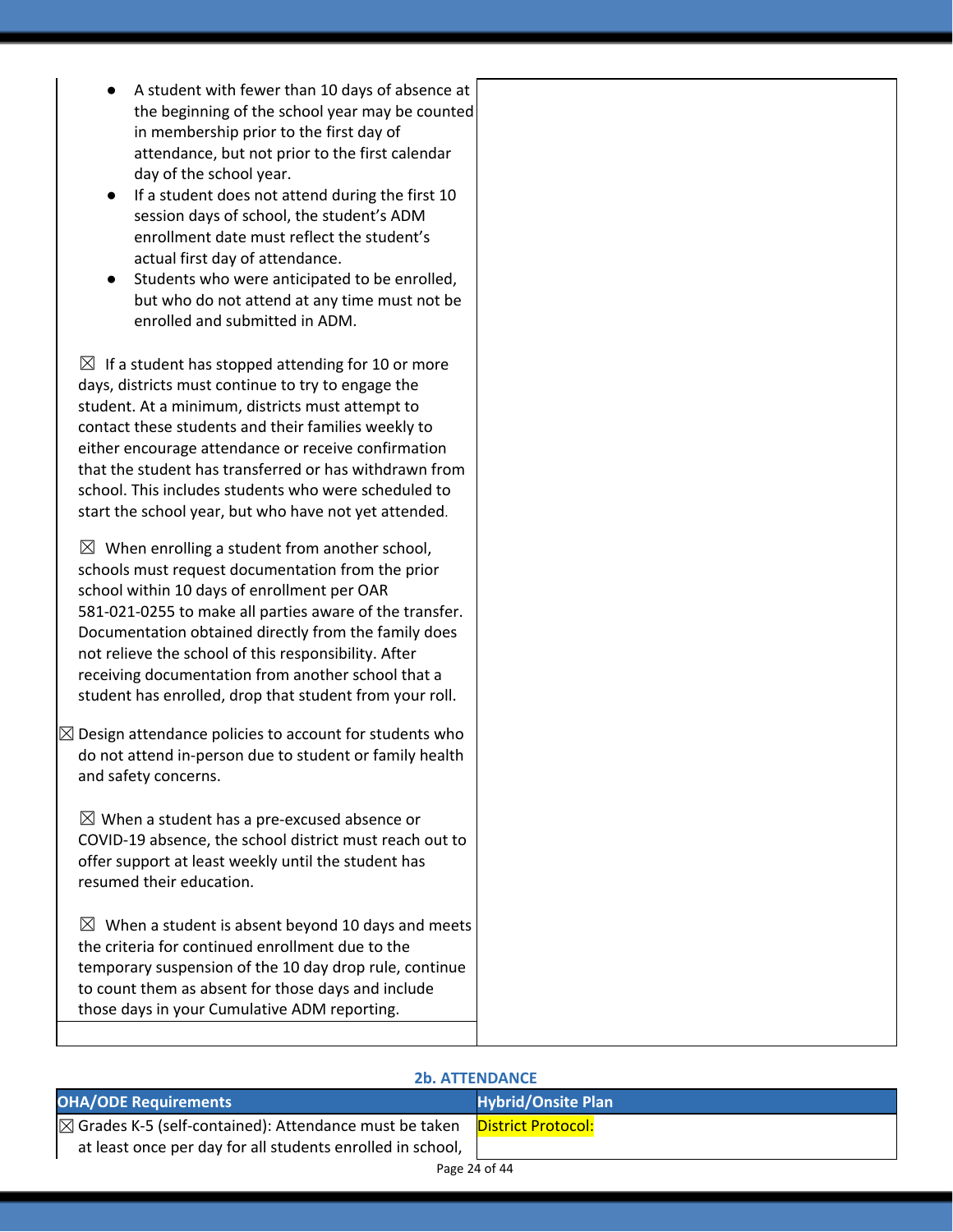| | |
|---|---|
| • A student with fewer than 10 days of absence at the beginning of the school year may be counted in membership prior to the first day of attendance, but not prior to the first calendar day of the school year.<br>• If a student does not attend during the first 10 session days of school, the student's ADM enrollment date must reflect the student's actual first day of attendance.<br>• Students who were anticipated to be enrolled, but who do not attend at any time must not be enrolled and submitted in ADM.<br><br>☒ If a student has stopped attending for 10 or more days, districts must continue to try to engage the student. At a minimum, districts must attempt to contact these students and their families weekly to either encourage attendance or receive confirmation that the student has transferred or has withdrawn from school. This includes students who were scheduled to start the school year, but who have not yet attended.<br><br>☒ When enrolling a student from another school, schools must request documentation from the prior school within 10 days of enrollment per OAR 581-021-0255 to make all parties aware of the transfer. Documentation obtained directly from the family does not relieve the school of this responsibility. After receiving documentation from another school that a student has enrolled, drop that student from your roll.<br><br>☒ Design attendance policies to account for students who do not attend in-person due to student or family health and safety concerns.<br><br>☒ When a student has a pre-excused absence or COVID-19 absence, the school district must reach out to offer support at least weekly until the student has resumed their education.<br><br>☒ When a student is absent beyond 10 days and meets the criteria for continued enrollment due to the temporary suspension of the 10 day drop rule, continue to count them as absent for those days and include those days in your Cumulative ADM reporting. | |

**2b. ATTENDANCE**

| OHA/ODE Requirements | Hybrid/Onsite Plan |
|---|---|
| ☒ Grades K-5 (self-contained): Attendance must be taken at least once per day for all students enrolled in school, | District Protocol: |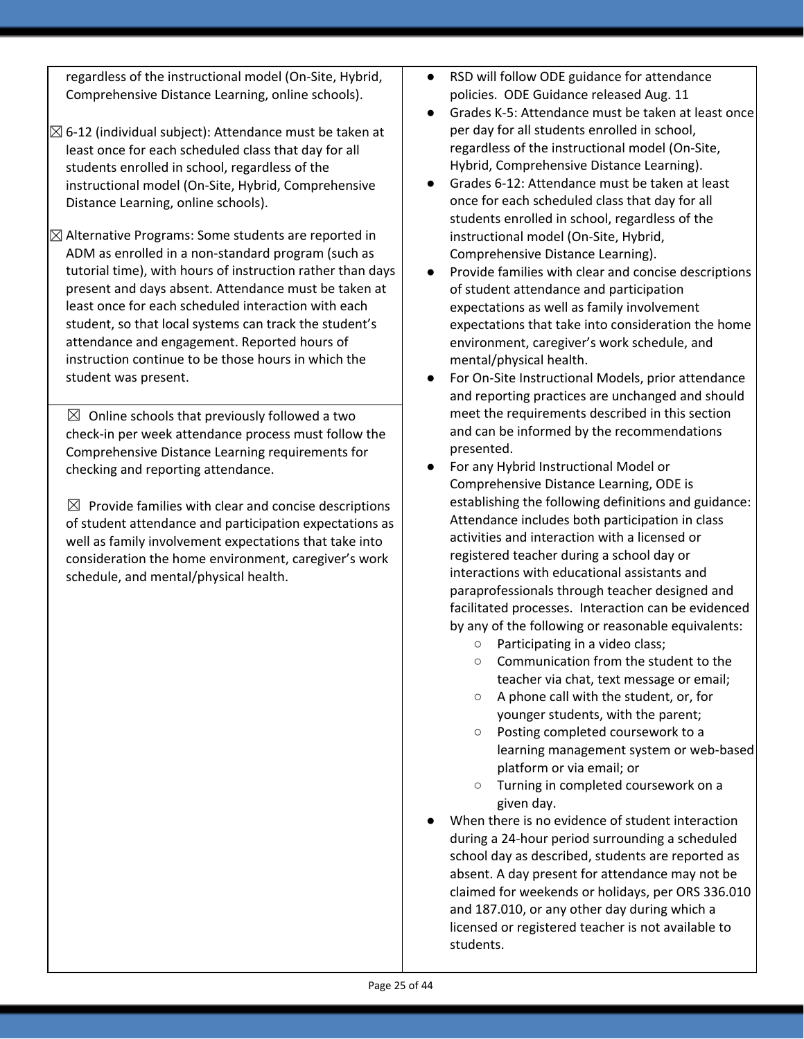| | |
|---|---|
| regardless of the instructional model (On-Site, Hybrid, Comprehensive Distance Learning, online schools).<br><br>☒ 6-12 (individual subject): Attendance must be taken at least once for each scheduled class that day for all students enrolled in school, regardless of the instructional model (On-Site, Hybrid, Comprehensive Distance Learning, online schools).<br><br>☒ Alternative Programs: Some students are reported in ADM as enrolled in a non-standard program (such as tutorial time), with hours of instruction rather than days present and days absent. Attendance must be taken at least once for each scheduled interaction with each student, so that local systems can track the student's attendance and engagement. Reported hours of instruction continue to be those hours in which the student was present.<br><br>☒ Online schools that previously followed a two check-in per week attendance process must follow the Comprehensive Distance Learning requirements for checking and reporting attendance.<br><br>☒ Provide families with clear and concise descriptions of student attendance and participation expectations as well as family involvement expectations that take into consideration the home environment, caregiver's work schedule, and mental/physical health. | • RSD will follow ODE guidance for attendance policies. ODE Guidance released Aug. 11<br>• Grades K-5: Attendance must be taken at least once per day for all students enrolled in school, regardless of the instructional model (On-Site, Hybrid, Comprehensive Distance Learning).<br>• Grades 6-12: Attendance must be taken at least once for each scheduled class that day for all students enrolled in school, regardless of the instructional model (On-Site, Hybrid, Comprehensive Distance Learning).<br>• Provide families with clear and concise descriptions of student attendance and participation expectations as well as family involvement expectations that take into consideration the home environment, caregiver's work schedule, and mental/physical health.<br>• For On-Site Instructional Models, prior attendance and reporting practices are unchanged and should meet the requirements described in this section and can be informed by the recommendations presented.<br>• For any Hybrid Instructional Model or Comprehensive Distance Learning, ODE is establishing the following definitions and guidance: Attendance includes both participation in class activities and interaction with a licensed or registered teacher during a school day or interactions with educational assistants and paraprofessionals through teacher designed and facilitated processes. Interaction can be evidenced by any of the following or reasonable equivalents:<br>&nbsp;&nbsp;○ Participating in a video class;<br>&nbsp;&nbsp;○ Communication from the student to the teacher via chat, text message or email;<br>&nbsp;&nbsp;○ A phone call with the student, or, for younger students, with the parent;<br>&nbsp;&nbsp;○ Posting completed coursework to a learning management system or web-based platform or via email; or<br>&nbsp;&nbsp;○ Turning in completed coursework on a given day.<br>• When there is no evidence of student interaction during a 24-hour period surrounding a scheduled school day as described, students are reported as absent. A day present for attendance may not be claimed for weekends or holidays, per ORS 336.010 and 187.010, or any other day during which a licensed or registered teacher is not available to students. |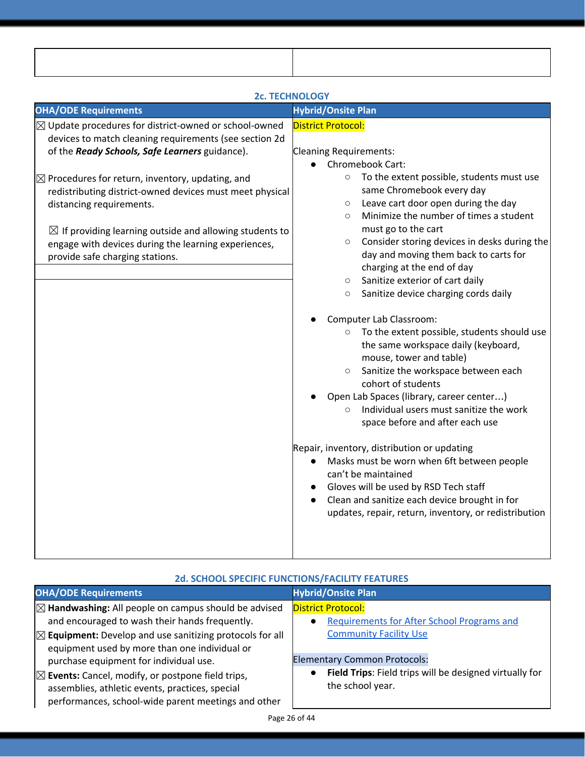| | |
|---|---|
| | |

### 2c. TECHNOLOGY

| OHA/ODE Requirements | Hybrid/Onsite Plan |
|---|---|
| ☒ Update procedures for district-owned or school-owned devices to match cleaning requirements (see section 2d of the ***Ready Schools, Safe Learners*** guidance).<br><br>☒ Procedures for return, inventory, updating, and redistributing district-owned devices must meet physical distancing requirements.<br><br>☒ If providing learning outside and allowing students to engage with devices during the learning experiences, provide safe charging stations. | District Protocol:<br><br>Cleaning Requirements:<br>● Chromebook Cart:<br>○ To the extent possible, students must use same Chromebook every day<br>○ Leave cart door open during the day<br>○ Minimize the number of times a student must go to the cart<br>○ Consider storing devices in desks during the day and moving them back to carts for charging at the end of day<br>○ Sanitize exterior of cart daily<br>○ Sanitize device charging cords daily<br><br>● Computer Lab Classroom:<br>○ To the extent possible, students should use the same workspace daily (keyboard, mouse, tower and table)<br>○ Sanitize the workspace between each cohort of students<br>● Open Lab Spaces (library, career center…)<br>○ Individual users must sanitize the work space before and after each use<br><br>Repair, inventory, distribution or updating<br>● Masks must be worn when 6ft between people can't be maintained<br>● Gloves will be used by RSD Tech staff<br>● Clean and sanitize each device brought in for updates, repair, return, inventory, or redistribution |
| | |

### 2d. SCHOOL SPECIFIC FUNCTIONS/FACILITY FEATURES

| OHA/ODE Requirements | Hybrid/Onsite Plan |
|---|---|
| ☒ **Handwashing:** All people on campus should be advised and encouraged to wash their hands frequently.<br>☒ **Equipment:** Develop and use sanitizing protocols for all equipment used by more than one individual or purchase equipment for individual use.<br>☒ **Events:** Cancel, modify, or postpone field trips, assemblies, athletic events, practices, special performances, school-wide parent meetings and other | District Protocol:<br>● Requirements for After School Programs and Community Facility Use<br><br>Elementary Common Protocols:<br>● **Field Trips**: Field trips will be designed virtually for the school year. |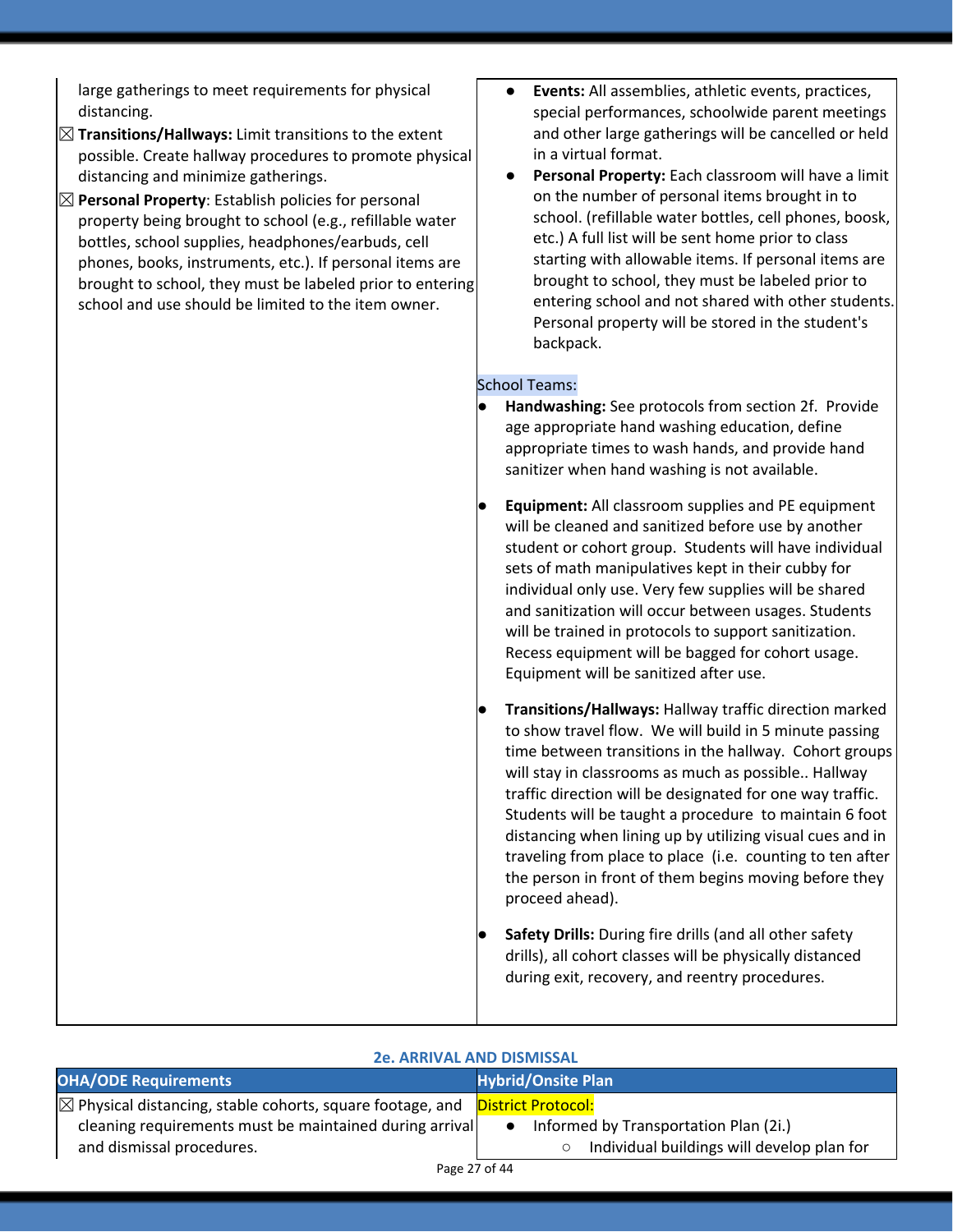| | |
|---|---|
| large gatherings to meet requirements for physical distancing.<br>☒ **Transitions/Hallways:** Limit transitions to the extent possible. Create hallway procedures to promote physical distancing and minimize gatherings.<br>☒ **Personal Property**: Establish policies for personal property being brought to school (e.g., refillable water bottles, school supplies, headphones/earbuds, cell phones, books, instruments, etc.). If personal items are brought to school, they must be labeled prior to entering school and use should be limited to the item owner. | ● **Events:** All assemblies, athletic events, practices, special performances, schoolwide parent meetings and other large gatherings will be cancelled or held in a virtual format.<br>● **Personal Property:** Each classroom will have a limit on the number of personal items brought in to school. (refillable water bottles, cell phones, boosk, etc.) A full list will be sent home prior to class starting with allowable items. If personal items are brought to school, they must be labeled prior to entering school and not shared with other students. Personal property will be stored in the student's backpack.<br><br>School Teams:<br>● **Handwashing:** See protocols from section 2f. Provide age appropriate hand washing education, define appropriate times to wash hands, and provide hand sanitizer when hand washing is not available.<br><br>● **Equipment:** All classroom supplies and PE equipment will be cleaned and sanitized before use by another student or cohort group. Students will have individual sets of math manipulatives kept in their cubby for individual only use. Very few supplies will be shared and sanitization will occur between usages. Students will be trained in protocols to support sanitization. Recess equipment will be bagged for cohort usage. Equipment will be sanitized after use.<br><br>● **Transitions/Hallways:** Hallway traffic direction marked to show travel flow. We will build in 5 minute passing time between transitions in the hallway. Cohort groups will stay in classrooms as much as possible.. Hallway traffic direction will be designated for one way traffic. Students will be taught a procedure to maintain 6 foot distancing when lining up by utilizing visual cues and in traveling from place to place (i.e. counting to ten after the person in front of them begins moving before they proceed ahead).<br><br>● **Safety Drills:** During fire drills (and all other safety drills), all cohort classes will be physically distanced during exit, recovery, and reentry procedures. |

## 2e. ARRIVAL AND DISMISSAL

| OHA/ODE Requirements | Hybrid/Onsite Plan |
|---|---|
| ☒ Physical distancing, stable cohorts, square footage, and cleaning requirements must be maintained during arrival and dismissal procedures. | District Protocol:<br>● Informed by Transportation Plan (2i.)<br>○ Individual buildings will develop plan for |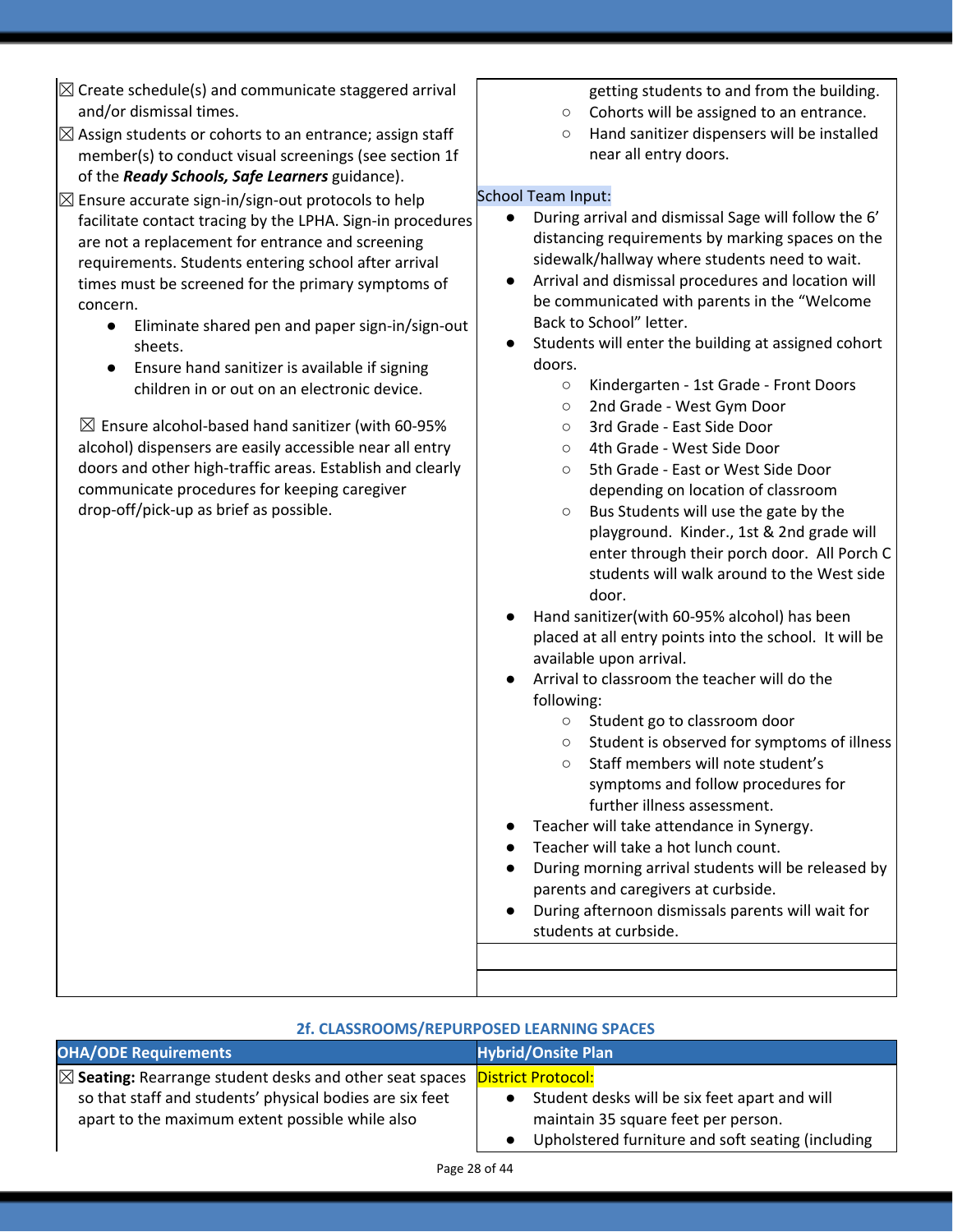| | |
|---|---|
| ☒ Create schedule(s) and communicate staggered arrival and/or dismissal times.<br>☒ Assign students or cohorts to an entrance; assign staff member(s) to conduct visual screenings (see section 1f of the ***Ready Schools, Safe Learners*** guidance).<br>☒ Ensure accurate sign-in/sign-out protocols to help facilitate contact tracing by the LPHA. Sign-in procedures are not a replacement for entrance and screening requirements. Students entering school after arrival times must be screened for the primary symptoms of concern.<br>• Eliminate shared pen and paper sign-in/sign-out sheets.<br>• Ensure hand sanitizer is available if signing children in or out on an electronic device.<br><br>☒ Ensure alcohol-based hand sanitizer (with 60-95% alcohol) dispensers are easily accessible near all entry doors and other high-traffic areas. Establish and clearly communicate procedures for keeping caregiver drop-off/pick-up as brief as possible. | getting students to and from the building.<br>○ Cohorts will be assigned to an entrance.<br>○ Hand sanitizer dispensers will be installed near all entry doors.<br><br>School Team Input:<br>• During arrival and dismissal Sage will follow the 6' distancing requirements by marking spaces on the sidewalk/hallway where students need to wait.<br>• Arrival and dismissal procedures and location will be communicated with parents in the "Welcome Back to School" letter.<br>• Students will enter the building at assigned cohort doors.<br>○ Kindergarten - 1st Grade - Front Doors<br>○ 2nd Grade - West Gym Door<br>○ 3rd Grade - East Side Door<br>○ 4th Grade - West Side Door<br>○ 5th Grade - East or West Side Door depending on location of classroom<br>○ Bus Students will use the gate by the playground. Kinder., 1st & 2nd grade will enter through their porch door. All Porch C students will walk around to the West side door.<br>• Hand sanitizer(with 60-95% alcohol) has been placed at all entry points into the school. It will be available upon arrival.<br>• Arrival to classroom the teacher will do the following:<br>○ Student go to classroom door<br>○ Student is observed for symptoms of illness<br>○ Staff members will note student's symptoms and follow procedures for further illness assessment.<br>• Teacher will take attendance in Synergy.<br>• Teacher will take a hot lunch count.<br>• During morning arrival students will be released by parents and caregivers at curbside.<br>• During afternoon dismissals parents will wait for students at curbside. |

## 2f. CLASSROOMS/REPURPOSED LEARNING SPACES

| OHA/ODE Requirements | Hybrid/Onsite Plan |
|---|---|
| ☒ **Seating:** Rearrange student desks and other seat spaces so that staff and students' physical bodies are six feet apart to the maximum extent possible while also | District Protocol:<br>• Student desks will be six feet apart and will maintain 35 square feet per person.<br>• Upholstered furniture and soft seating (including |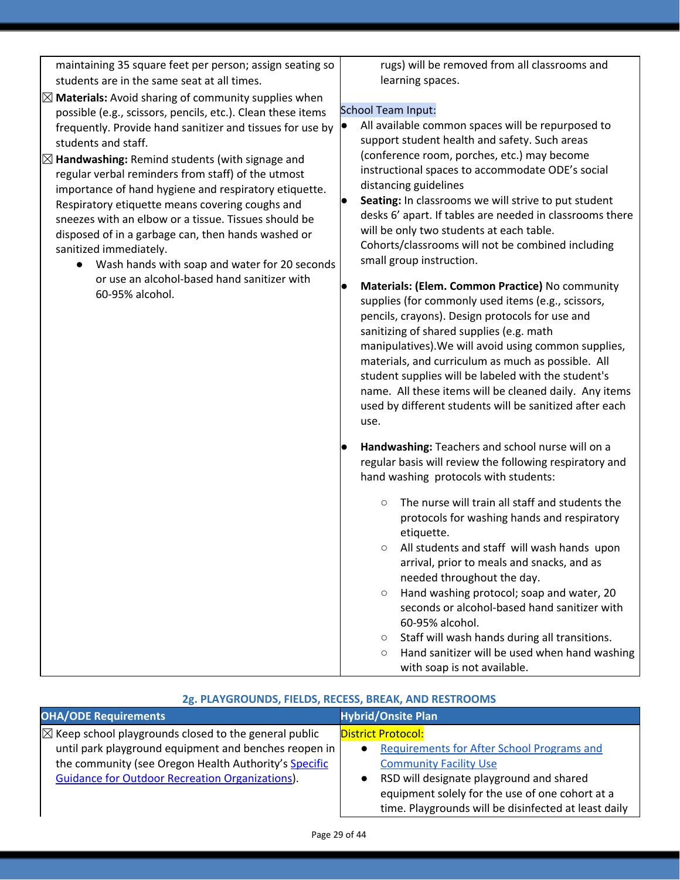| | |
|---|---|
| maintaining 35 square feet per person; assign seating so students are in the same seat at all times.<br>☒ **Materials:** Avoid sharing of community supplies when possible (e.g., scissors, pencils, etc.). Clean these items frequently. Provide hand sanitizer and tissues for use by students and staff.<br>☒ **Handwashing:** Remind students (with signage and regular verbal reminders from staff) of the utmost importance of hand hygiene and respiratory etiquette. Respiratory etiquette means covering coughs and sneezes with an elbow or a tissue. Tissues should be disposed of in a garbage can, then hands washed or sanitized immediately.<br>● Wash hands with soap and water for 20 seconds or use an alcohol-based hand sanitizer with 60-95% alcohol. | rugs) will be removed from all classrooms and learning spaces.<br><br>School Team Input:<br>● All available common spaces will be repurposed to support student health and safety. Such areas (conference room, porches, etc.) may become instructional spaces to accommodate ODE's social distancing guidelines<br>● **Seating:** In classrooms we will strive to put student desks 6' apart. If tables are needed in classrooms there will be only two students at each table. Cohorts/classrooms will not be combined including small group instruction.<br>● **Materials: (Elem. Common Practice)** No community supplies (for commonly used items (e.g., scissors, pencils, crayons). Design protocols for use and sanitizing of shared supplies (e.g. math manipulatives).We will avoid using common supplies, materials, and curriculum as much as possible. All student supplies will be labeled with the student's name. All these items will be cleaned daily. Any items used by different students will be sanitized after each use.<br>● **Handwashing:** Teachers and school nurse will on a regular basis will review the following respiratory and hand washing protocols with students:<br>○ The nurse will train all staff and students the protocols for washing hands and respiratory etiquette.<br>○ All students and staff will wash hands upon arrival, prior to meals and snacks, and as needed throughout the day.<br>○ Hand washing protocol; soap and water, 20 seconds or alcohol-based hand sanitizer with 60-95% alcohol.<br>○ Staff will wash hands during all transitions.<br>○ Hand sanitizer will be used when hand washing with soap is not available. |

### 2g. PLAYGROUNDS, FIELDS, RECESS, BREAK, AND RESTROOMS

| OHA/ODE Requirements | Hybrid/Onsite Plan |
|---|---|
| ☒ Keep school playgrounds closed to the general public until park playground equipment and benches reopen in the community (see Oregon Health Authority's Specific Guidance for Outdoor Recreation Organizations). | District Protocol:<br>● Requirements for After School Programs and Community Facility Use<br>● RSD will designate playground and shared equipment solely for the use of one cohort at a time. Playgrounds will be disinfected at least daily |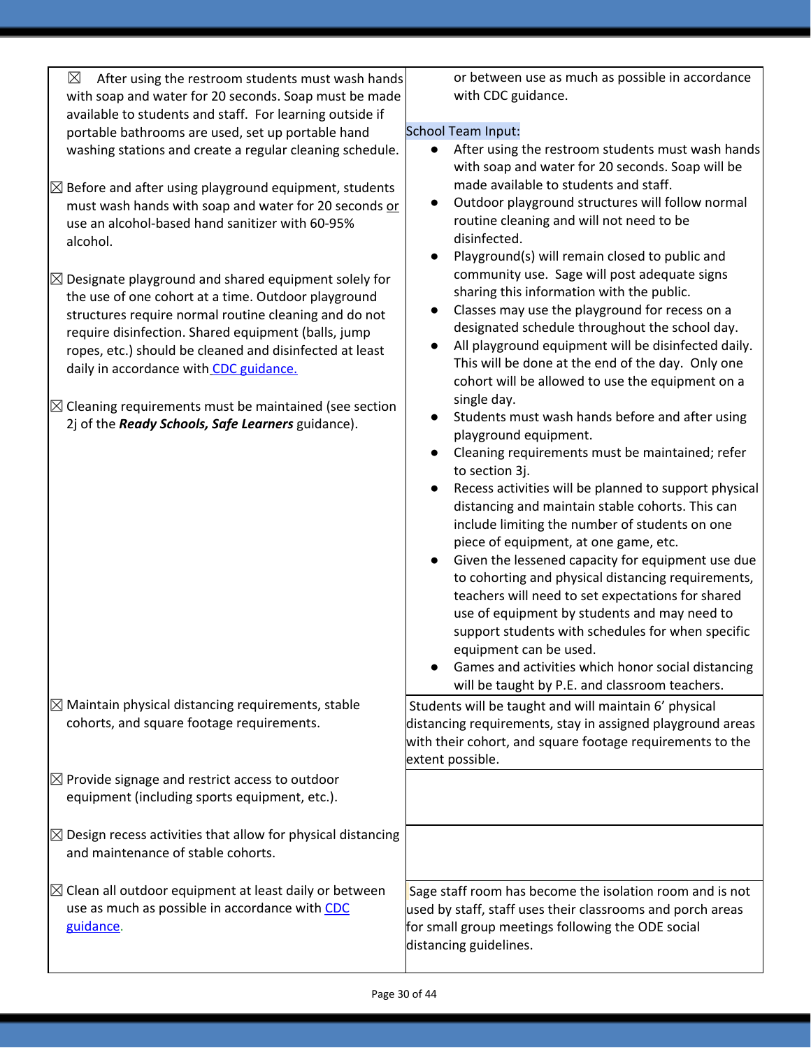| | |
|---|---|
| ☒ After using the restroom students must wash hands with soap and water for 20 seconds. Soap must be made available to students and staff. For learning outside if portable bathrooms are used, set up portable hand washing stations and create a regular cleaning schedule.<br><br>☒ Before and after using playground equipment, students must wash hands with soap and water for 20 seconds <u>or</u> use an alcohol-based hand sanitizer with 60-95% alcohol.<br><br>☒ Designate playground and shared equipment solely for the use of one cohort at a time. Outdoor playground structures require normal routine cleaning and do not require disinfection. Shared equipment (balls, jump ropes, etc.) should be cleaned and disinfected at least daily in accordance with [CDC guidance.]()<br><br>☒ Cleaning requirements must be maintained (see section 2j of the ***Ready Schools, Safe Learners*** guidance). | or between use as much as possible in accordance with CDC guidance.<br><br>School Team Input:<br>● After using the restroom students must wash hands with soap and water for 20 seconds. Soap will be made available to students and staff.<br>● Outdoor playground structures will follow normal routine cleaning and will not need to be disinfected.<br>● Playground(s) will remain closed to public and community use. Sage will post adequate signs sharing this information with the public.<br>● Classes may use the playground for recess on a designated schedule throughout the school day.<br>● All playground equipment will be disinfected daily. This will be done at the end of the day. Only one cohort will be allowed to use the equipment on a single day.<br>● Students must wash hands before and after using playground equipment.<br>● Cleaning requirements must be maintained; refer to section 3j.<br>● Recess activities will be planned to support physical distancing and maintain stable cohorts. This can include limiting the number of students on one piece of equipment, at one game, etc.<br>● Given the lessened capacity for equipment use due to cohorting and physical distancing requirements, teachers will need to set expectations for shared use of equipment by students and may need to support students with schedules for when specific equipment can be used.<br>● Games and activities which honor social distancing will be taught by P.E. and classroom teachers. |
| ☒ Maintain physical distancing requirements, stable cohorts, and square footage requirements. | Students will be taught and will maintain 6' physical distancing requirements, stay in assigned playground areas with their cohort, and square footage requirements to the extent possible. |
| ☒ Provide signage and restrict access to outdoor equipment (including sports equipment, etc.). | |
| ☒ Design recess activities that allow for physical distancing and maintenance of stable cohorts. | |
| ☒ Clean all outdoor equipment at least daily or between use as much as possible in accordance with [CDC guidance](). | Sage staff room has become the isolation room and is not used by staff, staff uses their classrooms and porch areas for small group meetings following the ODE social distancing guidelines. |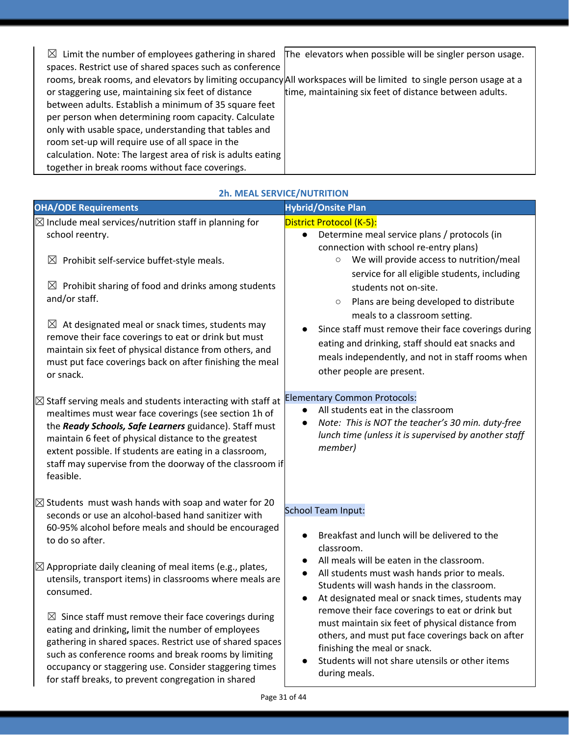| | |
|---|---|
| ☒ Limit the number of employees gathering in shared spaces. Restrict use of shared spaces such as conference rooms, break rooms, and elevators by limiting occupancy or staggering use, maintaining six feet of distance between adults. Establish a minimum of 35 square feet per person when determining room capacity. Calculate only with usable space, understanding that tables and room set-up will require use of all space in the calculation. Note: The largest area of risk is adults eating together in break rooms without face coverings. | The elevators when possible will be singler person usage.<br><br>All workspaces will be limited to single person usage at a time, maintaining six feet of distance between adults. |

### 2h. MEAL SERVICE/NUTRITION

| OHA/ODE Requirements | Hybrid/Onsite Plan |
|---|---|
| ☒ Include meal services/nutrition staff in planning for school reentry.<br><br>☒ Prohibit self-service buffet-style meals.<br><br>☒ Prohibit sharing of food and drinks among students and/or staff.<br><br>☒ At designated meal or snack times, students may remove their face coverings to eat or drink but must maintain six feet of physical distance from others, and must put face coverings back on after finishing the meal or snack. | District Protocol (K-5):<br>● Determine meal service plans / protocols (in connection with school re-entry plans)<br>○ We will provide access to nutrition/meal service for all eligible students, including students not on-site.<br>○ Plans are being developed to distribute meals to a classroom setting.<br>● Since staff must remove their face coverings during eating and drinking, staff should eat snacks and meals independently, and not in staff rooms when other people are present. |
| ☒ Staff serving meals and students interacting with staff at mealtimes must wear face coverings (see section 1h of the ***Ready Schools, Safe Learners*** guidance). Staff must maintain 6 feet of physical distance to the greatest extent possible. If students are eating in a classroom, staff may supervise from the doorway of the classroom if feasible. | Elementary Common Protocols:<br>● All students eat in the classroom<br>● *Note: This is NOT the teacher's 30 min. duty-free lunch time (unless it is supervised by another staff member)* |
| ☒ Students must wash hands with soap and water for 20 seconds or use an alcohol-based hand sanitizer with 60-95% alcohol before meals and should be encouraged to do so after.<br><br>☒ Appropriate daily cleaning of meal items (e.g., plates, utensils, transport items) in classrooms where meals are consumed.<br><br>☒ Since staff must remove their face coverings during eating and drinking**,** limit the number of employees gathering in shared spaces. Restrict use of shared spaces such as conference rooms and break rooms by limiting occupancy or staggering use. Consider staggering times for staff breaks, to prevent congregation in shared | School Team Input:<br><br>● Breakfast and lunch will be delivered to the classroom.<br>● All meals will be eaten in the classroom.<br>● All students must wash hands prior to meals. Students will wash hands in the classroom.<br>● At designated meal or snack times, students may remove their face coverings to eat or drink but must maintain six feet of physical distance from others, and must put face coverings back on after finishing the meal or snack.<br>● Students will not share utensils or other items during meals. |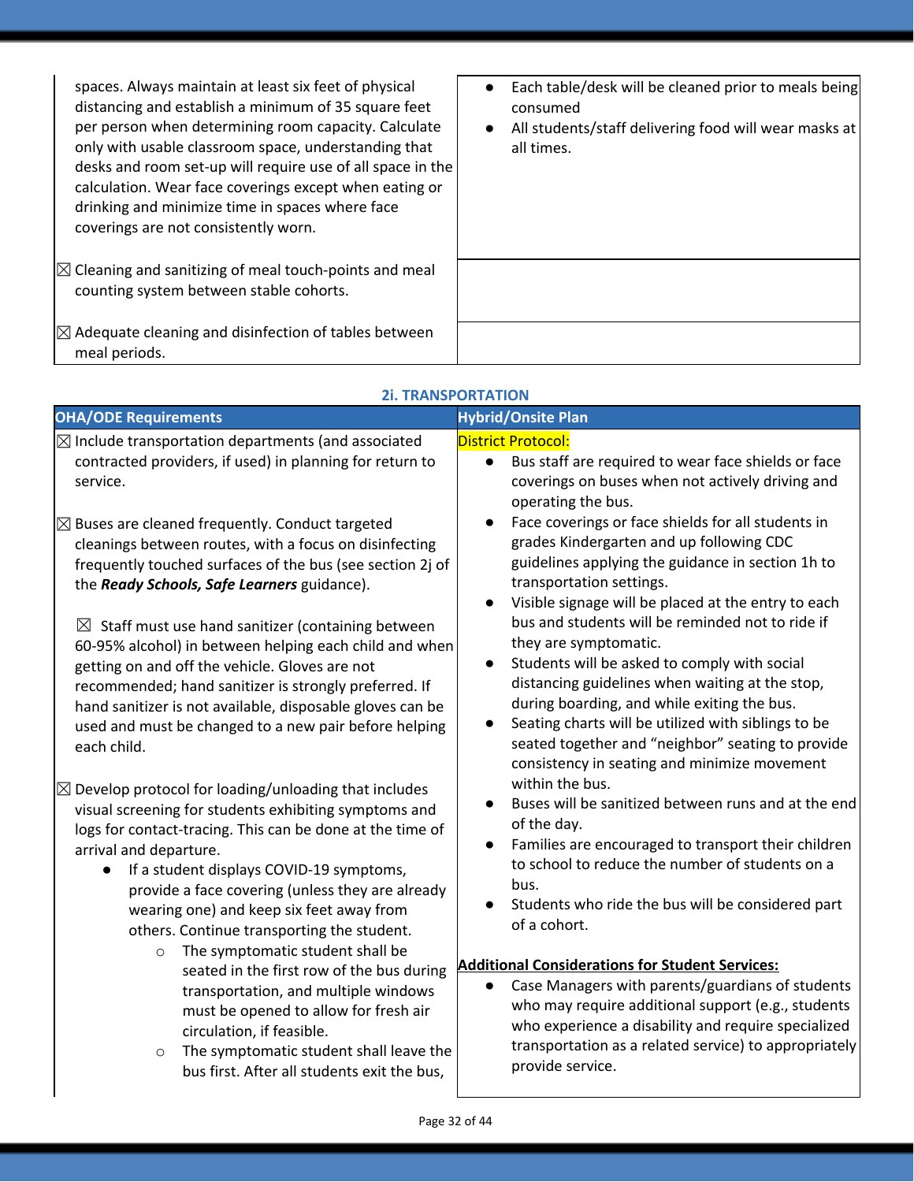| | |
|---|---|
| spaces. Always maintain at least six feet of physical distancing and establish a minimum of 35 square feet per person when determining room capacity. Calculate only with usable classroom space, understanding that desks and room set-up will require use of all space in the calculation. Wear face coverings except when eating or drinking and minimize time in spaces where face coverings are not consistently worn. | ● Each table/desk will be cleaned prior to meals being consumed<br>● All students/staff delivering food will wear masks at all times. |
| ☒ Cleaning and sanitizing of meal touch-points and meal counting system between stable cohorts. | |
| ☒ Adequate cleaning and disinfection of tables between meal periods. | |

### 2i. TRANSPORTATION

| OHA/ODE Requirements | Hybrid/Onsite Plan |
|---|---|
| ☒ Include transportation departments (and associated contracted providers, if used) in planning for return to service.<br><br>☒ Buses are cleaned frequently. Conduct targeted cleanings between routes, with a focus on disinfecting frequently touched surfaces of the bus (see section 2j of the ***Ready Schools, Safe Learners*** guidance).<br><br>☒ Staff must use hand sanitizer (containing between 60-95% alcohol) in between helping each child and when getting on and off the vehicle. Gloves are not recommended; hand sanitizer is strongly preferred. If hand sanitizer is not available, disposable gloves can be used and must be changed to a new pair before helping each child.<br><br>☒ Develop protocol for loading/unloading that includes visual screening for students exhibiting symptoms and logs for contact-tracing. This can be done at the time of arrival and departure.<br>● If a student displays COVID-19 symptoms, provide a face covering (unless they are already wearing one) and keep six feet away from others. Continue transporting the student.<br>○ The symptomatic student shall be seated in the first row of the bus during transportation, and multiple windows must be opened to allow for fresh air circulation, if feasible.<br>○ The symptomatic student shall leave the bus first. After all students exit the bus, | District Protocol:<br>● Bus staff are required to wear face shields or face coverings on buses when not actively driving and operating the bus.<br>● Face coverings or face shields for all students in grades Kindergarten and up following CDC guidelines applying the guidance in section 1h to transportation settings.<br>● Visible signage will be placed at the entry to each bus and students will be reminded not to ride if they are symptomatic.<br>● Students will be asked to comply with social distancing guidelines when waiting at the stop, during boarding, and while exiting the bus.<br>● Seating charts will be utilized with siblings to be seated together and "neighbor" seating to provide consistency in seating and minimize movement within the bus.<br>● Buses will be sanitized between runs and at the end of the day.<br>● Families are encouraged to transport their children to school to reduce the number of students on a bus.<br>● Students who ride the bus will be considered part of a cohort.<br><br>**Additional Considerations for Student Services:**<br>● Case Managers with parents/guardians of students who may require additional support (e.g., students who experience a disability and require specialized transportation as a related service) to appropriately provide service. |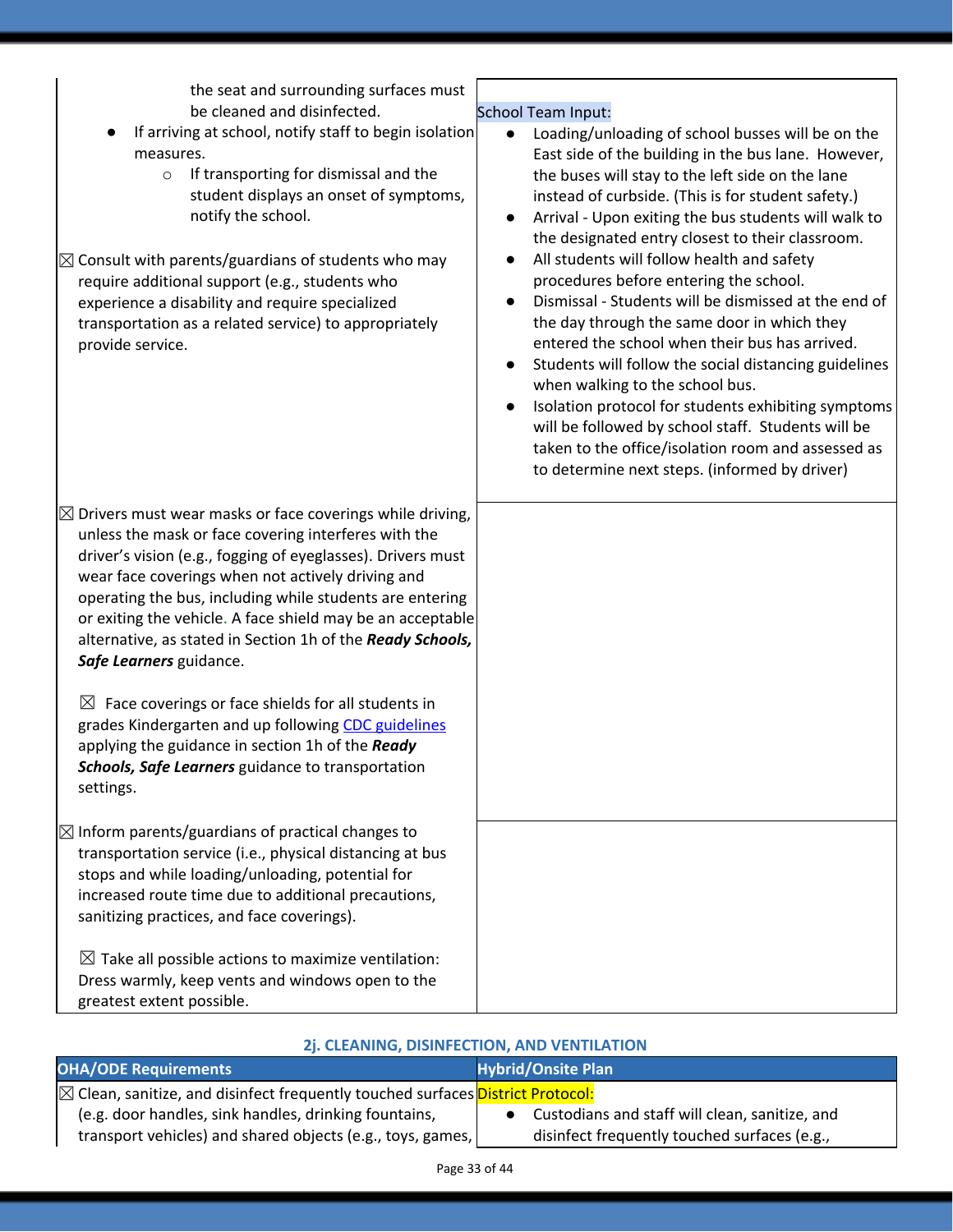| | |
|---|---|
| the seat and surrounding surfaces must be cleaned and disinfected.<br>● If arriving at school, notify staff to begin isolation measures.<br>○ If transporting for dismissal and the student displays an onset of symptoms, notify the school.<br><br>☒ Consult with parents/guardians of students who may require additional support (e.g., students who experience a disability and require specialized transportation as a related service) to appropriately provide service. | School Team Input:<br>● Loading/unloading of school busses will be on the East side of the building in the bus lane. However, the buses will stay to the left side on the lane instead of curbside. (This is for student safety.)<br>● Arrival - Upon exiting the bus students will walk to the designated entry closest to their classroom.<br>● All students will follow health and safety procedures before entering the school.<br>● Dismissal - Students will be dismissed at the end of the day through the same door in which they entered the school when their bus has arrived.<br>● Students will follow the social distancing guidelines when walking to the school bus.<br>● Isolation protocol for students exhibiting symptoms will be followed by school staff. Students will be taken to the office/isolation room and assessed as to determine next steps. (informed by driver) |
| ☒ Drivers must wear masks or face coverings while driving, unless the mask or face covering interferes with the driver's vision (e.g., fogging of eyeglasses). Drivers must wear face coverings when not actively driving and operating the bus, including while students are entering or exiting the vehicle. A face shield may be an acceptable alternative, as stated in Section 1h of the ***Ready Schools, Safe Learners*** guidance.<br><br>☒ Face coverings or face shields for all students in grades Kindergarten and up following CDC guidelines applying the guidance in section 1h of the ***Ready Schools, Safe Learners*** guidance to transportation settings. | |
| ☒ Inform parents/guardians of practical changes to transportation service (i.e., physical distancing at bus stops and while loading/unloading, potential for increased route time due to additional precautions, sanitizing practices, and face coverings).<br><br>☒ Take all possible actions to maximize ventilation: Dress warmly, keep vents and windows open to the greatest extent possible. | |

### 2j. CLEANING, DISINFECTION, AND VENTILATION

| OHA/ODE Requirements | Hybrid/Onsite Plan |
|---|---|
| ☒ Clean, sanitize, and disinfect frequently touched surfaces (e.g. door handles, sink handles, drinking fountains, transport vehicles) and shared objects (e.g., toys, games, | District Protocol:<br>● Custodians and staff will clean, sanitize, and disinfect frequently touched surfaces (e.g., |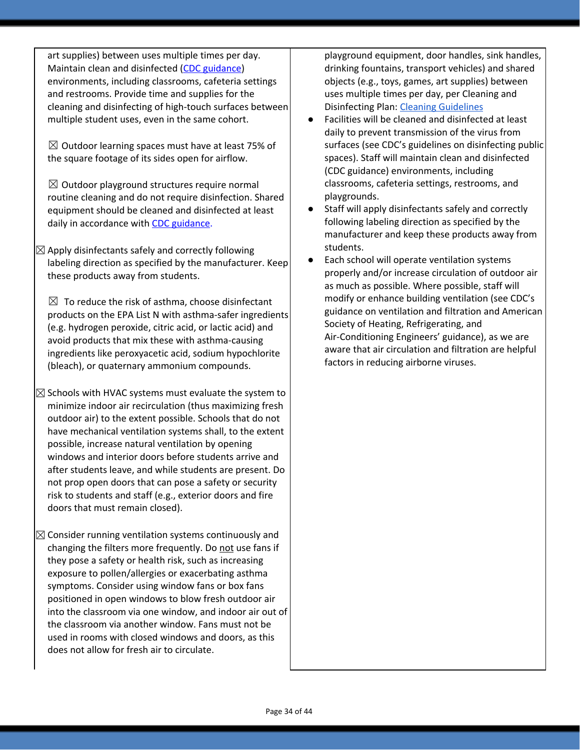| | |
|---|---|
| art supplies) between uses multiple times per day. Maintain clean and disinfected ([CDC guidance](#)) environments, including classrooms, cafeteria settings and restrooms. Provide time and supplies for the cleaning and disinfecting of high-touch surfaces between multiple student uses, even in the same cohort.<br><br>☒ Outdoor learning spaces must have at least 75% of the square footage of its sides open for airflow.<br><br>☒ Outdoor playground structures require normal routine cleaning and do not require disinfection. Shared equipment should be cleaned and disinfected at least daily in accordance with [CDC guidance](#).<br><br>☒ Apply disinfectants safely and correctly following labeling direction as specified by the manufacturer. Keep these products away from students.<br><br>☒ To reduce the risk of asthma, choose disinfectant products on the EPA List N with asthma-safer ingredients (e.g. hydrogen peroxide, citric acid, or lactic acid) and avoid products that mix these with asthma-causing ingredients like peroxyacetic acid, sodium hypochlorite (bleach), or quaternary ammonium compounds.<br><br>☒ Schools with HVAC systems must evaluate the system to minimize indoor air recirculation (thus maximizing fresh outdoor air) to the extent possible. Schools that do not have mechanical ventilation systems shall, to the extent possible, increase natural ventilation by opening windows and interior doors before students arrive and after students leave, and while students are present. Do not prop open doors that can pose a safety or security risk to students and staff (e.g., exterior doors and fire doors that must remain closed).<br><br>☒ Consider running ventilation systems continuously and changing the filters more frequently. Do <u>not</u> use fans if they pose a safety or health risk, such as increasing exposure to pollen/allergies or exacerbating asthma symptoms. Consider using window fans or box fans positioned in open windows to blow fresh outdoor air into the classroom via one window, and indoor air out of the classroom via another window. Fans must not be used in rooms with closed windows and doors, as this does not allow for fresh air to circulate. | playground equipment, door handles, sink handles, drinking fountains, transport vehicles) and shared objects (e.g., toys, games, art supplies) between uses multiple times per day, per Cleaning and Disinfecting Plan: [Cleaning Guidelines](#)<br>● Facilities will be cleaned and disinfected at least daily to prevent transmission of the virus from surfaces (see CDC's guidelines on disinfecting public spaces). Staff will maintain clean and disinfected (CDC guidance) environments, including classrooms, cafeteria settings, restrooms, and playgrounds.<br>● Staff will apply disinfectants safely and correctly following labeling direction as specified by the manufacturer and keep these products away from students.<br>● Each school will operate ventilation systems properly and/or increase circulation of outdoor air as much as possible. Where possible, staff will modify or enhance building ventilation (see CDC's guidance on ventilation and filtration and American Society of Heating, Refrigerating, and Air-Conditioning Engineers' guidance), as we are aware that air circulation and filtration are helpful factors in reducing airborne viruses. |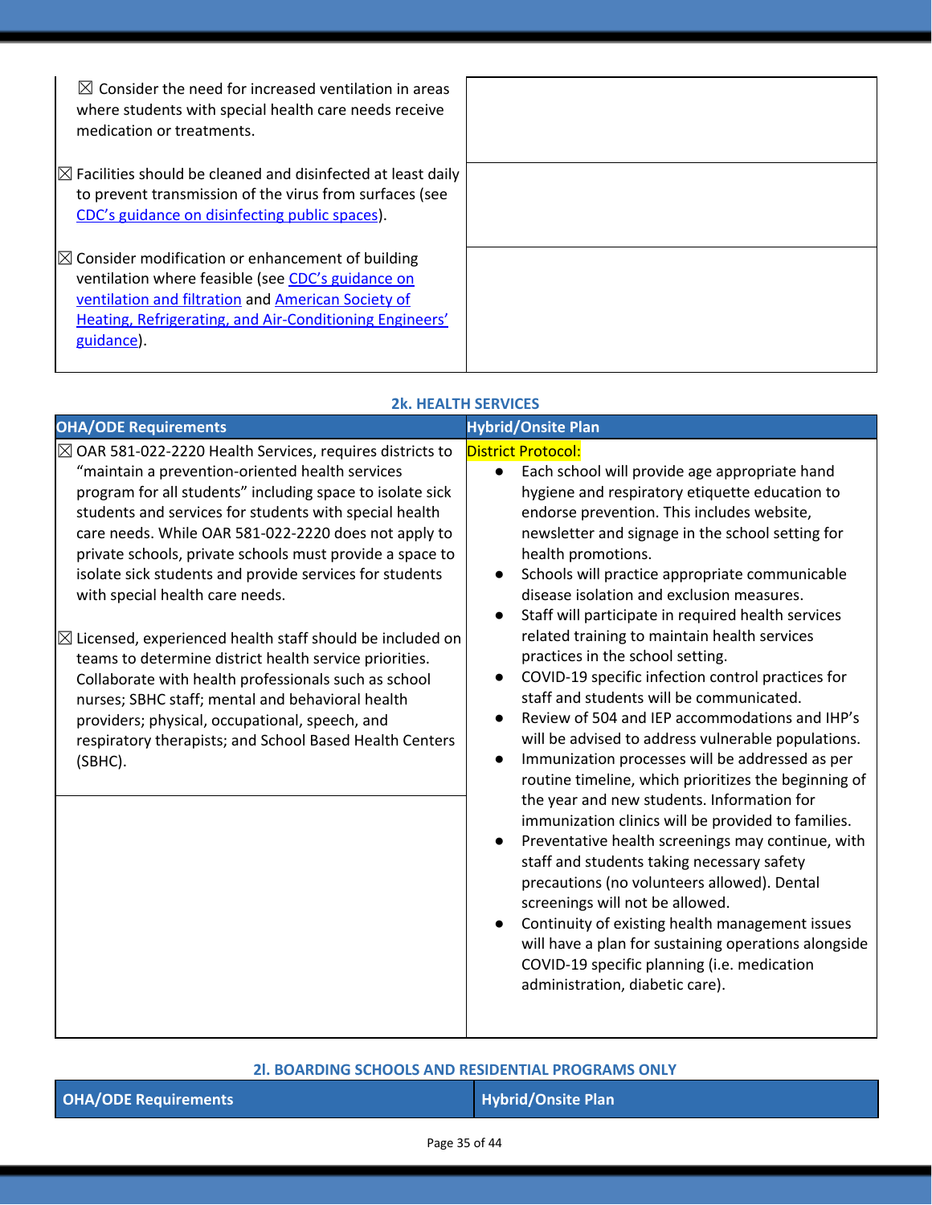| | |
|---|---|
| ☒ Consider the need for increased ventilation in areas where students with special health care needs receive medication or treatments. | |
| ☒ Facilities should be cleaned and disinfected at least daily to prevent transmission of the virus from surfaces (see [CDC's guidance on disinfecting public spaces](#)). | |
| ☒ Consider modification or enhancement of building ventilation where feasible (see [CDC's guidance on ventilation and filtration](#) and [American Society of Heating, Refrigerating, and Air-Conditioning Engineers' guidance](#)). | |

### 2k. HEALTH SERVICES

| OHA/ODE Requirements | Hybrid/Onsite Plan |
|---|---|
| ☒ OAR 581-022-2220 Health Services, requires districts to "maintain a prevention-oriented health services program for all students" including space to isolate sick students and services for students with special health care needs. While OAR 581-022-2220 does not apply to private schools, private schools must provide a space to isolate sick students and provide services for students with special health care needs.<br><br>☒ Licensed, experienced health staff should be included on teams to determine district health service priorities. Collaborate with health professionals such as school nurses; SBHC staff; mental and behavioral health providers; physical, occupational, speech, and respiratory therapists; and School Based Health Centers (SBHC). | District Protocol:<br>• Each school will provide age appropriate hand hygiene and respiratory etiquette education to endorse prevention. This includes website, newsletter and signage in the school setting for health promotions.<br>• Schools will practice appropriate communicable disease isolation and exclusion measures.<br>• Staff will participate in required health services related training to maintain health services practices in the school setting.<br>• COVID-19 specific infection control practices for staff and students will be communicated.<br>• Review of 504 and IEP accommodations and IHP's will be advised to address vulnerable populations.<br>• Immunization processes will be addressed as per routine timeline, which prioritizes the beginning of the year and new students. Information for immunization clinics will be provided to families.<br>• Preventative health screenings may continue, with staff and students taking necessary safety precautions (no volunteers allowed). Dental screenings will not be allowed.<br>• Continuity of existing health management issues will have a plan for sustaining operations alongside COVID-19 specific planning (i.e. medication administration, diabetic care). |

### 2l. BOARDING SCHOOLS AND RESIDENTIAL PROGRAMS ONLY

| OHA/ODE Requirements | Hybrid/Onsite Plan |
|---|---|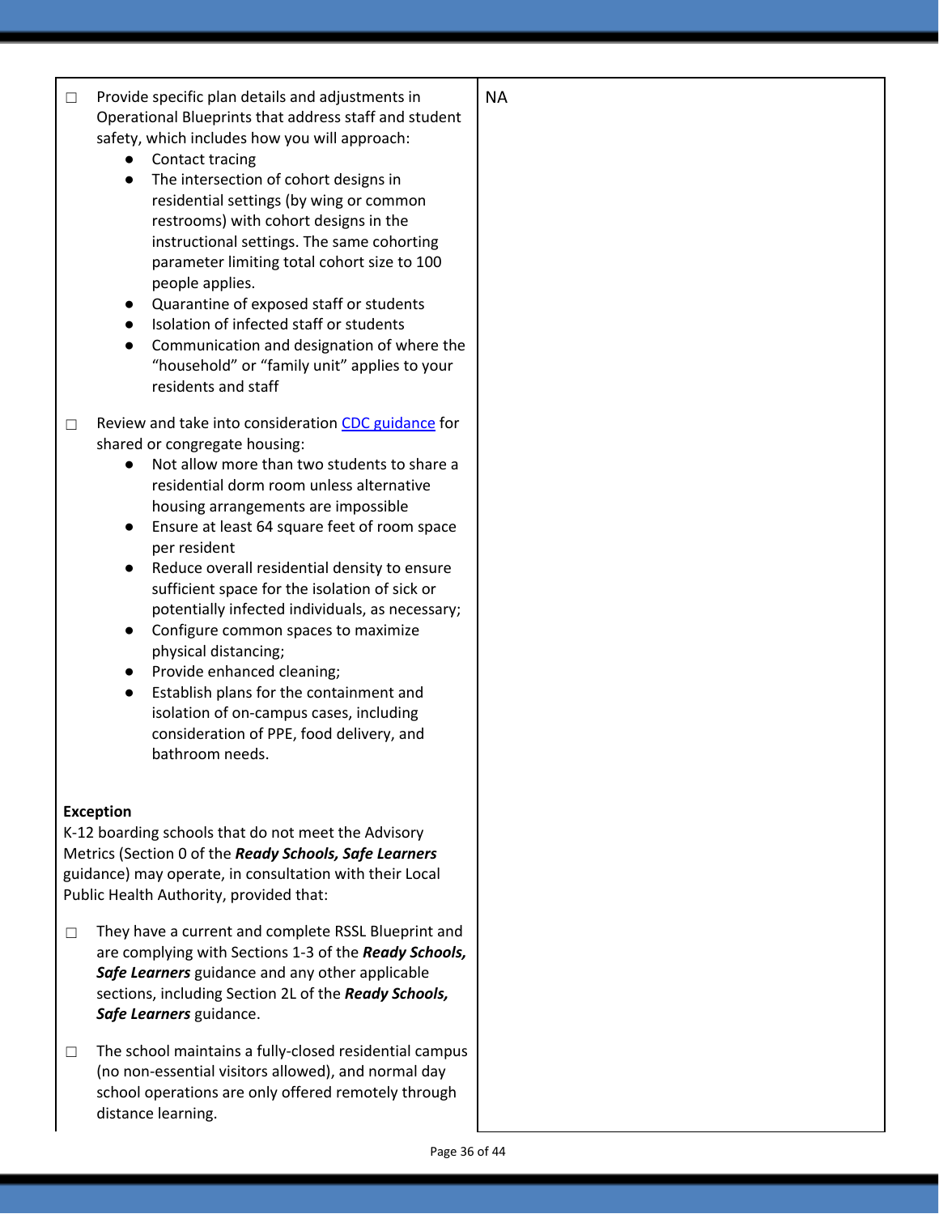| | |
|---|---|
| ☐ Provide specific plan details and adjustments in Operational Blueprints that address staff and student safety, which includes how you will approach:<br>• Contact tracing<br>• The intersection of cohort designs in residential settings (by wing or common restrooms) with cohort designs in the instructional settings. The same cohorting parameter limiting total cohort size to 100 people applies.<br>• Quarantine of exposed staff or students<br>• Isolation of infected staff or students<br>• Communication and designation of where the "household" or "family unit" applies to your residents and staff<br><br>☐ Review and take into consideration [CDC guidance] for shared or congregate housing:<br>• Not allow more than two students to share a residential dorm room unless alternative housing arrangements are impossible<br>• Ensure at least 64 square feet of room space per resident<br>• Reduce overall residential density to ensure sufficient space for the isolation of sick or potentially infected individuals, as necessary;<br>• Configure common spaces to maximize physical distancing;<br>• Provide enhanced cleaning;<br>• Establish plans for the containment and isolation of on-campus cases, including consideration of PPE, food delivery, and bathroom needs.<br><br>**Exception**<br>K-12 boarding schools that do not meet the Advisory Metrics (Section 0 of the ***Ready Schools, Safe Learners*** guidance) may operate, in consultation with their Local Public Health Authority, provided that:<br><br>☐ They have a current and complete RSSL Blueprint and are complying with Sections 1-3 of the ***Ready Schools, Safe Learners*** guidance and any other applicable sections, including Section 2L of the ***Ready Schools, Safe Learners*** guidance.<br><br>☐ The school maintains a fully-closed residential campus (no non-essential visitors allowed), and normal day school operations are only offered remotely through distance learning. | NA |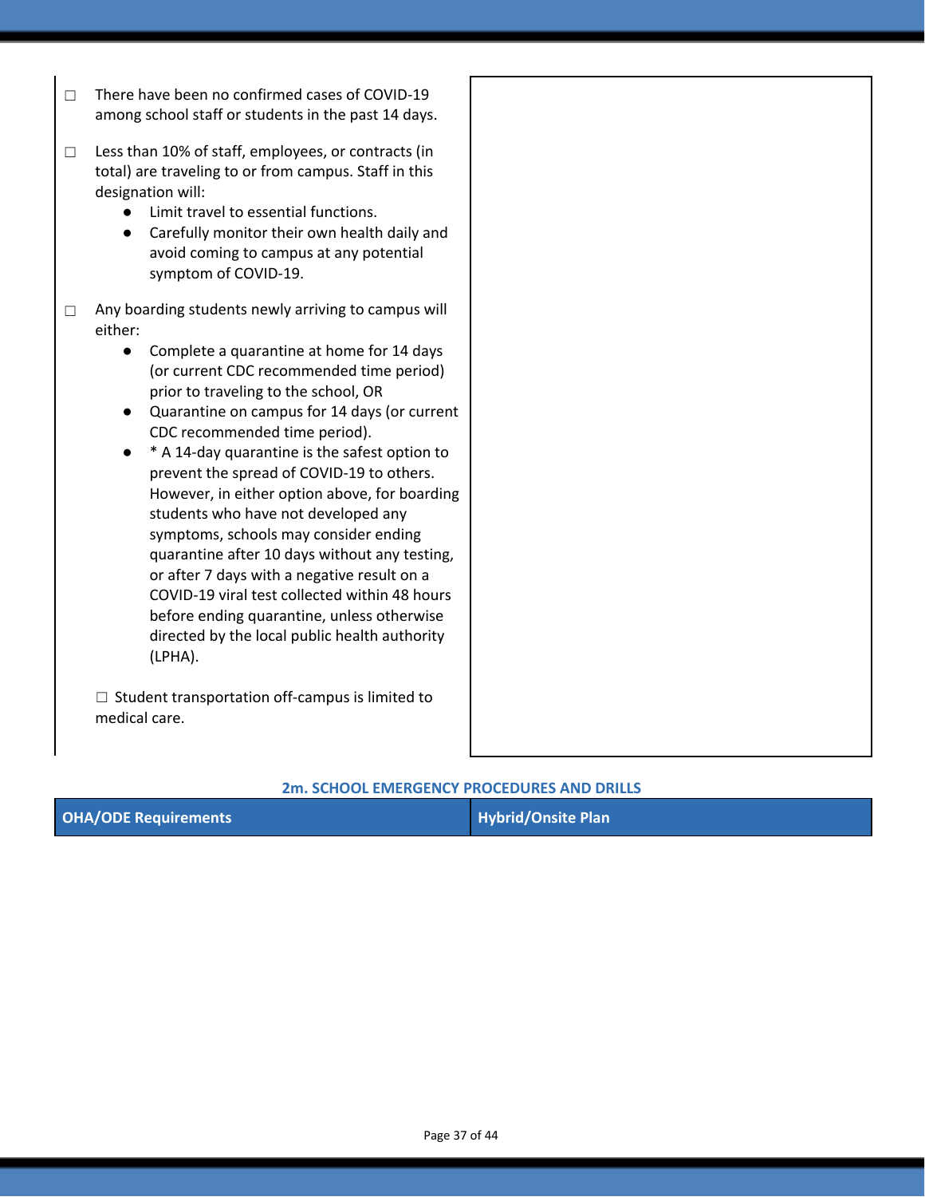| | |
|---|---|
| ☐ There have been no confirmed cases of COVID-19 among school staff or students in the past 14 days.<br><br>☐ Less than 10% of staff, employees, or contracts (in total) are traveling to or from campus. Staff in this designation will:<br>● Limit travel to essential functions.<br>● Carefully monitor their own health daily and avoid coming to campus at any potential symptom of COVID-19.<br><br>☐ Any boarding students newly arriving to campus will either:<br>● Complete a quarantine at home for 14 days (or current CDC recommended time period) prior to traveling to the school, OR<br>● Quarantine on campus for 14 days (or current CDC recommended time period).<br>● * A 14-day quarantine is the safest option to prevent the spread of COVID-19 to others. However, in either option above, for boarding students who have not developed any symptoms, schools may consider ending quarantine after 10 days without any testing, or after 7 days with a negative result on a COVID-19 viral test collected within 48 hours before ending quarantine, unless otherwise directed by the local public health authority (LPHA).<br><br>☐ Student transportation off-campus is limited to medical care. | |

## 2m. SCHOOL EMERGENCY PROCEDURES AND DRILLS

| OHA/ODE Requirements | Hybrid/Onsite Plan |
|---|---|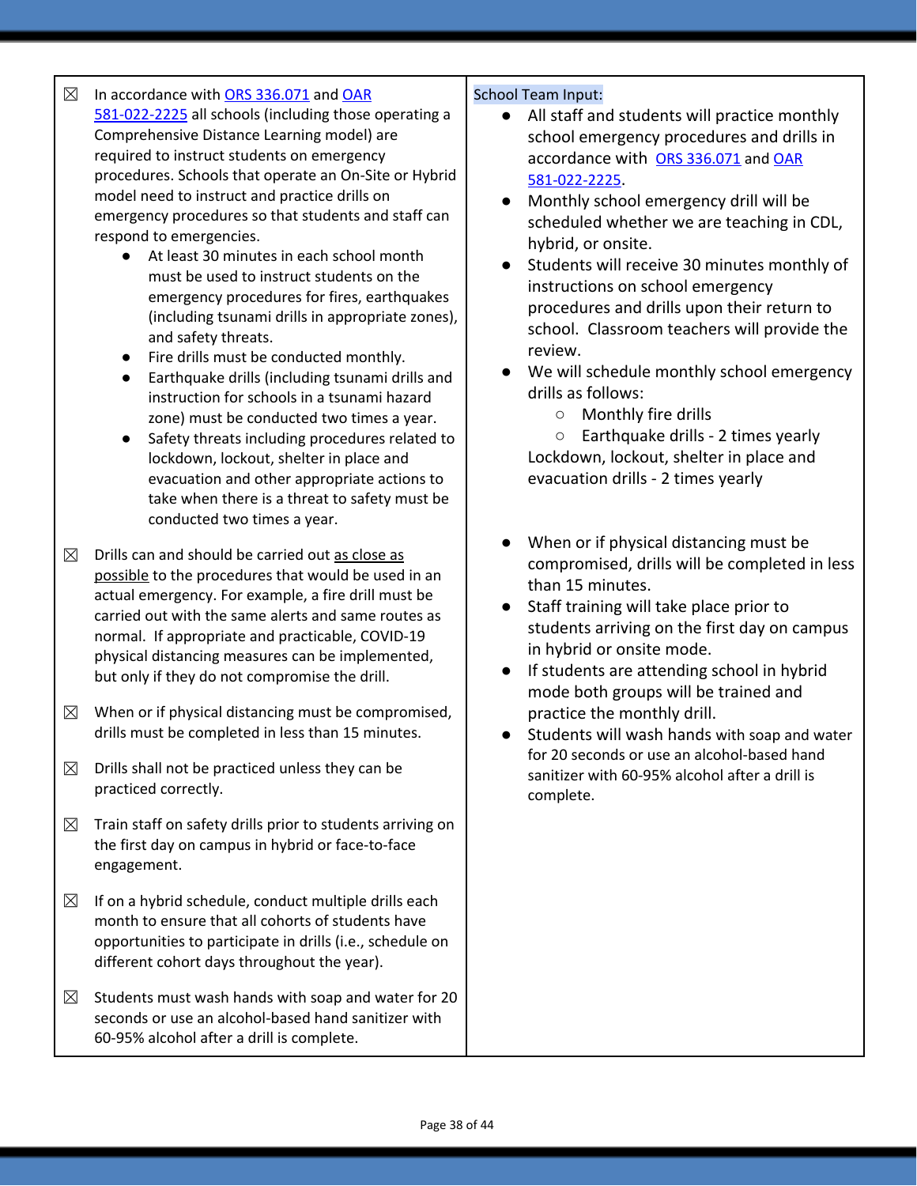| | |
|---|---|
| ☒ In accordance with ORS 336.071 and OAR 581-022-2225 all schools (including those operating a Comprehensive Distance Learning model) are required to instruct students on emergency procedures. Schools that operate an On-Site or Hybrid model need to instruct and practice drills on emergency procedures so that students and staff can respond to emergencies.<br>● At least 30 minutes in each school month must be used to instruct students on the emergency procedures for fires, earthquakes (including tsunami drills in appropriate zones), and safety threats.<br>● Fire drills must be conducted monthly.<br>● Earthquake drills (including tsunami drills and instruction for schools in a tsunami hazard zone) must be conducted two times a year.<br>● Safety threats including procedures related to lockdown, lockout, shelter in place and evacuation and other appropriate actions to take when there is a threat to safety must be conducted two times a year.<br><br>☒ Drills can and should be carried out <u>as close as possible</u> to the procedures that would be used in an actual emergency. For example, a fire drill must be carried out with the same alerts and same routes as normal. If appropriate and practicable, COVID-19 physical distancing measures can be implemented, but only if they do not compromise the drill.<br><br>☒ When or if physical distancing must be compromised, drills must be completed in less than 15 minutes.<br><br>☒ Drills shall not be practiced unless they can be practiced correctly.<br><br>☒ Train staff on safety drills prior to students arriving on the first day on campus in hybrid or face-to-face engagement.<br><br>☒ If on a hybrid schedule, conduct multiple drills each month to ensure that all cohorts of students have opportunities to participate in drills (i.e., schedule on different cohort days throughout the year).<br><br>☒ Students must wash hands with soap and water for 20 seconds or use an alcohol-based hand sanitizer with 60-95% alcohol after a drill is complete. | School Team Input:<br>● All staff and students will practice monthly school emergency procedures and drills in accordance with ORS 336.071 and OAR 581-022-2225.<br>● Monthly school emergency drill will be scheduled whether we are teaching in CDL, hybrid, or onsite.<br>● Students will receive 30 minutes monthly of instructions on school emergency procedures and drills upon their return to school. Classroom teachers will provide the review.<br>● We will schedule monthly school emergency drills as follows:<br>○ Monthly fire drills<br>○ Earthquake drills - 2 times yearly<br>Lockdown, lockout, shelter in place and evacuation drills - 2 times yearly<br><br>● When or if physical distancing must be compromised, drills will be completed in less than 15 minutes.<br>● Staff training will take place prior to students arriving on the first day on campus in hybrid or onsite mode.<br>● If students are attending school in hybrid mode both groups will be trained and practice the monthly drill.<br>● Students will wash hands with soap and water for 20 seconds or use an alcohol-based hand sanitizer with 60-95% alcohol after a drill is complete. |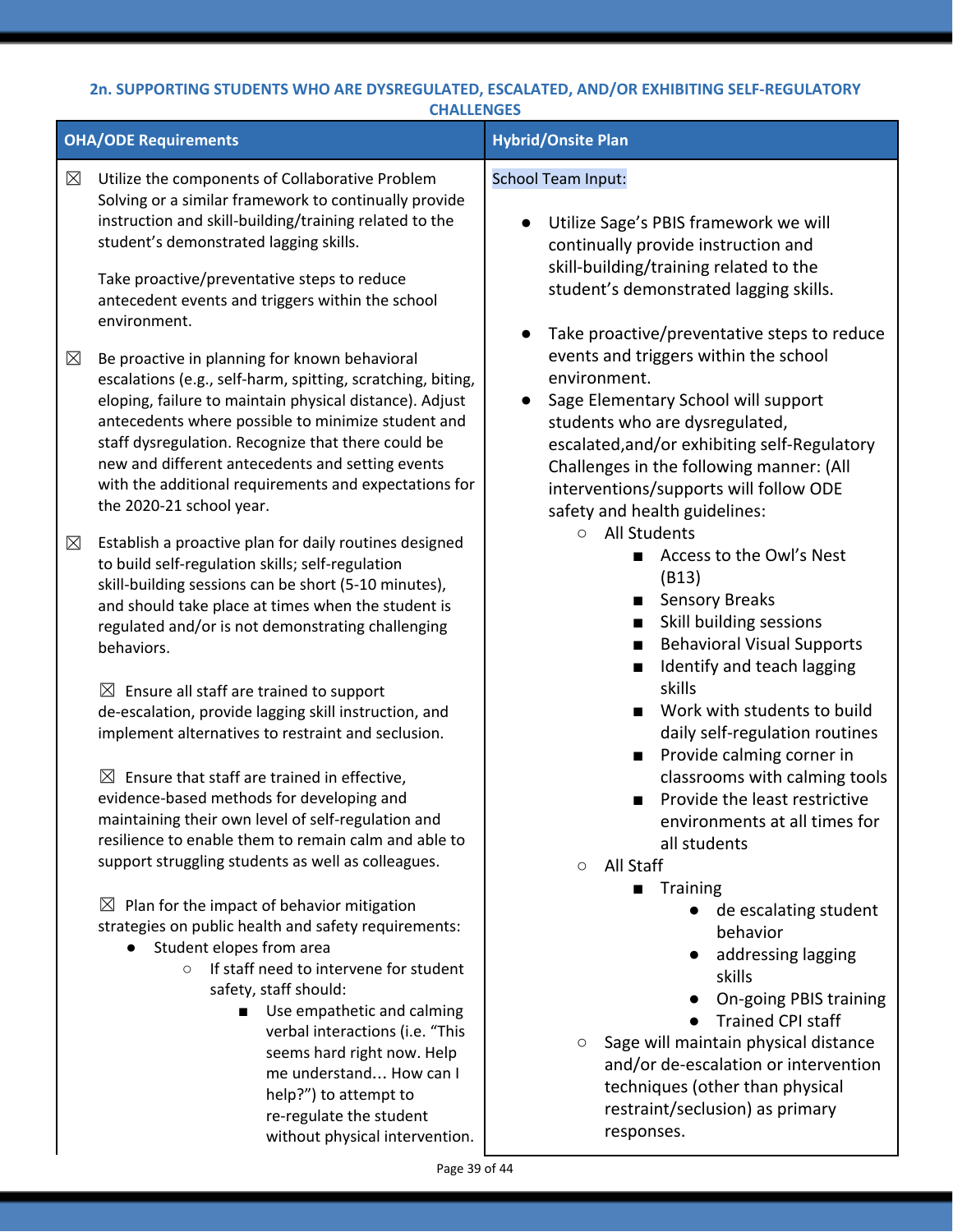## 2n. SUPPORTING STUDENTS WHO ARE DYSREGULATED, ESCALATED, AND/OR EXHIBITING SELF-REGULATORY CHALLENGES

| OHA/ODE Requirements | Hybrid/Onsite Plan |
|---|---|
| ☒ Utilize the components of Collaborative Problem Solving or a similar framework to continually provide instruction and skill-building/training related to the student's demonstrated lagging skills.<br><br>Take proactive/preventative steps to reduce antecedent events and triggers within the school environment.<br><br>☒ Be proactive in planning for known behavioral escalations (e.g., self-harm, spitting, scratching, biting, eloping, failure to maintain physical distance). Adjust antecedents where possible to minimize student and staff dysregulation. Recognize that there could be new and different antecedents and setting events with the additional requirements and expectations for the 2020-21 school year.<br><br>☒ Establish a proactive plan for daily routines designed to build self-regulation skills; self-regulation skill-building sessions can be short (5-10 minutes), and should take place at times when the student is regulated and/or is not demonstrating challenging behaviors.<br><br>☒ Ensure all staff are trained to support de-escalation, provide lagging skill instruction, and implement alternatives to restraint and seclusion.<br><br>☒ Ensure that staff are trained in effective, evidence-based methods for developing and maintaining their own level of self-regulation and resilience to enable them to remain calm and able to support struggling students as well as colleagues.<br><br>☒ Plan for the impact of behavior mitigation strategies on public health and safety requirements:<br>● Student elopes from area<br>&nbsp;&nbsp;○ If staff need to intervene for student safety, staff should:<br>&nbsp;&nbsp;&nbsp;&nbsp;■ Use empathetic and calming verbal interactions (i.e. "This seems hard right now. Help me understand… How can I help?") to attempt to re-regulate the student without physical intervention. | School Team Input:<br><br>● Utilize Sage's PBIS framework we will continually provide instruction and skill-building/training related to the student's demonstrated lagging skills.<br><br>● Take proactive/preventative steps to reduce events and triggers within the school environment.<br>● Sage Elementary School will support students who are dysregulated, escalated,and/or exhibiting self-Regulatory Challenges in the following manner: (All interventions/supports will follow ODE safety and health guidelines:<br>&nbsp;&nbsp;○ All Students<br>&nbsp;&nbsp;&nbsp;&nbsp;■ Access to the Owl's Nest (B13)<br>&nbsp;&nbsp;&nbsp;&nbsp;■ Sensory Breaks<br>&nbsp;&nbsp;&nbsp;&nbsp;■ Skill building sessions<br>&nbsp;&nbsp;&nbsp;&nbsp;■ Behavioral Visual Supports<br>&nbsp;&nbsp;&nbsp;&nbsp;■ Identify and teach lagging skills<br>&nbsp;&nbsp;&nbsp;&nbsp;■ Work with students to build daily self-regulation routines<br>&nbsp;&nbsp;&nbsp;&nbsp;■ Provide calming corner in classrooms with calming tools<br>&nbsp;&nbsp;&nbsp;&nbsp;■ Provide the least restrictive environments at all times for all students<br>&nbsp;&nbsp;○ All Staff<br>&nbsp;&nbsp;&nbsp;&nbsp;■ Training<br>&nbsp;&nbsp;&nbsp;&nbsp;&nbsp;&nbsp;● de escalating student behavior<br>&nbsp;&nbsp;&nbsp;&nbsp;&nbsp;&nbsp;● addressing lagging skills<br>&nbsp;&nbsp;&nbsp;&nbsp;&nbsp;&nbsp;● On-going PBIS training<br>&nbsp;&nbsp;&nbsp;&nbsp;&nbsp;&nbsp;● Trained CPI staff<br>&nbsp;&nbsp;○ Sage will maintain physical distance and/or de-escalation or intervention techniques (other than physical restraint/seclusion) as primary responses. |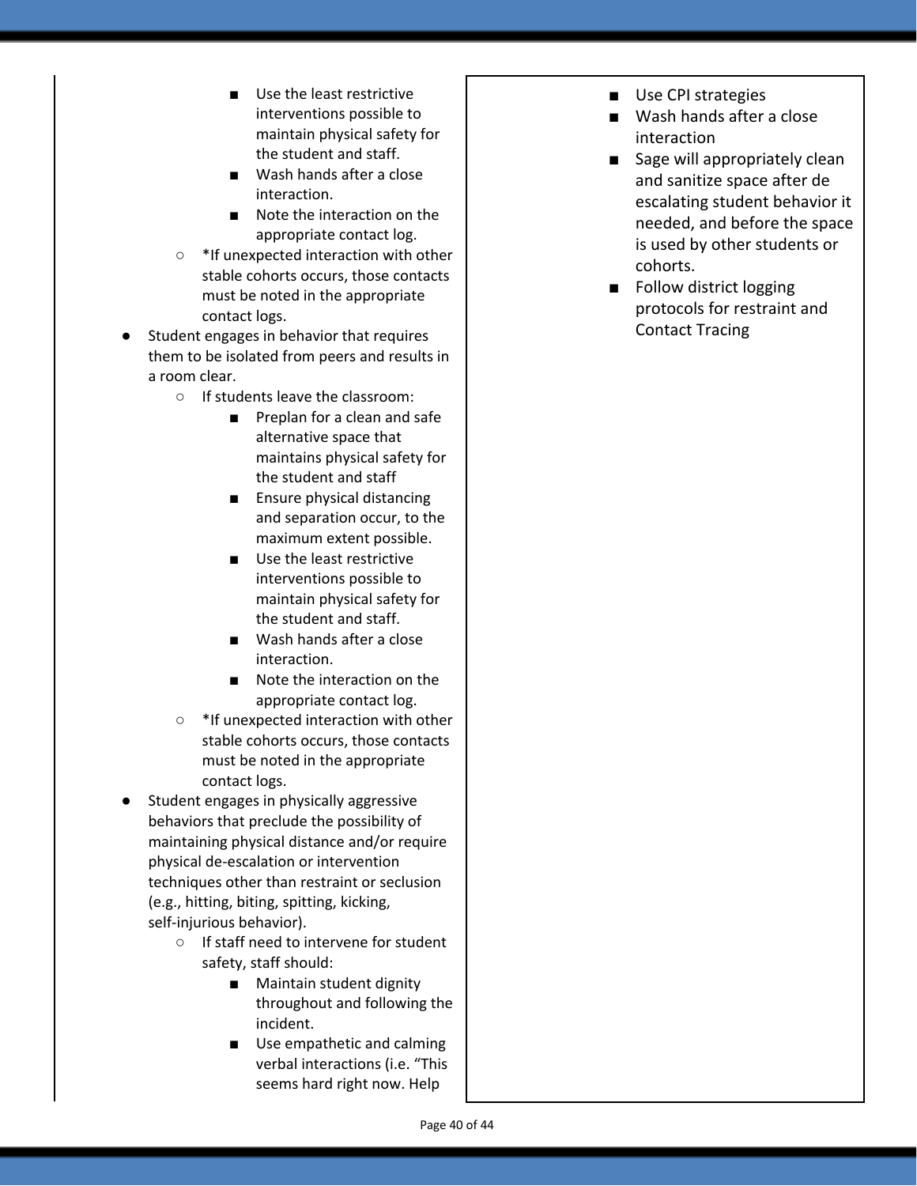|  |  |
| --- | --- |
| - Use the least restrictive interventions possible to maintain physical safety for the student and staff.<br>- Wash hands after a close interaction.<br>- Note the interaction on the appropriate contact log.<br><br>○ *If unexpected interaction with other stable cohorts occurs, those contacts must be noted in the appropriate contact logs.<br><br>● Student engages in behavior that requires them to be isolated from peers and results in a room clear.<br><br>○ If students leave the classroom:<br>- Preplan for a clean and safe alternative space that maintains physical safety for the student and staff<br>- Ensure physical distancing and separation occur, to the maximum extent possible.<br>- Use the least restrictive interventions possible to maintain physical safety for the student and staff.<br>- Wash hands after a close interaction.<br>- Note the interaction on the appropriate contact log.<br><br>○ *If unexpected interaction with other stable cohorts occurs, those contacts must be noted in the appropriate contact logs.<br><br>● Student engages in physically aggressive behaviors that preclude the possibility of maintaining physical distance and/or require physical de-escalation or intervention techniques other than restraint or seclusion (e.g., hitting, biting, spitting, kicking, self-injurious behavior).<br><br>○ If staff need to intervene for student safety, staff should:<br>- Maintain student dignity throughout and following the incident.<br>- Use empathetic and calming verbal interactions (i.e. "This seems hard right now. Help | - Use CPI strategies<br>- Wash hands after a close interaction<br>- Sage will appropriately clean and sanitize space after de escalating student behavior it needed, and before the space is used by other students or cohorts.<br>- Follow district logging protocols for restraint and Contact Tracing |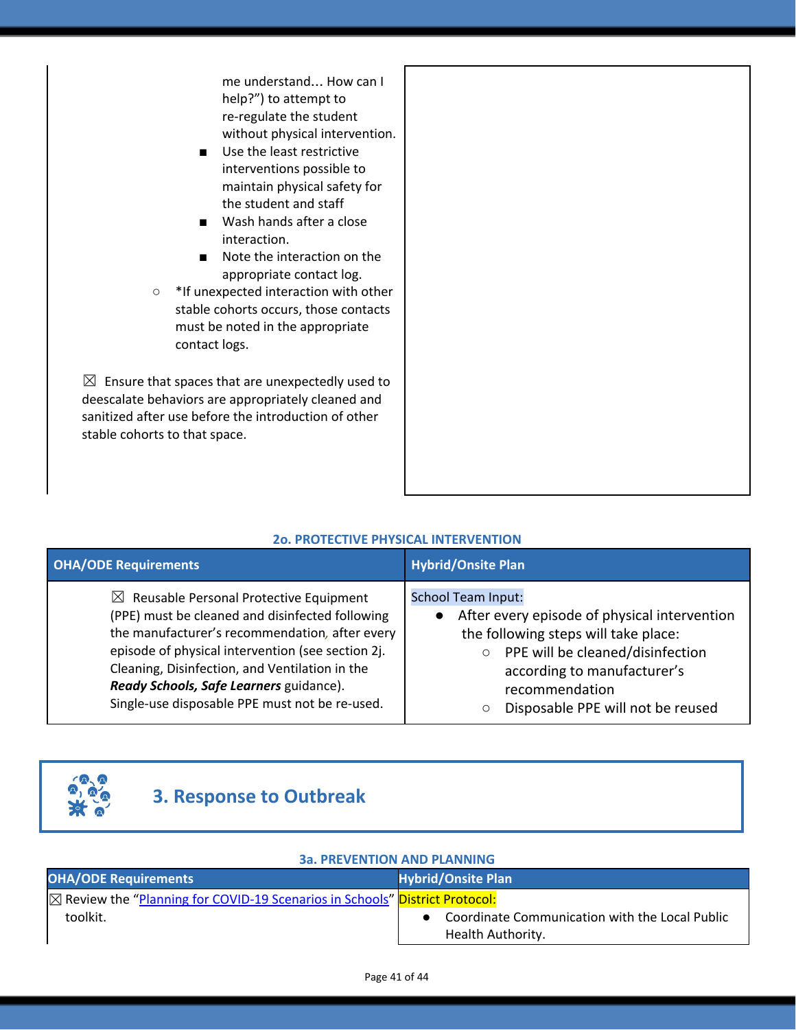| | |
|---|---|
| me understand… How can I help?”) to attempt to re-regulate the student without physical intervention.<br>■ Use the least restrictive interventions possible to maintain physical safety for the student and staff<br>■ Wash hands after a close interaction.<br>■ Note the interaction on the appropriate contact log.<br>○ *If unexpected interaction with other stable cohorts occurs, those contacts must be noted in the appropriate contact logs.<br><br>☒ Ensure that spaces that are unexpectedly used to deescalate behaviors are appropriately cleaned and sanitized after use before the introduction of other stable cohorts to that space. | |

### 2o. PROTECTIVE PHYSICAL INTERVENTION

| OHA/ODE Requirements | Hybrid/Onsite Plan |
|---|---|
| ☒ Reusable Personal Protective Equipment (PPE) must be cleaned and disinfected following the manufacturer's recommendation, after every episode of physical intervention (see section 2j. Cleaning, Disinfection, and Ventilation in the ***Ready Schools, Safe Learners*** guidance). Single-use disposable PPE must not be re-used. | School Team Input:<br>● After every episode of physical intervention the following steps will take place:<br>○ PPE will be cleaned/disinfection according to manufacturer's recommendation<br>○ Disposable PPE will not be reused |

## 3. Response to Outbreak

### 3a. PREVENTION AND PLANNING

| OHA/ODE Requirements | Hybrid/Onsite Plan |
|---|---|
| ☒ Review the "Planning for COVID-19 Scenarios in Schools" toolkit. | District Protocol:<br>● Coordinate Communication with the Local Public Health Authority. |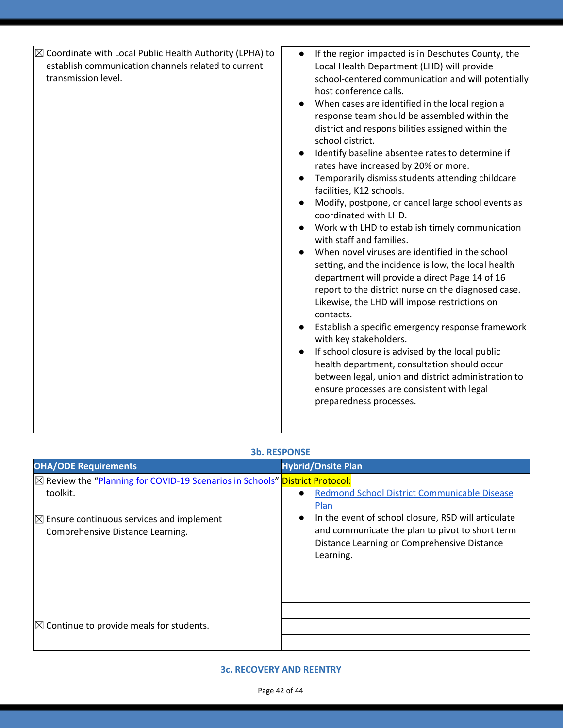| | |
|---|---|
| ☒ Coordinate with Local Public Health Authority (LPHA) to establish communication channels related to current transmission level. | <ul><li>If the region impacted is in Deschutes County, the Local Health Department (LHD) will provide school-centered communication and will potentially host conference calls.</li><li>When cases are identified in the local region a response team should be assembled within the district and responsibilities assigned within the school district.</li><li>Identify baseline absentee rates to determine if rates have increased by 20% or more.</li><li>Temporarily dismiss students attending childcare facilities, K12 schools.</li><li>Modify, postpone, or cancel large school events as coordinated with LHD.</li><li>Work with LHD to establish timely communication with staff and families.</li><li>When novel viruses are identified in the school setting, and the incidence is low, the local health department will provide a direct Page 14 of 16 report to the district nurse on the diagnosed case. Likewise, the LHD will impose restrictions on contacts.</li><li>Establish a specific emergency response framework with key stakeholders.</li><li>If school closure is advised by the local public health department, consultation should occur between legal, union and district administration to ensure processes are consistent with legal preparedness processes.</li></ul> |

### 3b. RESPONSE

| OHA/ODE Requirements | Hybrid/Onsite Plan |
|---|---|
| ☒ Review the "Planning for COVID-19 Scenarios in Schools" toolkit.<br><br>☒ Ensure continuous services and implement Comprehensive Distance Learning. | District Protocol:<ul><li>Redmond School District Communicable Disease Plan</li><li>In the event of school closure, RSD will articulate and communicate the plan to pivot to short term Distance Learning or Comprehensive Distance Learning.</li></ul> |
| | |
| | |
| ☒ Continue to provide meals for students. | |
| | |

### 3c. RECOVERY AND REENTRY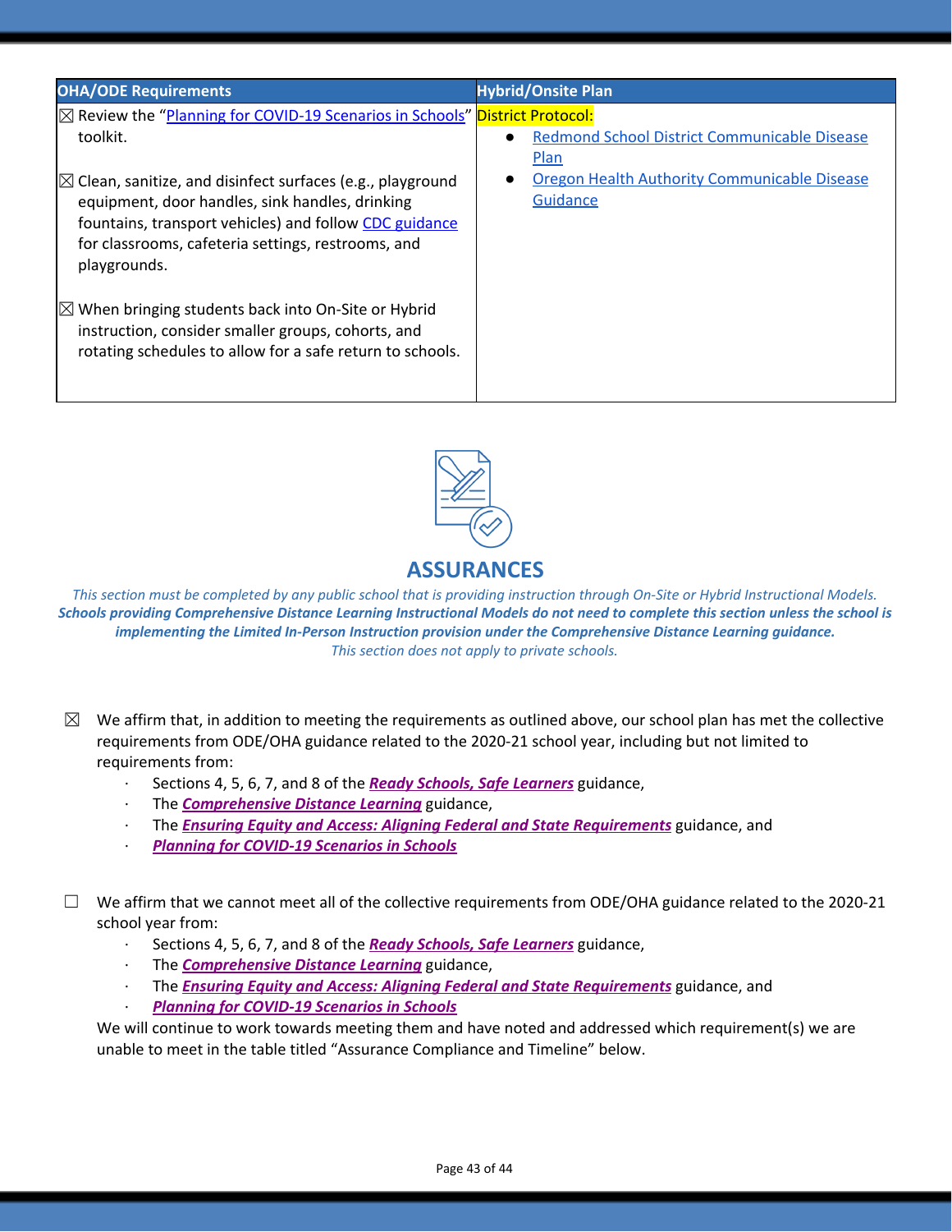| OHA/ODE Requirements | Hybrid/Onsite Plan |
| --- | --- |
| ☒ Review the "Planning for COVID-19 Scenarios in Schools" toolkit.<br><br>☒ Clean, sanitize, and disinfect surfaces (e.g., playground equipment, door handles, sink handles, drinking fountains, transport vehicles) and follow CDC guidance for classrooms, cafeteria settings, restrooms, and playgrounds.<br><br>☒ When bringing students back into On-Site or Hybrid instruction, consider smaller groups, cohorts, and rotating schedules to allow for a safe return to schools. | District Protocol:<br>• Redmond School District Communicable Disease Plan<br>• Oregon Health Authority Communicable Disease Guidance |

## ASSURANCES

*This section must be completed by any public school that is providing instruction through On-Site or Hybrid Instructional Models.* ***Schools providing Comprehensive Distance Learning Instructional Models do not need to complete this section unless the school is implementing the Limited In-Person Instruction provision under the Comprehensive Distance Learning guidance.*** *This section does not apply to private schools.*

☒ We affirm that, in addition to meeting the requirements as outlined above, our school plan has met the collective requirements from ODE/OHA guidance related to the 2020-21 school year, including but not limited to requirements from:

- Sections 4, 5, 6, 7, and 8 of the ***Ready Schools, Safe Learners*** guidance,
- The ***Comprehensive Distance Learning*** guidance,
- The ***Ensuring Equity and Access: Aligning Federal and State Requirements*** guidance, and
- ***Planning for COVID-19 Scenarios in Schools***

☐ We affirm that we cannot meet all of the collective requirements from ODE/OHA guidance related to the 2020-21 school year from:

- Sections 4, 5, 6, 7, and 8 of the ***Ready Schools, Safe Learners*** guidance,
- The ***Comprehensive Distance Learning*** guidance,
- The ***Ensuring Equity and Access: Aligning Federal and State Requirements*** guidance, and
- ***Planning for COVID-19 Scenarios in Schools***

We will continue to work towards meeting them and have noted and addressed which requirement(s) we are unable to meet in the table titled "Assurance Compliance and Timeline" below.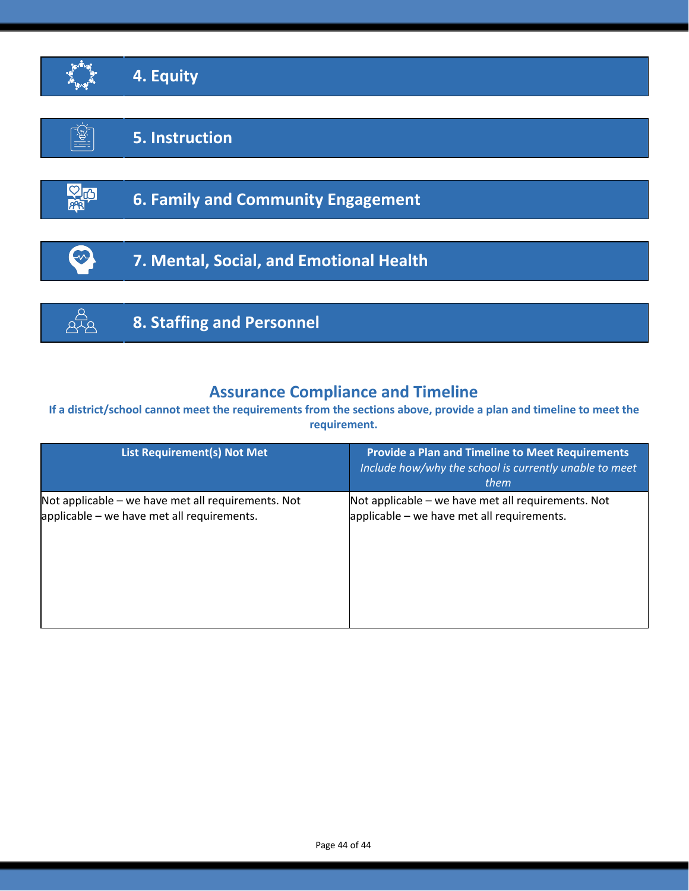## 4. Equity

## 5. Instruction

## 6. Family and Community Engagement

## 7. Mental, Social, and Emotional Health

## 8. Staffing and Personnel

## Assurance Compliance and Timeline

**If a district/school cannot meet the requirements from the sections above, provide a plan and timeline to meet the requirement.**

| List Requirement(s) Not Met | Provide a Plan and Timeline to Meet Requirements *Include how/why the school is currently unable to meet them* |
| --- | --- |
| Not applicable – we have met all requirements. Not applicable – we have met all requirements. | Not applicable – we have met all requirements. Not applicable – we have met all requirements. |